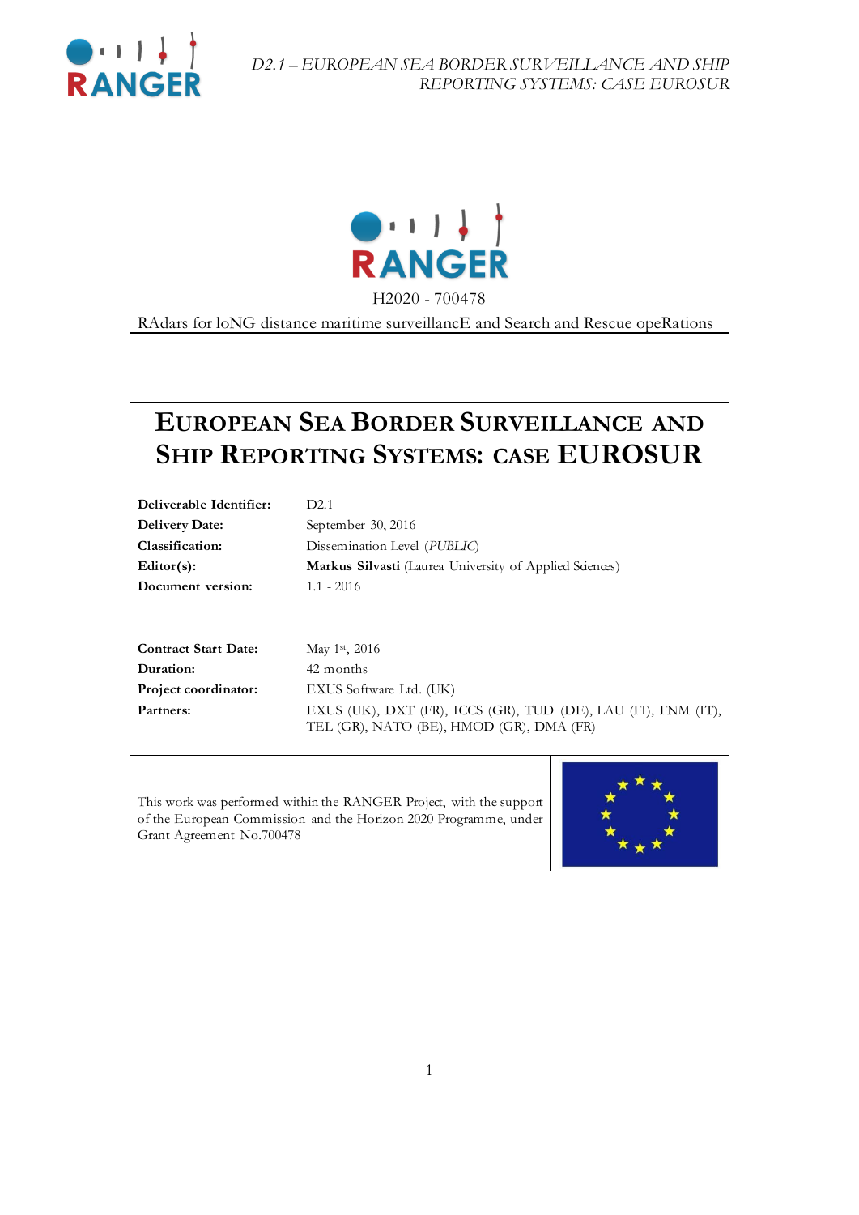RANGER

H2020 - 700478

RAdars for loNG distance maritime surveillancE and Search and Rescue opeRations

# European Sea Border Surveillance and Ship Reporting Systems: case EUROSUR

| | |
|---|---|
| **Deliverable Identifier:** | D2.1 |
| **Delivery Date:** | September 30, 2016 |
| **Classification:** | Dissemination Level (*PUBLIC*) |
| **Editor(s):** | **Markus Silvasti** (Laurea University of Applied Sciences) |
| **Document version:** | 1.1 - 2016 |

| | |
|---|---|
| **Contract Start Date:** | May 1st, 2016 |
| **Duration:** | 42 months |
| **Project coordinator:** | EXUS Software Ltd. (UK) |
| **Partners:** | EXUS (UK), DXT (FR), ICCS (GR), TUD (DE), LAU (FI), FNM (IT), TEL (GR), NATO (BE), HMOD (GR), DMA (FR) |

This work was performed within the RANGER Project, with the support of the European Commission and the Horizon 2020 Programme, under Grant Agreement No.700478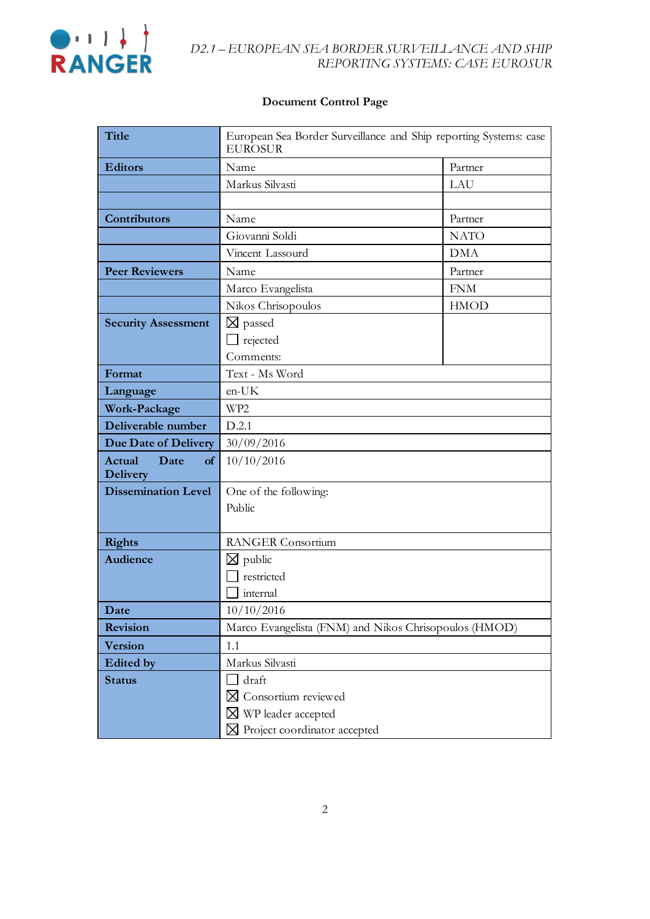**Document Control Page**

| | | |
|---|---|---|
| **Title** | European Sea Border Surveillance and Ship reporting Systems: case EUROSUR | |
| **Editors** | Name | Partner |
| | Markus Silvasti | LAU |
| | | |
| **Contributors** | Name | Partner |
| | Giovanni Soldi | NATO |
| | Vincent Lassourd | DMA |
| **Peer Reviewers** | Name | Partner |
| | Marco Evangelista | FNM |
| | Nikos Chrisopoulos | HMOD |
| **Security Assessment** | ☒ passed<br>☐ rejected<br>Comments: | |
| **Format** | Text - Ms Word | |
| **Language** | en-UK | |
| **Work-Package** | WP2 | |
| **Deliverable number** | D.2.1 | |
| **Due Date of Delivery** | 30/09/2016 | |
| **Actual Date of Delivery** | 10/10/2016 | |
| **Dissemination Level** | One of the following:<br>Public | |
| **Rights** | RANGER Consortium | |
| **Audience** | ☒ public<br>☐ restricted<br>☐ internal | |
| **Date** | 10/10/2016 | |
| **Revision** | Marco Evangelista (FNM) and Nikos Chrisopoulos (HMOD) | |
| **Version** | 1.1 | |
| **Edited by** | Markus Silvasti | |
| **Status** | ☐ draft<br>☒ Consortium reviewed<br>☒ WP leader accepted<br>☒ Project coordinator accepted | |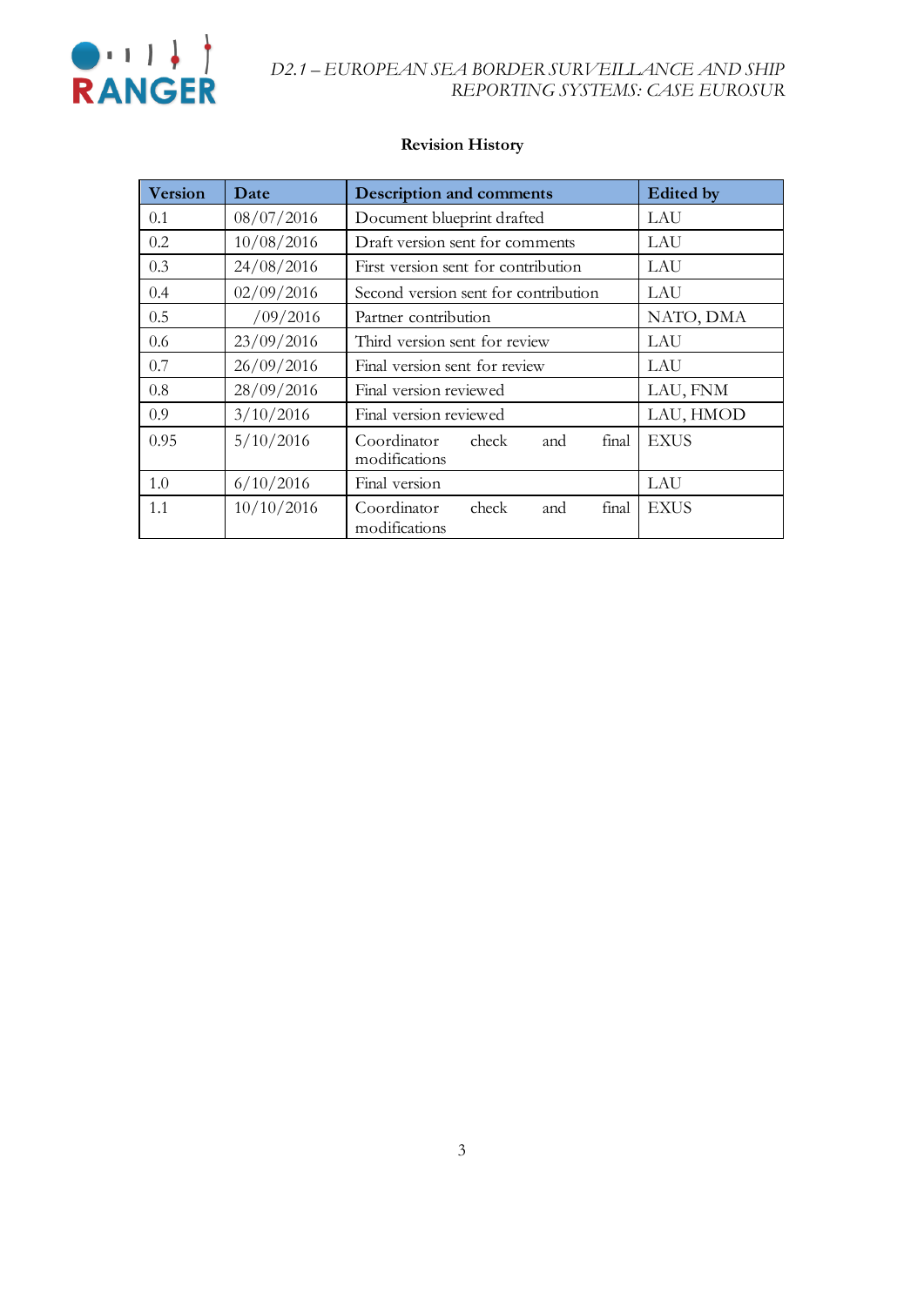**Revision History**

| Version | Date | Description and comments | Edited by |
|---|---|---|---|
| 0.1 | 08/07/2016 | Document blueprint drafted | LAU |
| 0.2 | 10/08/2016 | Draft version sent for comments | LAU |
| 0.3 | 24/08/2016 | First version sent for contribution | LAU |
| 0.4 | 02/09/2016 | Second version sent for contribution | LAU |
| 0.5 | /09/2016 | Partner contribution | NATO, DMA |
| 0.6 | 23/09/2016 | Third version sent for review | LAU |
| 0.7 | 26/09/2016 | Final version sent for review | LAU |
| 0.8 | 28/09/2016 | Final version reviewed | LAU, FNM |
| 0.9 | 3/10/2016 | Final version reviewed | LAU, HMOD |
| 0.95 | 5/10/2016 | Coordinator check and final modifications | EXUS |
| 1.0 | 6/10/2016 | Final version | LAU |
| 1.1 | 10/10/2016 | Coordinator check and final modifications | EXUS |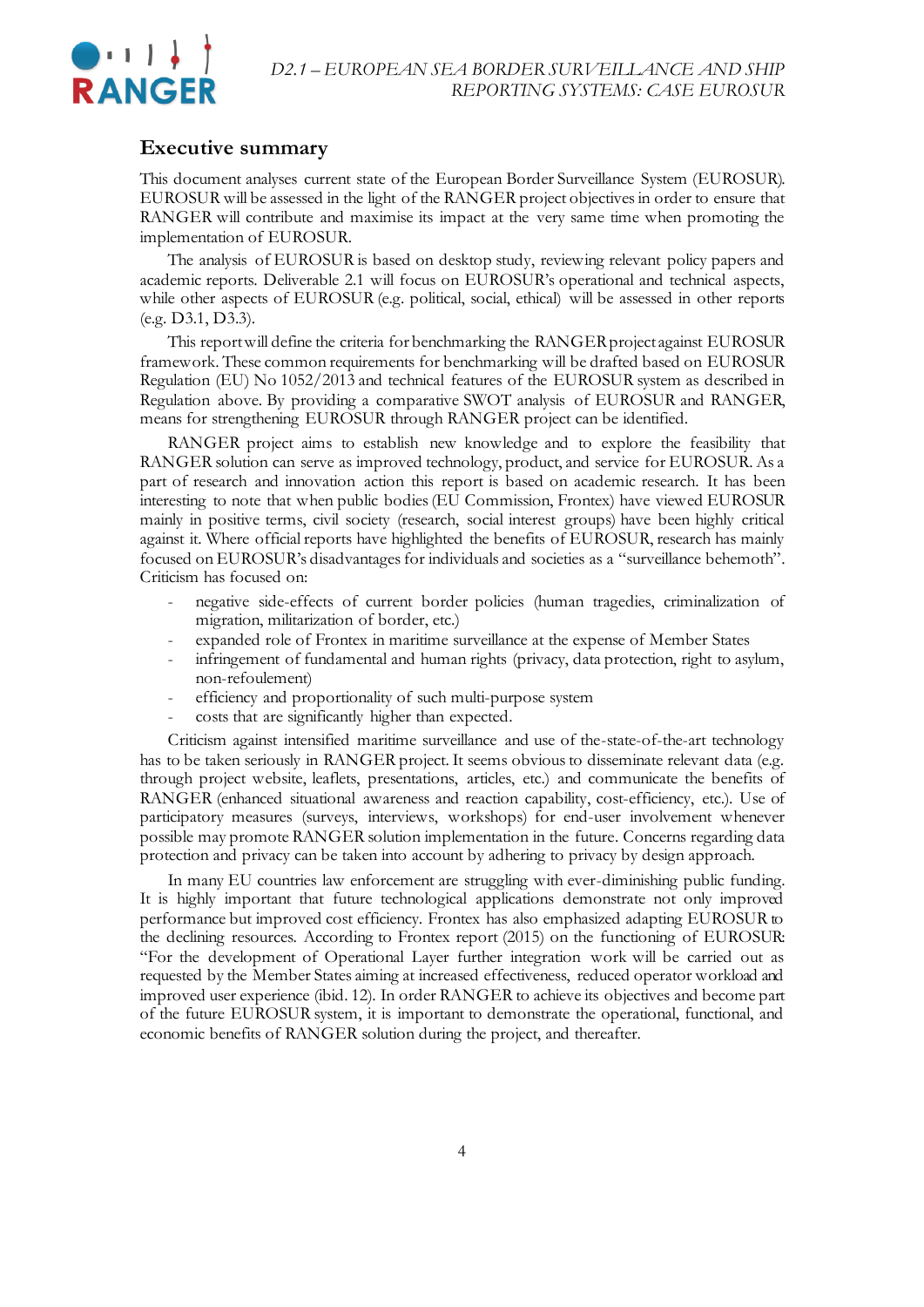## Executive summary

This document analyses current state of the European Border Surveillance System (EUROSUR). EUROSUR will be assessed in the light of the RANGER project objectives in order to ensure that RANGER will contribute and maximise its impact at the very same time when promoting the implementation of EUROSUR.

The analysis of EUROSUR is based on desktop study, reviewing relevant policy papers and academic reports. Deliverable 2.1 will focus on EUROSUR's operational and technical aspects, while other aspects of EUROSUR (e.g. political, social, ethical) will be assessed in other reports (e.g. D3.1, D3.3).

This report will define the criteria for benchmarking the RANGER project against EUROSUR framework. These common requirements for benchmarking will be drafted based on EUROSUR Regulation (EU) No 1052/2013 and technical features of the EUROSUR system as described in Regulation above. By providing a comparative SWOT analysis of EUROSUR and RANGER, means for strengthening EUROSUR through RANGER project can be identified.

RANGER project aims to establish new knowledge and to explore the feasibility that RANGER solution can serve as improved technology, product, and service for EUROSUR. As a part of research and innovation action this report is based on academic research. It has been interesting to note that when public bodies (EU Commission, Frontex) have viewed EUROSUR mainly in positive terms, civil society (research, social interest groups) have been highly critical against it. Where official reports have highlighted the benefits of EUROSUR, research has mainly focused on EUROSUR's disadvantages for individuals and societies as a "surveillance behemoth". Criticism has focused on:

- negative side-effects of current border policies (human tragedies, criminalization of migration, militarization of border, etc.)
- expanded role of Frontex in maritime surveillance at the expense of Member States
- infringement of fundamental and human rights (privacy, data protection, right to asylum, non-refoulement)
- efficiency and proportionality of such multi-purpose system
- costs that are significantly higher than expected.

Criticism against intensified maritime surveillance and use of the-state-of-the-art technology has to be taken seriously in RANGER project. It seems obvious to disseminate relevant data (e.g. through project website, leaflets, presentations, articles, etc.) and communicate the benefits of RANGER (enhanced situational awareness and reaction capability, cost-efficiency, etc.). Use of participatory measures (surveys, interviews, workshops) for end-user involvement whenever possible may promote RANGER solution implementation in the future. Concerns regarding data protection and privacy can be taken into account by adhering to privacy by design approach.

In many EU countries law enforcement are struggling with ever-diminishing public funding. It is highly important that future technological applications demonstrate not only improved performance but improved cost efficiency. Frontex has also emphasized adapting EUROSUR to the declining resources. According to Frontex report (2015) on the functioning of EUROSUR: "For the development of Operational Layer further integration work will be carried out as requested by the Member States aiming at increased effectiveness, reduced operator workload and improved user experience (ibid. 12). In order RANGER to achieve its objectives and become part of the future EUROSUR system, it is important to demonstrate the operational, functional, and economic benefits of RANGER solution during the project, and thereafter.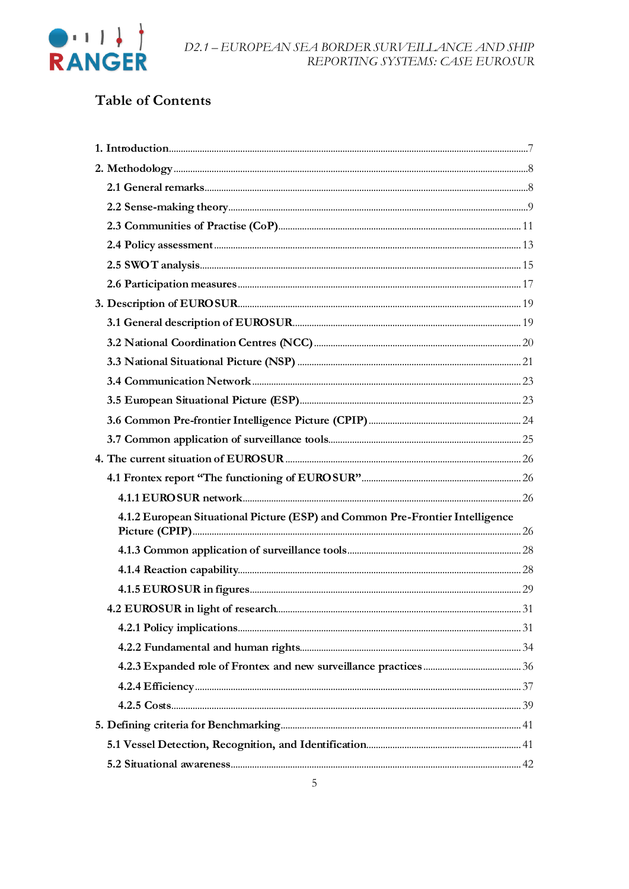# Table of Contents

1. Introduction ..... 7
2. Methodology ..... 8
    - 2.1 General remarks ..... 8
    - 2.2 Sense-making theory ..... 9
    - 2.3 Communities of Practise (CoP) ..... 11
    - 2.4 Policy assessment ..... 13
    - 2.5 SWOT analysis ..... 15
    - 2.6 Participation measures ..... 17
3. Description of EUROSUR ..... 19
    - 3.1 General description of EUROSUR ..... 19
    - 3.2 National Coordination Centres (NCC) ..... 20
    - 3.3 National Situational Picture (NSP) ..... 21
    - 3.4 Communication Network ..... 23
    - 3.5 European Situational Picture (ESP) ..... 23
    - 3.6 Common Pre-frontier Intelligence Picture (CPIP) ..... 24
    - 3.7 Common application of surveillance tools ..... 25
4. The current situation of EUROSUR ..... 26
    - 4.1 Frontex report "The functioning of EUROSUR" ..... 26
        - 4.1.1 EUROSUR network ..... 26
        - 4.1.2 European Situational Picture (ESP) and Common Pre-Frontier Intelligence Picture (CPIP) ..... 26
        - 4.1.3 Common application of surveillance tools ..... 28
        - 4.1.4 Reaction capability ..... 28
        - 4.1.5 EUROSUR in figures ..... 29
    - 4.2 EUROSUR in light of research ..... 31
        - 4.2.1 Policy implications ..... 31
        - 4.2.2 Fundamental and human rights ..... 34
        - 4.2.3 Expanded role of Frontex and new surveillance practices ..... 36
        - 4.2.4 Efficiency ..... 37
        - 4.2.5 Costs ..... 39
5. Defining criteria for Benchmarking ..... 41
    - 5.1 Vessel Detection, Recognition, and Identification ..... 41
    - 5.2 Situational awareness ..... 42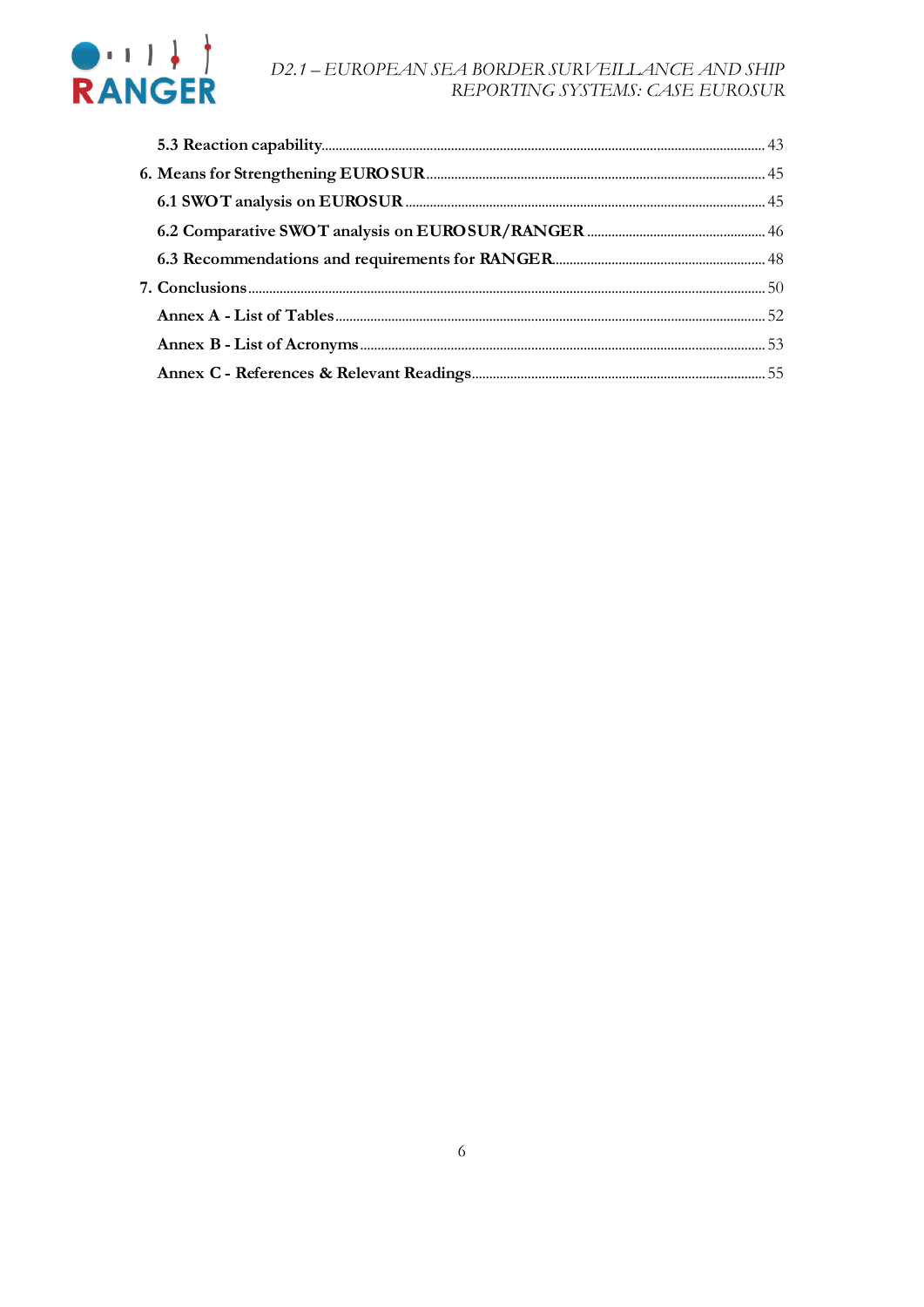5.3 Reaction capability ........ 43

6. Means for Strengthening EUROSUR ........ 45

6.1 SWOT analysis on EUROSUR ........ 45

6.2 Comparative SWOT analysis on EUROSUR/RANGER ........ 46

6.3 Recommendations and requirements for RANGER ........ 48

7. Conclusions ........ 50

Annex A - List of Tables ........ 52

Annex B - List of Acronyms ........ 53

Annex C - References & Relevant Readings ........ 55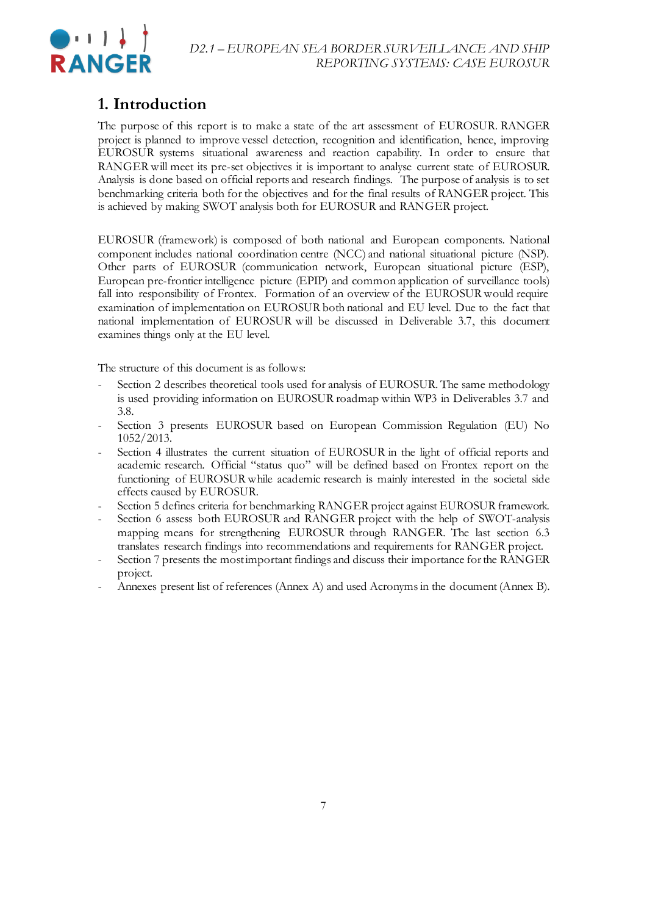# 1. Introduction

The purpose of this report is to make a state of the art assessment of EUROSUR. RANGER project is planned to improve vessel detection, recognition and identification, hence, improving EUROSUR systems situational awareness and reaction capability. In order to ensure that RANGER will meet its pre-set objectives it is important to analyse current state of EUROSUR. Analysis is done based on official reports and research findings. The purpose of analysis is to set benchmarking criteria both for the objectives and for the final results of RANGER project. This is achieved by making SWOT analysis both for EUROSUR and RANGER project.

EUROSUR (framework) is composed of both national and European components. National component includes national coordination centre (NCC) and national situational picture (NSP). Other parts of EUROSUR (communication network, European situational picture (ESP), European pre-frontier intelligence picture (EPIP) and common application of surveillance tools) fall into responsibility of Frontex. Formation of an overview of the EUROSUR would require examination of implementation on EUROSUR both national and EU level. Due to the fact that national implementation of EUROSUR will be discussed in Deliverable 3.7, this document examines things only at the EU level.

The structure of this document is as follows:

- Section 2 describes theoretical tools used for analysis of EUROSUR. The same methodology is used providing information on EUROSUR roadmap within WP3 in Deliverables 3.7 and 3.8.
- Section 3 presents EUROSUR based on European Commission Regulation (EU) No 1052/2013.
- Section 4 illustrates the current situation of EUROSUR in the light of official reports and academic research. Official "status quo" will be defined based on Frontex report on the functioning of EUROSUR while academic research is mainly interested in the societal side effects caused by EUROSUR.
- Section 5 defines criteria for benchmarking RANGER project against EUROSUR framework.
- Section 6 assess both EUROSUR and RANGER project with the help of SWOT-analysis mapping means for strengthening EUROSUR through RANGER. The last section 6.3 translates research findings into recommendations and requirements for RANGER project.
- Section 7 presents the most important findings and discuss their importance for the RANGER project.
- Annexes present list of references (Annex A) and used Acronyms in the document (Annex B).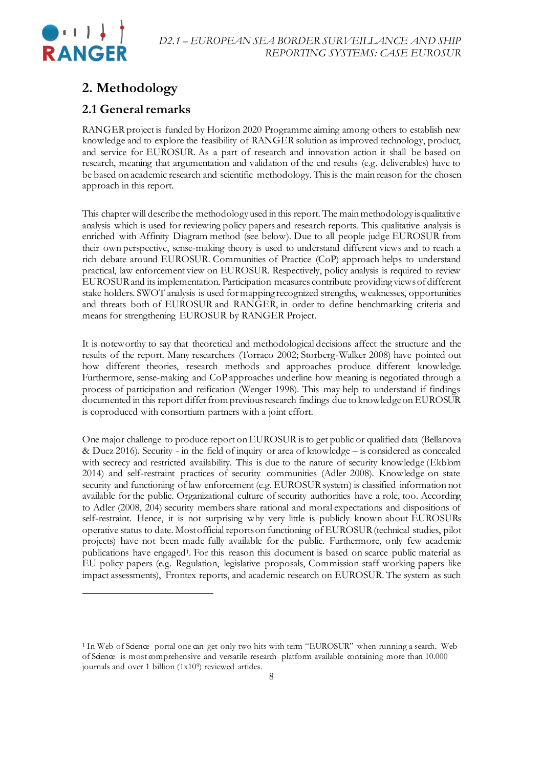## 2. Methodology

### 2.1 General remarks

RANGER project is funded by Horizon 2020 Programme aiming among others to establish new knowledge and to explore the feasibility of RANGER solution as improved technology, product, and service for EUROSUR. As a part of research and innovation action it shall be based on research, meaning that argumentation and validation of the end results (e.g. deliverables) have to be based on academic research and scientific methodology. This is the main reason for the chosen approach in this report.

This chapter will describe the methodology used in this report. The main methodology is qualitative analysis which is used for reviewing policy papers and research reports. This qualitative analysis is enriched with Affinity Diagram method (see below). Due to all people judge EUROSUR from their own perspective, sense-making theory is used to understand different views and to reach a rich debate around EUROSUR. Communities of Practice (CoP) approach helps to understand practical, law enforcement view on EUROSUR. Respectively, policy analysis is required to review EUROSUR and its implementation. Participation measures contribute providing views of different stake holders. SWOT analysis is used for mapping recognized strengths, weaknesses, opportunities and threats both of EUROSUR and RANGER, in order to define benchmarking criteria and means for strengthening EUROSUR by RANGER Project.

It is noteworthy to say that theoretical and methodological decisions affect the structure and the results of the report. Many researchers (Torraco 2002; Storberg-Walker 2008) have pointed out how different theories, research methods and approaches produce different knowledge. Furthermore, sense-making and CoP approaches underline how meaning is negotiated through a process of participation and reification (Wenger 1998). This may help to understand if findings documented in this report differ from previous research findings due to knowledge on EUROSUR is coproduced with consortium partners with a joint effort.

One major challenge to produce report on EUROSUR is to get public or qualified data (Bellanova & Duez 2016). Security - in the field of inquiry or area of knowledge – is considered as concealed with secrecy and restricted availability. This is due to the nature of security knowledge (Ekblom 2014) and self-restraint practices of security communities (Adler 2008). Knowledge on state security and functioning of law enforcement (e.g. EUROSUR system) is classified information not available for the public. Organizational culture of security authorities have a role, too. According to Adler (2008, 204) security members share rational and moral expectations and dispositions of self-restraint. Hence, it is not surprising why very little is publicly known about EUROSURs operative status to date. Most official reports on functioning of EUROSUR (technical studies, pilot projects) have not been made fully available for the public. Furthermore, only few academic publications have engaged[1]. For this reason this document is based on scarce public material as EU policy papers (e.g. Regulation, legislative proposals, Commission staff working papers like impact assessments), Frontex reports, and academic research on EUROSUR. The system as such

[1] In Web of Science portal one can get only two hits with term "EUROSUR" when running a search. Web of Science is most comprehensive and versatile research platform available containing more than 10.000 journals and over 1 billion ($1 \times 10^9$) reviewed articles.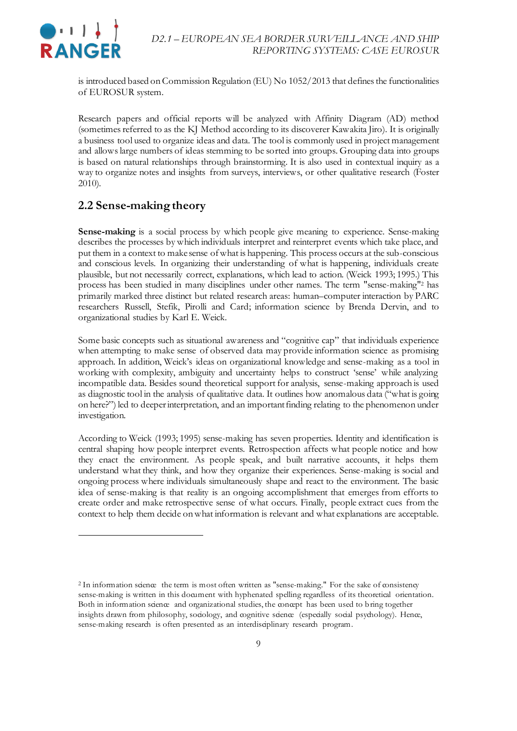is introduced based on Commission Regulation (EU) No 1052/2013 that defines the functionalities of EUROSUR system.

Research papers and official reports will be analyzed with Affinity Diagram (AD) method (sometimes referred to as the KJ Method according to its discoverer Kawakita Jiro). It is originally a business tool used to organize ideas and data. The tool is commonly used in project management and allows large numbers of ideas stemming to be sorted into groups. Grouping data into groups is based on natural relationships through brainstorming. It is also used in contextual inquiry as a way to organize notes and insights from surveys, interviews, or other qualitative research (Foster 2010).

## 2.2 Sense-making theory

**Sense-making** is a social process by which people give meaning to experience. Sense-making describes the processes by which individuals interpret and reinterpret events which take place, and put them in a context to make sense of what is happening. This process occurs at the sub-conscious and conscious levels. In organizing their understanding of what is happening, individuals create plausible, but not necessarily correct, explanations, which lead to action. (Weick 1993; 1995.) This process has been studied in many disciplines under other names. The term "sense-making"[2] has primarily marked three distinct but related research areas: human–computer interaction by PARC researchers Russell, Stefik, Pirolli and Card; information science by Brenda Dervin, and to organizational studies by Karl E. Weick.

Some basic concepts such as situational awareness and "cognitive cap" that individuals experience when attempting to make sense of observed data may provide information science as promising approach. In addition, Weick's ideas on organizational knowledge and sense-making as a tool in working with complexity, ambiguity and uncertainty helps to construct 'sense' while analyzing incompatible data. Besides sound theoretical support for analysis, sense-making approach is used as diagnostic tool in the analysis of qualitative data. It outlines how anomalous data ("what is going on here?") led to deeper interpretation, and an important finding relating to the phenomenon under investigation.

According to Weick (1993; 1995) sense-making has seven properties. Identity and identification is central shaping how people interpret events. Retrospection affects what people notice and how they enact the environment. As people speak, and built narrative accounts, it helps them understand what they think, and how they organize their experiences. Sense-making is social and ongoing process where individuals simultaneously shape and react to the environment. The basic idea of sense-making is that reality is an ongoing accomplishment that emerges from efforts to create order and make retrospective sense of what occurs. Finally, people extract cues from the context to help them decide on what information is relevant and what explanations are acceptable.

---

[2] In information science the term is most often written as "sense-making." For the sake of consistency sense-making is written in this document with hyphenated spelling regardless of its theoretical orientation. Both in information science and organizational studies, the concept has been used to bring together insights drawn from philosophy, sociology, and cognitive science (especially social psychology). Hence, sense-making research is often presented as an interdisciplinary research program.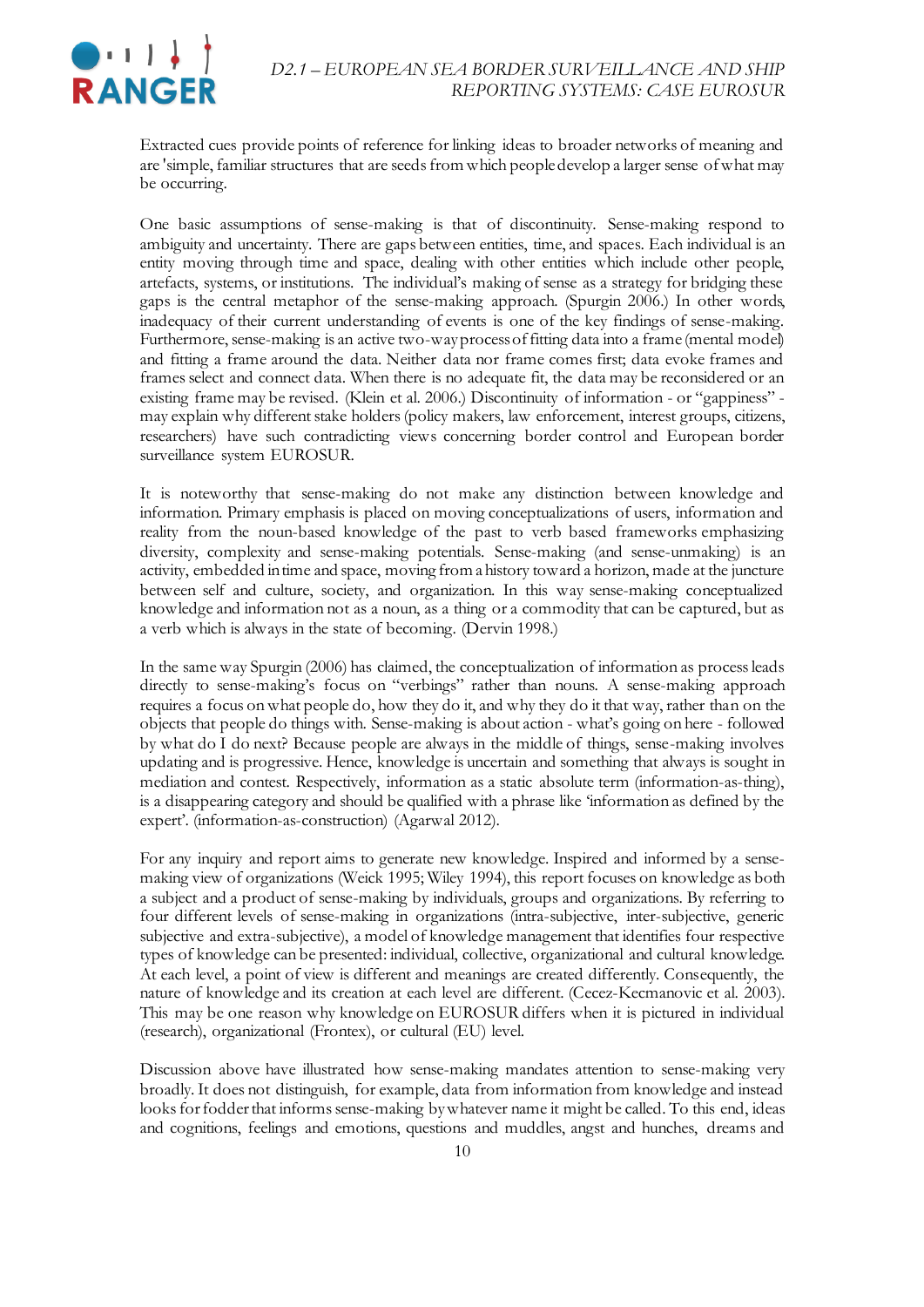Extracted cues provide points of reference for linking ideas to broader networks of meaning and are 'simple, familiar structures that are seeds from which people develop a larger sense of what may be occurring.

One basic assumptions of sense-making is that of discontinuity. Sense-making respond to ambiguity and uncertainty. There are gaps between entities, time, and spaces. Each individual is an entity moving through time and space, dealing with other entities which include other people, artefacts, systems, or institutions. The individual's making of sense as a strategy for bridging these gaps is the central metaphor of the sense-making approach. (Spurgin 2006.) In other words, inadequacy of their current understanding of events is one of the key findings of sense-making. Furthermore, sense-making is an active two-way process of fitting data into a frame (mental model) and fitting a frame around the data. Neither data nor frame comes first; data evoke frames and frames select and connect data. When there is no adequate fit, the data may be reconsidered or an existing frame may be revised. (Klein et al. 2006.) Discontinuity of information - or "gappiness" - may explain why different stake holders (policy makers, law enforcement, interest groups, citizens, researchers) have such contradicting views concerning border control and European border surveillance system EUROSUR.

It is noteworthy that sense-making do not make any distinction between knowledge and information. Primary emphasis is placed on moving conceptualizations of users, information and reality from the noun-based knowledge of the past to verb based frameworks emphasizing diversity, complexity and sense-making potentials. Sense-making (and sense-unmaking) is an activity, embedded in time and space, moving from a history toward a horizon, made at the juncture between self and culture, society, and organization. In this way sense-making conceptualized knowledge and information not as a noun, as a thing or a commodity that can be captured, but as a verb which is always in the state of becoming. (Dervin 1998.)

In the same way Spurgin (2006) has claimed, the conceptualization of information as process leads directly to sense-making's focus on "verbings" rather than nouns. A sense-making approach requires a focus on what people do, how they do it, and why they do it that way, rather than on the objects that people do things with. Sense-making is about action - what's going on here - followed by what do I do next? Because people are always in the middle of things, sense-making involves updating and is progressive. Knowledge is uncertain and something that always is sought in mediation and contest. Respectively, information as a static absolute term (information-as-thing), is a disappearing category and should be qualified with a phrase like 'information as defined by the expert'. (information-as-construction) (Agarwal 2012).

For any inquiry and report aims to generate new knowledge. Inspired and informed by a sense-making view of organizations (Weick 1995; Wiley 1994), this report focuses on knowledge as both a subject and a product of sense-making by individuals, groups and organizations. By referring to four different levels of sense-making in organizations (intra-subjective, inter-subjective, generic subjective and extra-subjective), a model of knowledge management that identifies four respective types of knowledge can be presented: individual, collective, organizational and cultural knowledge. At each level, a point of view is different and meanings are created differently. Consequently, the nature of knowledge and its creation at each level are different. (Cecez-Kecmanovic et al. 2003). This may be one reason why knowledge on EUROSUR differs when it is pictured in individual (research), organizational (Frontex), or cultural (EU) level.

Discussion above have illustrated how sense-making mandates attention to sense-making very broadly. It does not distinguish, for example, data from information from knowledge and instead looks for fodder that informs sense-making by whatever name it might be called. To this end, ideas and cognitions, feelings and emotions, questions and muddles, angst and hunches, dreams and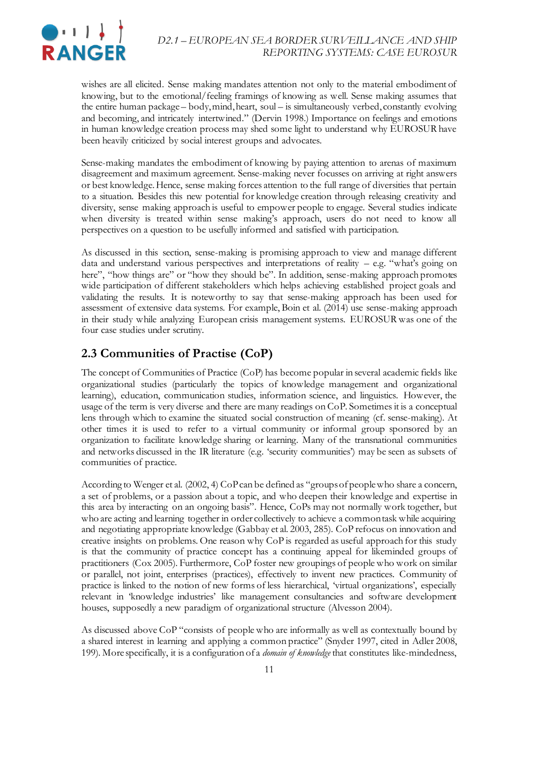wishes are all elicited. Sense making mandates attention not only to the material embodiment of knowing, but to the emotional/feeling framings of knowing as well. Sense making assumes that the entire human package – body, mind, heart, soul – is simultaneously verbed, constantly evolving and becoming, and intricately intertwined." (Dervin 1998.) Importance on feelings and emotions in human knowledge creation process may shed some light to understand why EUROSUR have been heavily criticized by social interest groups and advocates.

Sense-making mandates the embodiment of knowing by paying attention to arenas of maximum disagreement and maximum agreement. Sense-making never focusses on arriving at right answers or best knowledge. Hence, sense making forces attention to the full range of diversities that pertain to a situation. Besides this new potential for knowledge creation through releasing creativity and diversity, sense making approach is useful to empower people to engage. Several studies indicate when diversity is treated within sense making's approach, users do not need to know all perspectives on a question to be usefully informed and satisfied with participation.

As discussed in this section, sense-making is promising approach to view and manage different data and understand various perspectives and interpretations of reality – e.g. "what's going on here", "how things are" or "how they should be". In addition, sense-making approach promotes wide participation of different stakeholders which helps achieving established project goals and validating the results. It is noteworthy to say that sense-making approach has been used for assessment of extensive data systems. For example, Boin et al. (2014) use sense-making approach in their study while analyzing European crisis management systems. EUROSUR was one of the four case studies under scrutiny.

## 2.3 Communities of Practise (CoP)

The concept of Communities of Practice (CoP) has become popular in several academic fields like organizational studies (particularly the topics of knowledge management and organizational learning), education, communication studies, information science, and linguistics. However, the usage of the term is very diverse and there are many readings on CoP. Sometimes it is a conceptual lens through which to examine the situated social construction of meaning (cf. sense-making). At other times it is used to refer to a virtual community or informal group sponsored by an organization to facilitate knowledge sharing or learning. Many of the transnational communities and networks discussed in the IR literature (e.g. 'security communities') may be seen as subsets of communities of practice.

According to Wenger et al. (2002, 4) CoP can be defined as "groups of people who share a concern, a set of problems, or a passion about a topic, and who deepen their knowledge and expertise in this area by interacting on an ongoing basis". Hence, CoPs may not normally work together, but who are acting and learning together in order collectively to achieve a common task while acquiring and negotiating appropriate knowledge (Gabbay et al. 2003, 285). CoP refocus on innovation and creative insights on problems. One reason why CoP is regarded as useful approach for this study is that the community of practice concept has a continuing appeal for likeminded groups of practitioners (Cox 2005). Furthermore, CoP foster new groupings of people who work on similar or parallel, not joint, enterprises (practices), effectively to invent new practices. Community of practice is linked to the notion of new forms of less hierarchical, 'virtual organizations', especially relevant in 'knowledge industries' like management consultancies and software development houses, supposedly a new paradigm of organizational structure (Alvesson 2004).

As discussed above CoP "consists of people who are informally as well as contextually bound by a shared interest in learning and applying a common practice" (Snyder 1997, cited in Adler 2008, 199). More specifically, it is a configuration of a *domain of knowledge* that constitutes like-mindedness,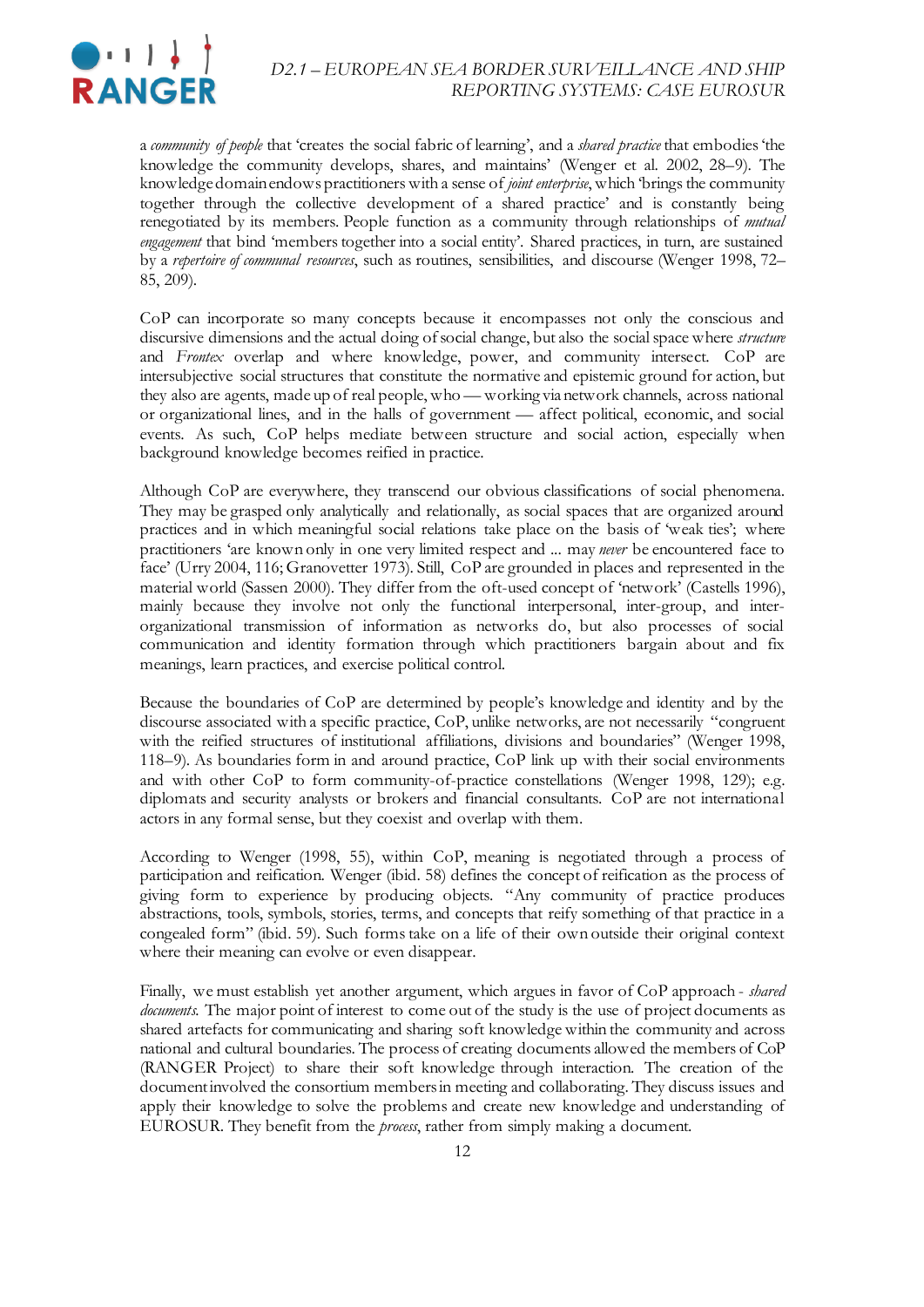a *community of people* that 'creates the social fabric of learning', and a *shared practice* that embodies 'the knowledge the community develops, shares, and maintains' (Wenger et al. 2002, 28–9). The knowledge domain endows practitioners with a sense of *joint enterprise*, which 'brings the community together through the collective development of a shared practice' and is constantly being renegotiated by its members. People function as a community through relationships of *mutual engagement* that bind 'members together into a social entity'. Shared practices, in turn, are sustained by a *repertoire of communal resources*, such as routines, sensibilities, and discourse (Wenger 1998, 72–85, 209).

CoP can incorporate so many concepts because it encompasses not only the conscious and discursive dimensions and the actual doing of social change, but also the social space where *structure* and *Frontex* overlap and where knowledge, power, and community intersect. CoP are intersubjective social structures that constitute the normative and epistemic ground for action, but they also are agents, made up of real people, who — working via network channels, across national or organizational lines, and in the halls of government — affect political, economic, and social events. As such, CoP helps mediate between structure and social action, especially when background knowledge becomes reified in practice.

Although CoP are everywhere, they transcend our obvious classifications of social phenomena. They may be grasped only analytically and relationally, as social spaces that are organized around practices and in which meaningful social relations take place on the basis of 'weak ties'; where practitioners 'are known only in one very limited respect and ... may *never* be encountered face to face' (Urry 2004, 116; Granovetter 1973). Still, CoP are grounded in places and represented in the material world (Sassen 2000). They differ from the oft-used concept of 'network' (Castells 1996), mainly because they involve not only the functional interpersonal, inter-group, and inter-organizational transmission of information as networks do, but also processes of social communication and identity formation through which practitioners bargain about and fix meanings, learn practices, and exercise political control.

Because the boundaries of CoP are determined by people's knowledge and identity and by the discourse associated with a specific practice, CoP, unlike networks, are not necessarily "congruent with the reified structures of institutional affiliations, divisions and boundaries" (Wenger 1998, 118–9). As boundaries form in and around practice, CoP link up with their social environments and with other CoP to form community-of-practice constellations (Wenger 1998, 129); e.g. diplomats and security analysts or brokers and financial consultants. CoP are not international actors in any formal sense, but they coexist and overlap with them.

According to Wenger (1998, 55), within CoP, meaning is negotiated through a process of participation and reification. Wenger (ibid. 58) defines the concept of reification as the process of giving form to experience by producing objects. "Any community of practice produces abstractions, tools, symbols, stories, terms, and concepts that reify something of that practice in a congealed form" (ibid. 59). Such forms take on a life of their own outside their original context where their meaning can evolve or even disappear.

Finally, we must establish yet another argument, which argues in favor of CoP approach - *shared documents*. The major point of interest to come out of the study is the use of project documents as shared artefacts for communicating and sharing soft knowledge within the community and across national and cultural boundaries. The process of creating documents allowed the members of CoP (RANGER Project) to share their soft knowledge through interaction. The creation of the document involved the consortium members in meeting and collaborating. They discuss issues and apply their knowledge to solve the problems and create new knowledge and understanding of EUROSUR. They benefit from the *process*, rather from simply making a document.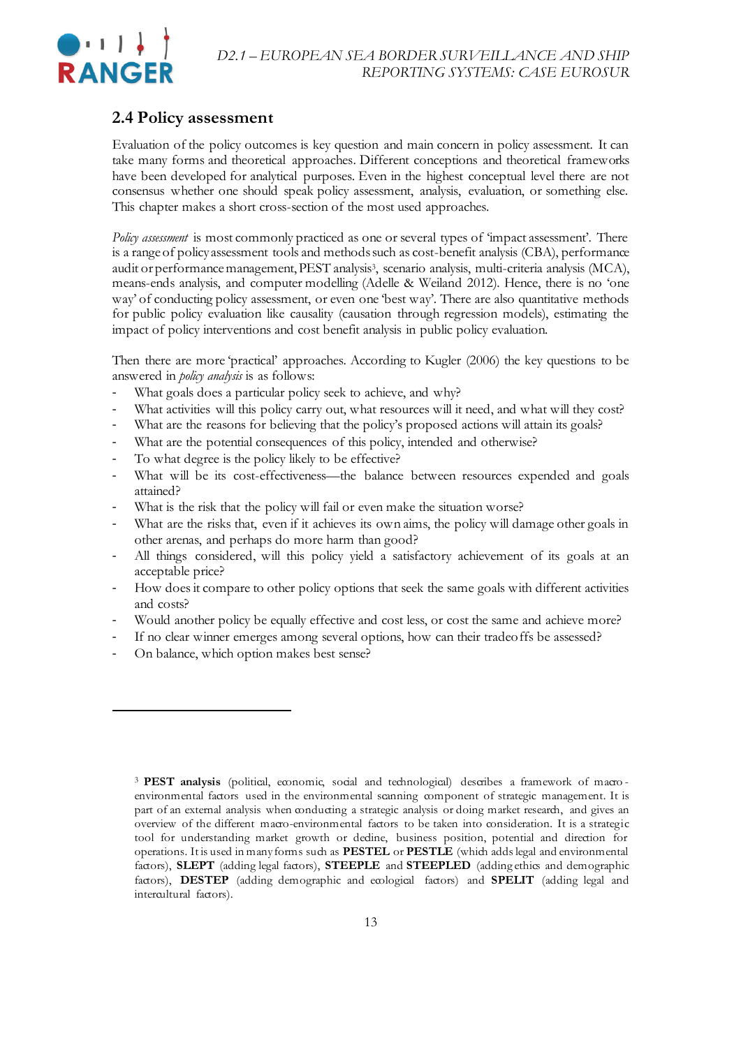## 2.4 Policy assessment

Evaluation of the policy outcomes is key question and main concern in policy assessment. It can take many forms and theoretical approaches. Different conceptions and theoretical frameworks have been developed for analytical purposes. Even in the highest conceptual level there are not consensus whether one should speak policy assessment, analysis, evaluation, or something else. This chapter makes a short cross-section of the most used approaches.

*Policy assessment* is most commonly practiced as one or several types of 'impact assessment'. There is a range of policy assessment tools and methods such as cost-benefit analysis (CBA), performance audit or performance management, PEST analysis[3], scenario analysis, multi-criteria analysis (MCA), means-ends analysis, and computer modelling (Adelle & Weiland 2012). Hence, there is no 'one way' of conducting policy assessment, or even one 'best way'. There are also quantitative methods for public policy evaluation like causality (causation through regression models), estimating the impact of policy interventions and cost benefit analysis in public policy evaluation.

Then there are more 'practical' approaches. According to Kugler (2006) the key questions to be answered in *policy analysis* is as follows:

- What goals does a particular policy seek to achieve, and why?
- What activities will this policy carry out, what resources will it need, and what will they cost?
- What are the reasons for believing that the policy's proposed actions will attain its goals?
- What are the potential consequences of this policy, intended and otherwise?
- To what degree is the policy likely to be effective?
- What will be its cost-effectiveness—the balance between resources expended and goals attained?
- What is the risk that the policy will fail or even make the situation worse?
- What are the risks that, even if it achieves its own aims, the policy will damage other goals in other arenas, and perhaps do more harm than good?
- All things considered, will this policy yield a satisfactory achievement of its goals at an acceptable price?
- How does it compare to other policy options that seek the same goals with different activities and costs?
- Would another policy be equally effective and cost less, or cost the same and achieve more?
- If no clear winner emerges among several options, how can their tradeoffs be assessed?
- On balance, which option makes best sense?

---

[3] **PEST analysis** (political, economic, social and technological) describes a framework of macro-environmental factors used in the environmental scanning component of strategic management. It is part of an external analysis when conducting a strategic analysis or doing market research, and gives an overview of the different macro-environmental factors to be taken into consideration. It is a strategic tool for understanding market growth or decline, business position, potential and direction for operations. It is used in many forms such as **PESTEL** or **PESTLE** (which adds legal and environmental factors), **SLEPT** (adding legal factors), **STEEPLE** and **STEEPLED** (adding ethics and demographic factors), **DESTEP** (adding demographic and ecological factors) and **SPELIT** (adding legal and intercultural factors).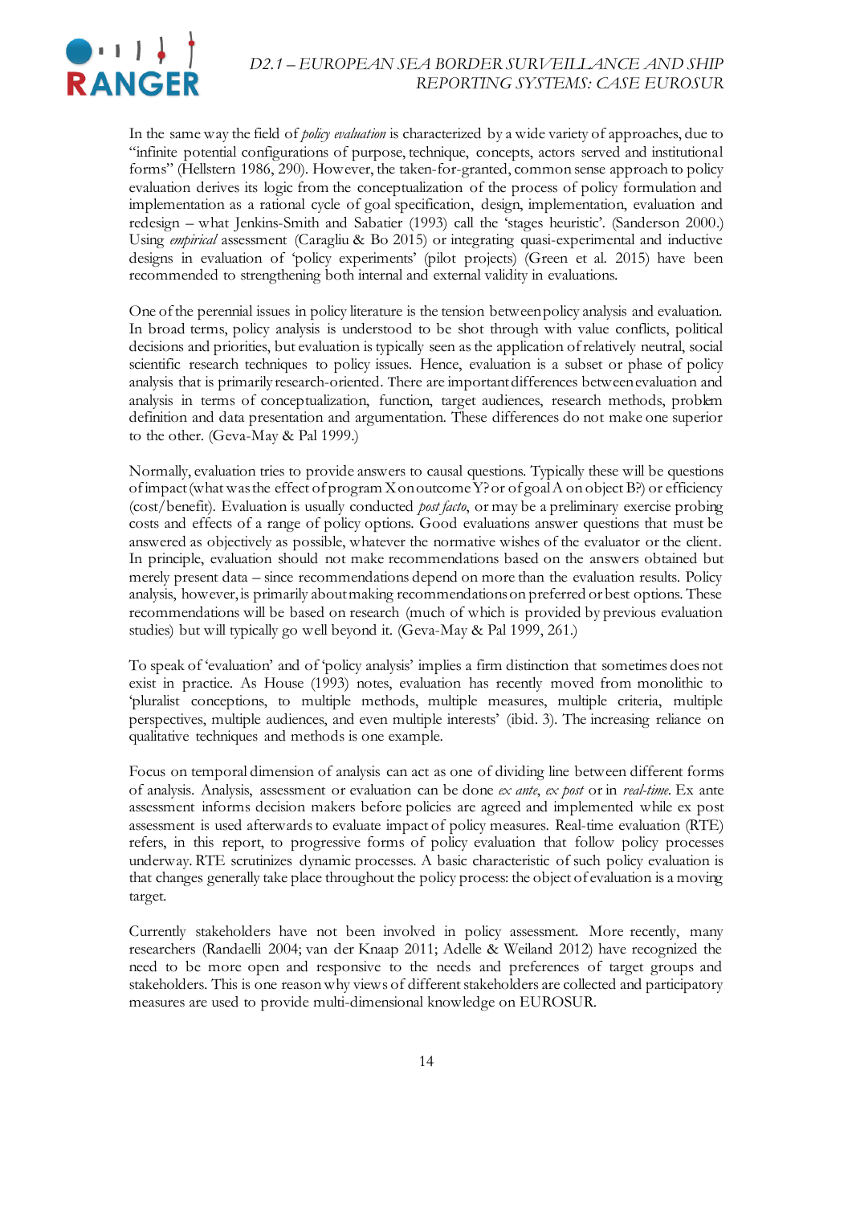In the same way the field of *policy evaluation* is characterized by a wide variety of approaches, due to "infinite potential configurations of purpose, technique, concepts, actors served and institutional forms" (Hellstern 1986, 290). However, the taken-for-granted, common sense approach to policy evaluation derives its logic from the conceptualization of the process of policy formulation and implementation as a rational cycle of goal specification, design, implementation, evaluation and redesign – what Jenkins-Smith and Sabatier (1993) call the 'stages heuristic'. (Sanderson 2000.) Using *empirical* assessment (Caragliu & Bo 2015) or integrating quasi-experimental and inductive designs in evaluation of 'policy experiments' (pilot projects) (Green et al. 2015) have been recommended to strengthening both internal and external validity in evaluations.

One of the perennial issues in policy literature is the tension between policy analysis and evaluation. In broad terms, policy analysis is understood to be shot through with value conflicts, political decisions and priorities, but evaluation is typically seen as the application of relatively neutral, social scientific research techniques to policy issues. Hence, evaluation is a subset or phase of policy analysis that is primarily research-oriented. There are important differences between evaluation and analysis in terms of conceptualization, function, target audiences, research methods, problem definition and data presentation and argumentation. These differences do not make one superior to the other. (Geva-May & Pal 1999.)

Normally, evaluation tries to provide answers to causal questions. Typically these will be questions of impact (what was the effect of program X on outcome Y? or of goal A on object B?) or efficiency (cost/benefit). Evaluation is usually conducted *post facto*, or may be a preliminary exercise probing costs and effects of a range of policy options. Good evaluations answer questions that must be answered as objectively as possible, whatever the normative wishes of the evaluator or the client. In principle, evaluation should not make recommendations based on the answers obtained but merely present data – since recommendations depend on more than the evaluation results. Policy analysis, however, is primarily about making recommendations on preferred or best options. These recommendations will be based on research (much of which is provided by previous evaluation studies) but will typically go well beyond it. (Geva-May & Pal 1999, 261.)

To speak of 'evaluation' and of 'policy analysis' implies a firm distinction that sometimes does not exist in practice. As House (1993) notes, evaluation has recently moved from monolithic to 'pluralist conceptions, to multiple methods, multiple measures, multiple criteria, multiple perspectives, multiple audiences, and even multiple interests' (ibid. 3). The increasing reliance on qualitative techniques and methods is one example.

Focus on temporal dimension of analysis can act as one of dividing line between different forms of analysis. Analysis, assessment or evaluation can be done *ex ante*, *ex post* or in *real-time*. Ex ante assessment informs decision makers before policies are agreed and implemented while ex post assessment is used afterwards to evaluate impact of policy measures. Real-time evaluation (RTE) refers, in this report, to progressive forms of policy evaluation that follow policy processes underway. RTE scrutinizes dynamic processes. A basic characteristic of such policy evaluation is that changes generally take place throughout the policy process: the object of evaluation is a moving target.

Currently stakeholders have not been involved in policy assessment. More recently, many researchers (Randaelli 2004; van der Knaap 2011; Adelle & Weiland 2012) have recognized the need to be more open and responsive to the needs and preferences of target groups and stakeholders. This is one reason why views of different stakeholders are collected and participatory measures are used to provide multi-dimensional knowledge on EUROSUR.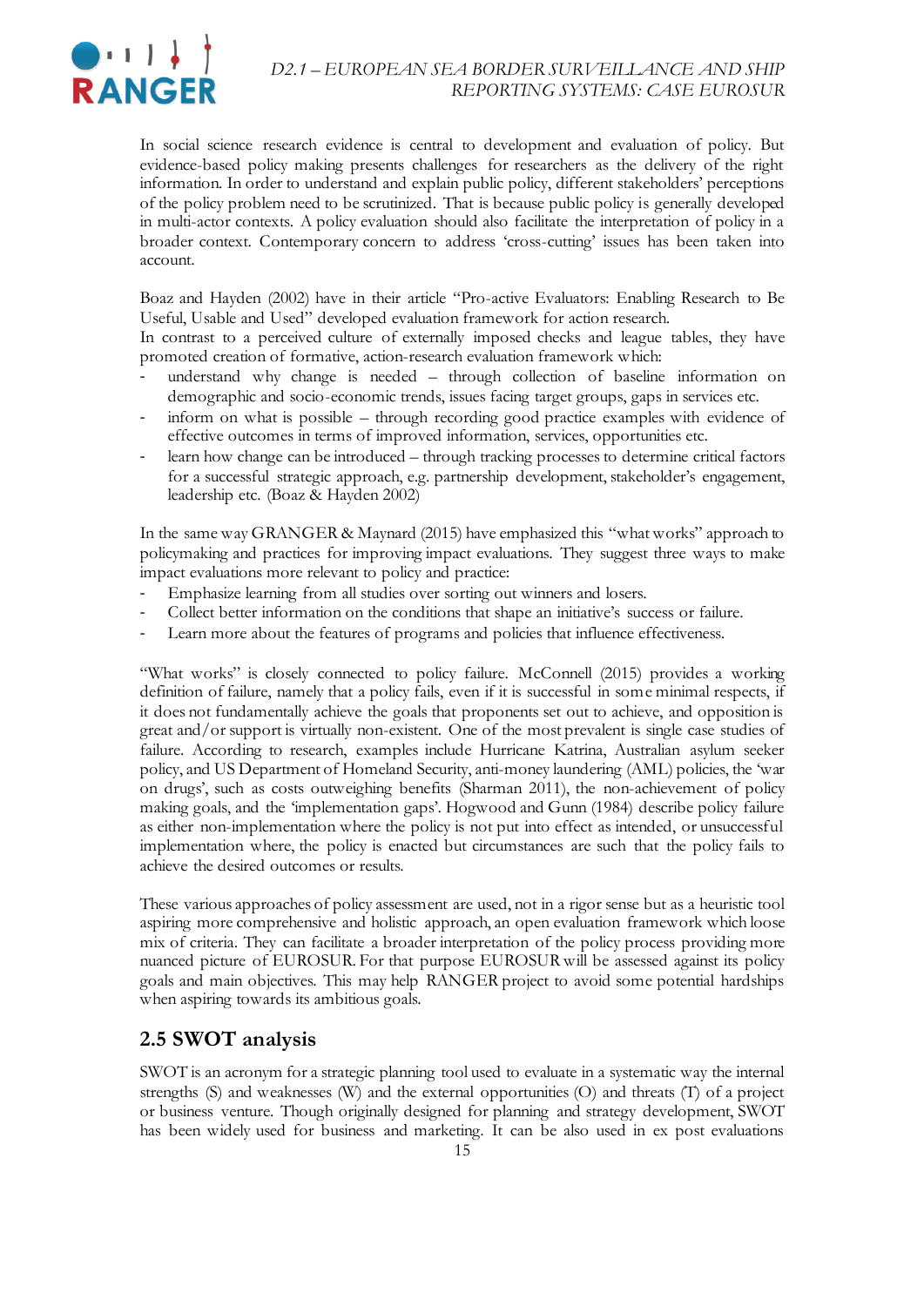In social science research evidence is central to development and evaluation of policy. But evidence-based policy making presents challenges for researchers as the delivery of the right information. In order to understand and explain public policy, different stakeholders' perceptions of the policy problem need to be scrutinized. That is because public policy is generally developed in multi-actor contexts. A policy evaluation should also facilitate the interpretation of policy in a broader context. Contemporary concern to address 'cross-cutting' issues has been taken into account.

Boaz and Hayden (2002) have in their article "Pro-active Evaluators: Enabling Research to Be Useful, Usable and Used" developed evaluation framework for action research.
In contrast to a perceived culture of externally imposed checks and league tables, they have promoted creation of formative, action-research evaluation framework which:

- understand why change is needed – through collection of baseline information on demographic and socio-economic trends, issues facing target groups, gaps in services etc.
- inform on what is possible – through recording good practice examples with evidence of effective outcomes in terms of improved information, services, opportunities etc.
- learn how change can be introduced – through tracking processes to determine critical factors for a successful strategic approach, e.g. partnership development, stakeholder's engagement, leadership etc. (Boaz & Hayden 2002)

In the same way GRANGER & Maynard (2015) have emphasized this "what works" approach to policymaking and practices for improving impact evaluations. They suggest three ways to make impact evaluations more relevant to policy and practice:

- Emphasize learning from all studies over sorting out winners and losers.
- Collect better information on the conditions that shape an initiative's success or failure.
- Learn more about the features of programs and policies that influence effectiveness.

"What works" is closely connected to policy failure. McConnell (2015) provides a working definition of failure, namely that a policy fails, even if it is successful in some minimal respects, if it does not fundamentally achieve the goals that proponents set out to achieve, and opposition is great and/or support is virtually non-existent. One of the most prevalent is single case studies of failure. According to research, examples include Hurricane Katrina, Australian asylum seeker policy, and US Department of Homeland Security, anti-money laundering (AML) policies, the 'war on drugs', such as costs outweighing benefits (Sharman 2011), the non-achievement of policy making goals, and the 'implementation gaps'. Hogwood and Gunn (1984) describe policy failure as either non-implementation where the policy is not put into effect as intended, or unsuccessful implementation where, the policy is enacted but circumstances are such that the policy fails to achieve the desired outcomes or results.

These various approaches of policy assessment are used, not in a rigor sense but as a heuristic tool aspiring more comprehensive and holistic approach, an open evaluation framework which loose mix of criteria. They can facilitate a broader interpretation of the policy process providing more nuanced picture of EUROSUR. For that purpose EUROSUR will be assessed against its policy goals and main objectives. This may help RANGER project to avoid some potential hardships when aspiring towards its ambitious goals.

## 2.5 SWOT analysis

SWOT is an acronym for a strategic planning tool used to evaluate in a systematic way the internal strengths (S) and weaknesses (W) and the external opportunities (O) and threats (T) of a project or business venture. Though originally designed for planning and strategy development, SWOT has been widely used for business and marketing. It can be also used in ex post evaluations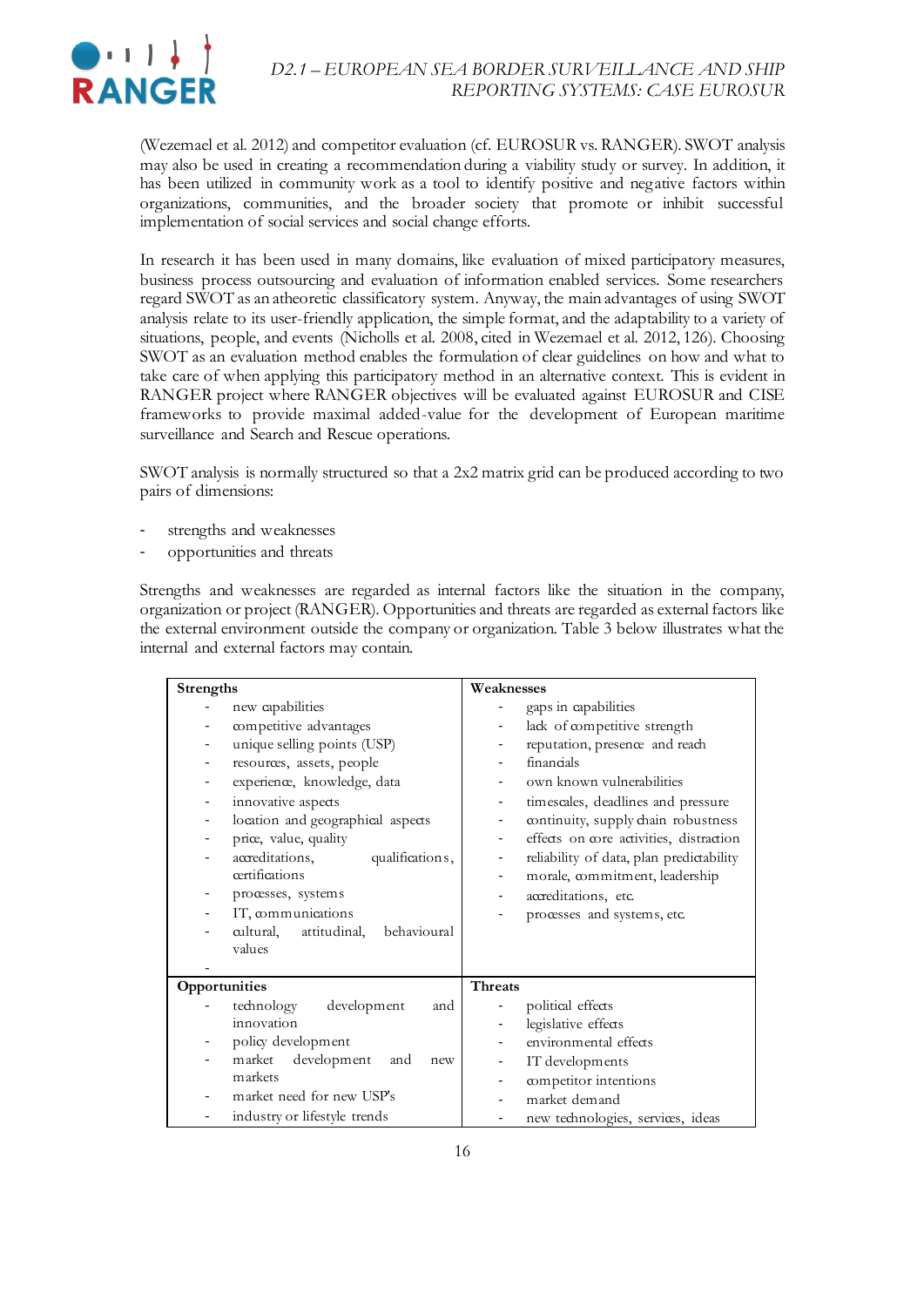(Wezemael et al. 2012) and competitor evaluation (cf. EUROSUR vs. RANGER). SWOT analysis may also be used in creating a recommendation during a viability study or survey. In addition, it has been utilized in community work as a tool to identify positive and negative factors within organizations, communities, and the broader society that promote or inhibit successful implementation of social services and social change efforts.

In research it has been used in many domains, like evaluation of mixed participatory measures, business process outsourcing and evaluation of information enabled services. Some researchers regard SWOT as an atheoretic classificatory system. Anyway, the main advantages of using SWOT analysis relate to its user-friendly application, the simple format, and the adaptability to a variety of situations, people, and events (Nicholls et al. 2008, cited in Wezemael et al. 2012, 126). Choosing SWOT as an evaluation method enables the formulation of clear guidelines on how and what to take care of when applying this participatory method in an alternative context. This is evident in RANGER project where RANGER objectives will be evaluated against EUROSUR and CISE frameworks to provide maximal added-value for the development of European maritime surveillance and Search and Rescue operations.

SWOT analysis is normally structured so that a 2x2 matrix grid can be produced according to two pairs of dimensions:

- strengths and weaknesses
- opportunities and threats

Strengths and weaknesses are regarded as internal factors like the situation in the company, organization or project (RANGER). Opportunities and threats are regarded as external factors like the external environment outside the company or organization. Table 3 below illustrates what the internal and external factors may contain.

| **Strengths** | **Weaknesses** |
|---|---|
| - new capabilities<br>- competitive advantages<br>- unique selling points (USP)<br>- resources, assets, people<br>- experience, knowledge, data<br>- innovative aspects<br>- location and geographical aspects<br>- price, value, quality<br>- accreditations, qualifications, certifications<br>- processes, systems<br>- IT, communications<br>- cultural, attitudinal, behavioural values<br>- | - gaps in capabilities<br>- lack of competitive strength<br>- reputation, presence and reach<br>- financials<br>- own known vulnerabilities<br>- timescales, deadlines and pressure<br>- continuity, supply chain robustness<br>- effects on core activities, distraction<br>- reliability of data, plan predictability<br>- morale, commitment, leadership<br>- accreditations, etc.<br>- processes and systems, etc. |
| **Opportunities** | **Threats** |
| - technology development and innovation<br>- policy development<br>- market development and new markets<br>- market need for new USP's<br>- industry or lifestyle trends | - political effects<br>- legislative effects<br>- environmental effects<br>- IT developments<br>- competitor intentions<br>- market demand<br>- new technologies, services, ideas |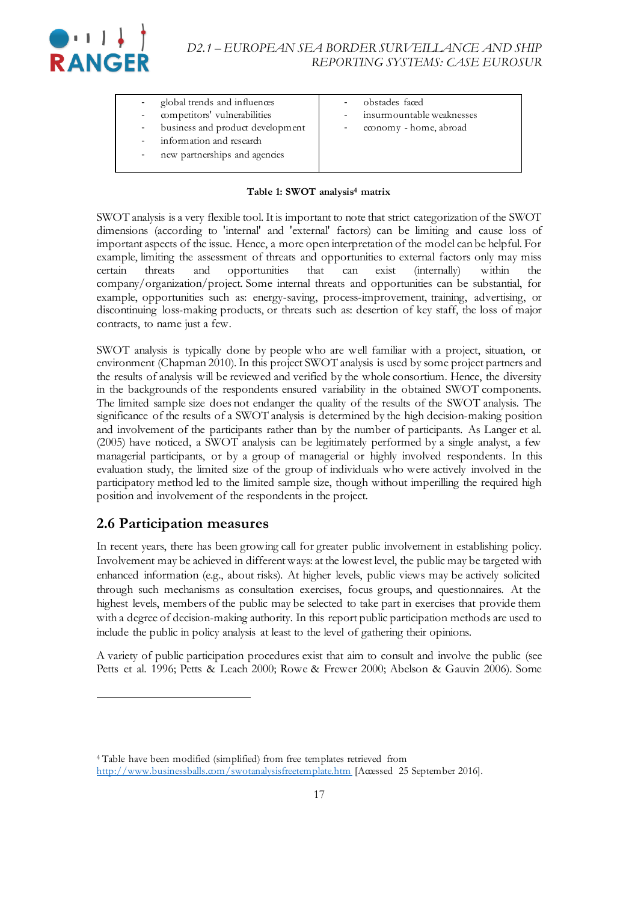| | |
|---|---|
| - global trends and influences<br>- competitors' vulnerabilities<br>- business and product development<br>- information and research<br>- new partnerships and agencies | - obstades faced<br>- insurmountable weaknesses<br>- economy - home, abroad |

**Table 1: SWOT analysis[4] matrix**

SWOT analysis is a very flexible tool. It is important to note that strict categorization of the SWOT dimensions (according to 'internal' and 'external' factors) can be limiting and cause loss of important aspects of the issue. Hence, a more open interpretation of the model can be helpful. For example, limiting the assessment of threats and opportunities to external factors only may miss certain threats and opportunities that can exist (internally) within the company/organization/project. Some internal threats and opportunities can be substantial, for example, opportunities such as: energy-saving, process-improvement, training, advertising, or discontinuing loss-making products, or threats such as: desertion of key staff, the loss of major contracts, to name just a few.

SWOT analysis is typically done by people who are well familiar with a project, situation, or environment (Chapman 2010). In this project SWOT analysis is used by some project partners and the results of analysis will be reviewed and verified by the whole consortium. Hence, the diversity in the backgrounds of the respondents ensured variability in the obtained SWOT components. The limited sample size does not endanger the quality of the results of the SWOT analysis. The significance of the results of a SWOT analysis is determined by the high decision-making position and involvement of the participants rather than by the number of participants. As Langer et al. (2005) have noticed, a SWOT analysis can be legitimately performed by a single analyst, a few managerial participants, or by a group of managerial or highly involved respondents. In this evaluation study, the limited size of the group of individuals who were actively involved in the participatory method led to the limited sample size, though without imperilling the required high position and involvement of the respondents in the project.

## 2.6 Participation measures

In recent years, there has been growing call for greater public involvement in establishing policy. Involvement may be achieved in different ways: at the lowest level, the public may be targeted with enhanced information (e.g., about risks). At higher levels, public views may be actively solicited through such mechanisms as consultation exercises, focus groups, and questionnaires. At the highest levels, members of the public may be selected to take part in exercises that provide them with a degree of decision-making authority. In this report public participation methods are used to include the public in policy analysis at least to the level of gathering their opinions.

A variety of public participation procedures exist that aim to consult and involve the public (see Petts et al. 1996; Petts & Leach 2000; Rowe & Frewer 2000; Abelson & Gauvin 2006). Some

[4] Table have been modified (simplified) from free templates retrieved from http://www.businessballs.com/swotanalysisfreetemplate.htm [Accessed 25 September 2016].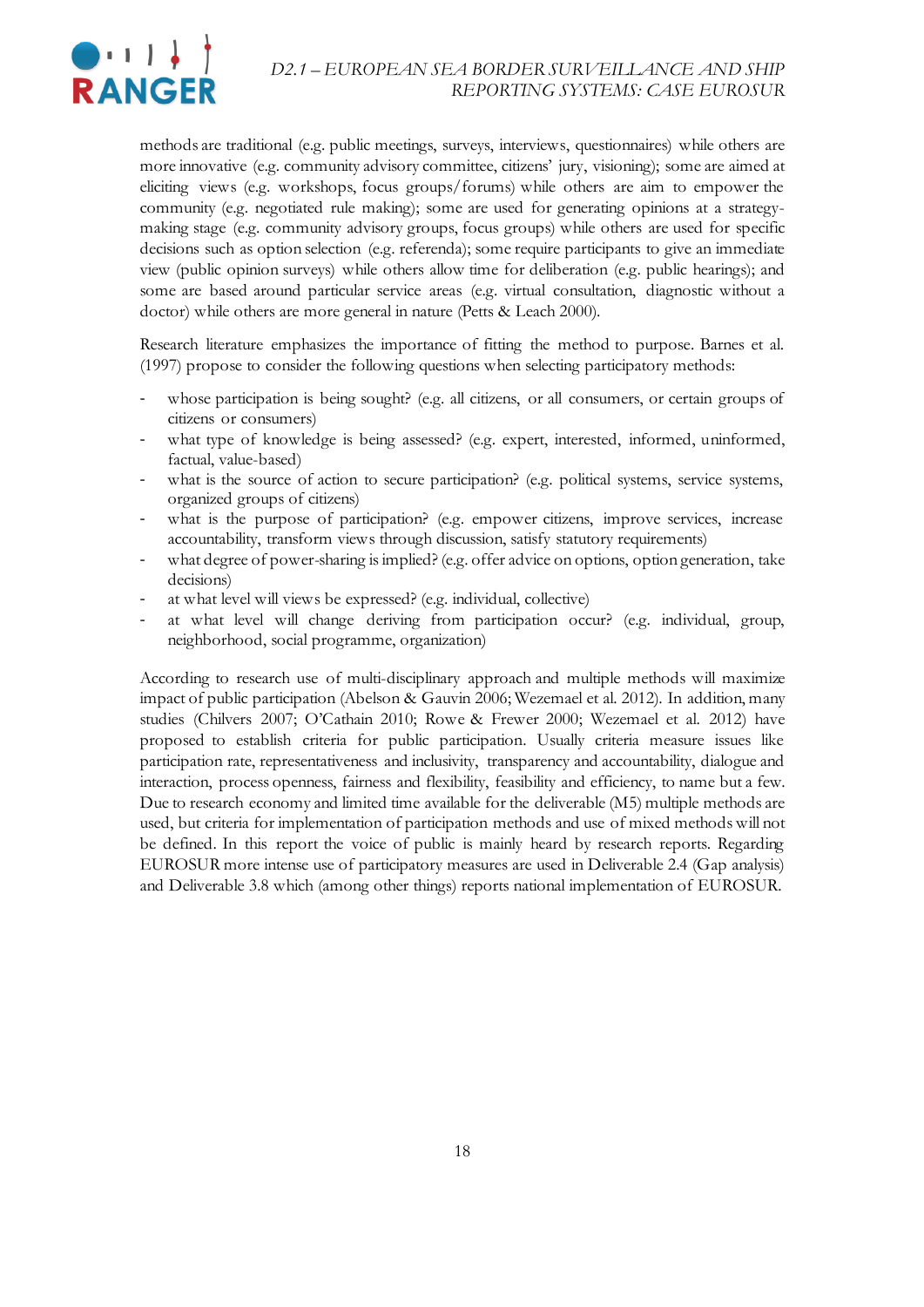methods are traditional (e.g. public meetings, surveys, interviews, questionnaires) while others are more innovative (e.g. community advisory committee, citizens' jury, visioning); some are aimed at eliciting views (e.g. workshops, focus groups/forums) while others are aim to empower the community (e.g. negotiated rule making); some are used for generating opinions at a strategy-making stage (e.g. community advisory groups, focus groups) while others are used for specific decisions such as option selection (e.g. referenda); some require participants to give an immediate view (public opinion surveys) while others allow time for deliberation (e.g. public hearings); and some are based around particular service areas (e.g. virtual consultation, diagnostic without a doctor) while others are more general in nature (Petts & Leach 2000).

Research literature emphasizes the importance of fitting the method to purpose. Barnes et al. (1997) propose to consider the following questions when selecting participatory methods:

- whose participation is being sought? (e.g. all citizens, or all consumers, or certain groups of citizens or consumers)
- what type of knowledge is being assessed? (e.g. expert, interested, informed, uninformed, factual, value-based)
- what is the source of action to secure participation? (e.g. political systems, service systems, organized groups of citizens)
- what is the purpose of participation? (e.g. empower citizens, improve services, increase accountability, transform views through discussion, satisfy statutory requirements)
- what degree of power-sharing is implied? (e.g. offer advice on options, option generation, take decisions)
- at what level will views be expressed? (e.g. individual, collective)
- at what level will change deriving from participation occur? (e.g. individual, group, neighborhood, social programme, organization)

According to research use of multi-disciplinary approach and multiple methods will maximize impact of public participation (Abelson & Gauvin 2006; Wezemael et al. 2012). In addition, many studies (Chilvers 2007; O'Cathain 2010; Rowe & Frewer 2000; Wezemael et al. 2012) have proposed to establish criteria for public participation. Usually criteria measure issues like participation rate, representativeness and inclusivity, transparency and accountability, dialogue and interaction, process openness, fairness and flexibility, feasibility and efficiency, to name but a few. Due to research economy and limited time available for the deliverable (M5) multiple methods are used, but criteria for implementation of participation methods and use of mixed methods will not be defined. In this report the voice of public is mainly heard by research reports. Regarding EUROSUR more intense use of participatory measures are used in Deliverable 2.4 (Gap analysis) and Deliverable 3.8 which (among other things) reports national implementation of EUROSUR.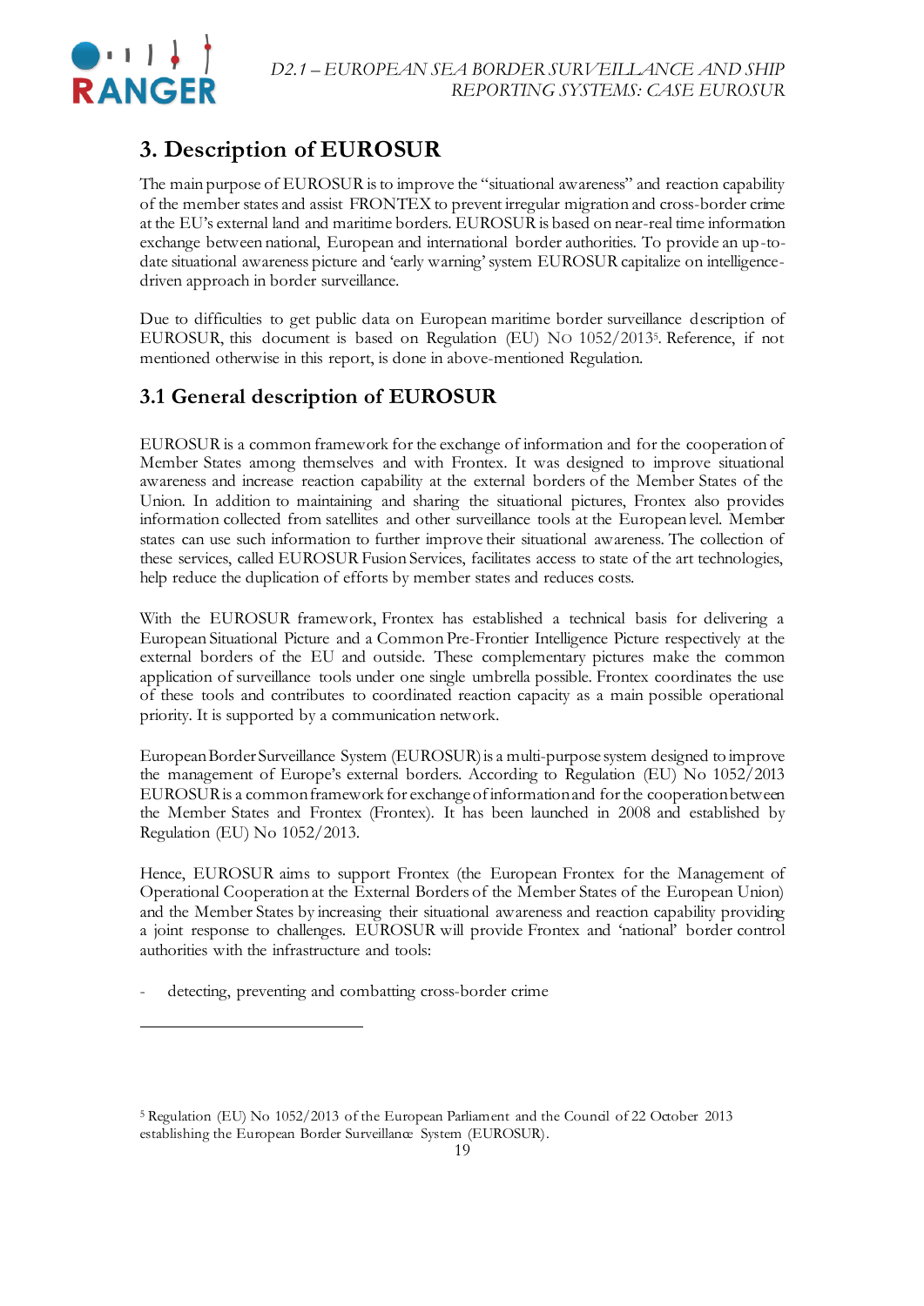## 3. Description of EUROSUR

The main purpose of EUROSUR is to improve the "situational awareness" and reaction capability of the member states and assist FRONTEX to prevent irregular migration and cross-border crime at the EU's external land and maritime borders. EUROSUR is based on near-real time information exchange between national, European and international border authorities. To provide an up-to-date situational awareness picture and 'early warning' system EUROSUR capitalize on intelligence-driven approach in border surveillance.

Due to difficulties to get public data on European maritime border surveillance description of EUROSUR, this document is based on Regulation (EU) No 1052/2013[5]. Reference, if not mentioned otherwise in this report, is done in above-mentioned Regulation.

### 3.1 General description of EUROSUR

EUROSUR is a common framework for the exchange of information and for the cooperation of Member States among themselves and with Frontex. It was designed to improve situational awareness and increase reaction capability at the external borders of the Member States of the Union. In addition to maintaining and sharing the situational pictures, Frontex also provides information collected from satellites and other surveillance tools at the European level. Member states can use such information to further improve their situational awareness. The collection of these services, called EUROSUR Fusion Services, facilitates access to state of the art technologies, help reduce the duplication of efforts by member states and reduces costs.

With the EUROSUR framework, Frontex has established a technical basis for delivering a European Situational Picture and a Common Pre-Frontier Intelligence Picture respectively at the external borders of the EU and outside. These complementary pictures make the common application of surveillance tools under one single umbrella possible. Frontex coordinates the use of these tools and contributes to coordinated reaction capacity as a main possible operational priority. It is supported by a communication network.

European Border Surveillance System (EUROSUR) is a multi-purpose system designed to improve the management of Europe's external borders. According to Regulation (EU) No 1052/2013 EUROSUR is a common framework for exchange of information and for the cooperation between the Member States and Frontex (Frontex). It has been launched in 2008 and established by Regulation (EU) No 1052/2013.

Hence, EUROSUR aims to support Frontex (the European Frontex for the Management of Operational Cooperation at the External Borders of the Member States of the European Union) and the Member States by increasing their situational awareness and reaction capability providing a joint response to challenges. EUROSUR will provide Frontex and 'national' border control authorities with the infrastructure and tools:

- detecting, preventing and combatting cross-border crime

[5] Regulation (EU) No 1052/2013 of the European Parliament and the Council of 22 October 2013 establishing the European Border Surveillance System (EUROSUR).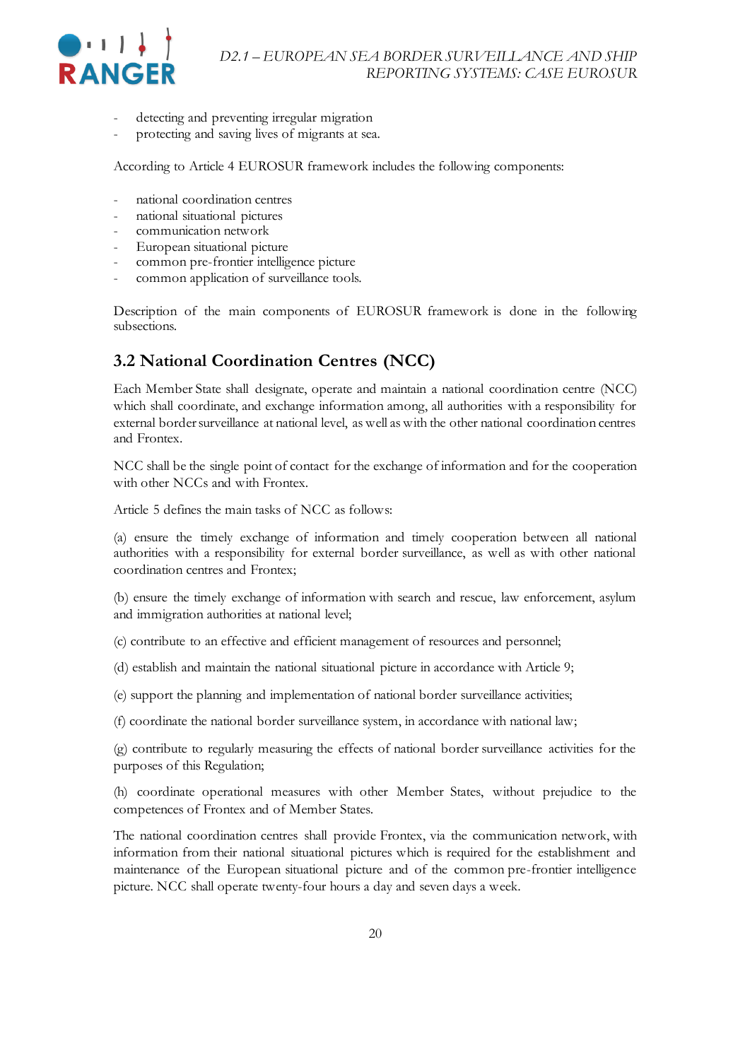- detecting and preventing irregular migration
- protecting and saving lives of migrants at sea.

According to Article 4 EUROSUR framework includes the following components:

- national coordination centres
- national situational pictures
- communication network
- European situational picture
- common pre-frontier intelligence picture
- common application of surveillance tools.

Description of the main components of EUROSUR framework is done in the following subsections.

## 3.2 National Coordination Centres (NCC)

Each Member State shall designate, operate and maintain a national coordination centre (NCC) which shall coordinate, and exchange information among, all authorities with a responsibility for external border surveillance at national level, as well as with the other national coordination centres and Frontex.

NCC shall be the single point of contact for the exchange of information and for the cooperation with other NCCs and with Frontex.

Article 5 defines the main tasks of NCC as follows:

(a) ensure the timely exchange of information and timely cooperation between all national authorities with a responsibility for external border surveillance, as well as with other national coordination centres and Frontex;

(b) ensure the timely exchange of information with search and rescue, law enforcement, asylum and immigration authorities at national level;

(c) contribute to an effective and efficient management of resources and personnel;

(d) establish and maintain the national situational picture in accordance with Article 9;

(e) support the planning and implementation of national border surveillance activities;

(f) coordinate the national border surveillance system, in accordance with national law;

(g) contribute to regularly measuring the effects of national border surveillance activities for the purposes of this Regulation;

(h) coordinate operational measures with other Member States, without prejudice to the competences of Frontex and of Member States.

The national coordination centres shall provide Frontex, via the communication network, with information from their national situational pictures which is required for the establishment and maintenance of the European situational picture and of the common pre-frontier intelligence picture. NCC shall operate twenty-four hours a day and seven days a week.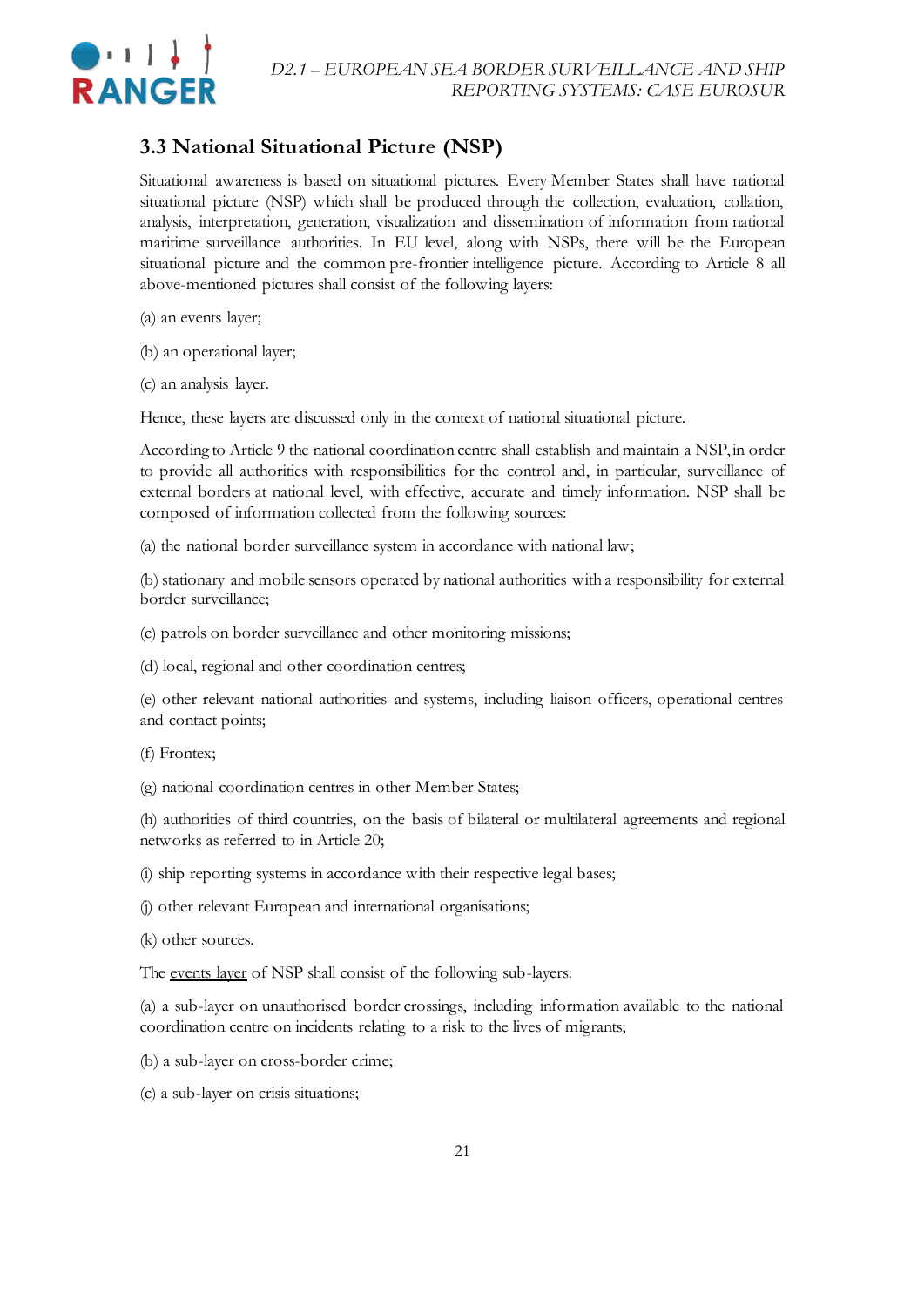## 3.3 National Situational Picture (NSP)

Situational awareness is based on situational pictures. Every Member States shall have national situational picture (NSP) which shall be produced through the collection, evaluation, collation, analysis, interpretation, generation, visualization and dissemination of information from national maritime surveillance authorities. In EU level, along with NSPs, there will be the European situational picture and the common pre-frontier intelligence picture. According to Article 8 all above-mentioned pictures shall consist of the following layers:

(a) an events layer;

(b) an operational layer;

(c) an analysis layer.

Hence, these layers are discussed only in the context of national situational picture.

According to Article 9 the national coordination centre shall establish and maintain a NSP, in order to provide all authorities with responsibilities for the control and, in particular, surveillance of external borders at national level, with effective, accurate and timely information. NSP shall be composed of information collected from the following sources:

(a) the national border surveillance system in accordance with national law;

(b) stationary and mobile sensors operated by national authorities with a responsibility for external border surveillance;

(c) patrols on border surveillance and other monitoring missions;

(d) local, regional and other coordination centres;

(e) other relevant national authorities and systems, including liaison officers, operational centres and contact points;

(f) Frontex;

(g) national coordination centres in other Member States;

(h) authorities of third countries, on the basis of bilateral or multilateral agreements and regional networks as referred to in Article 20;

(i) ship reporting systems in accordance with their respective legal bases;

(j) other relevant European and international organisations;

(k) other sources.

The <u>events layer</u> of NSP shall consist of the following sub-layers:

(a) a sub-layer on unauthorised border crossings, including information available to the national coordination centre on incidents relating to a risk to the lives of migrants;

(b) a sub-layer on cross-border crime;

(c) a sub-layer on crisis situations;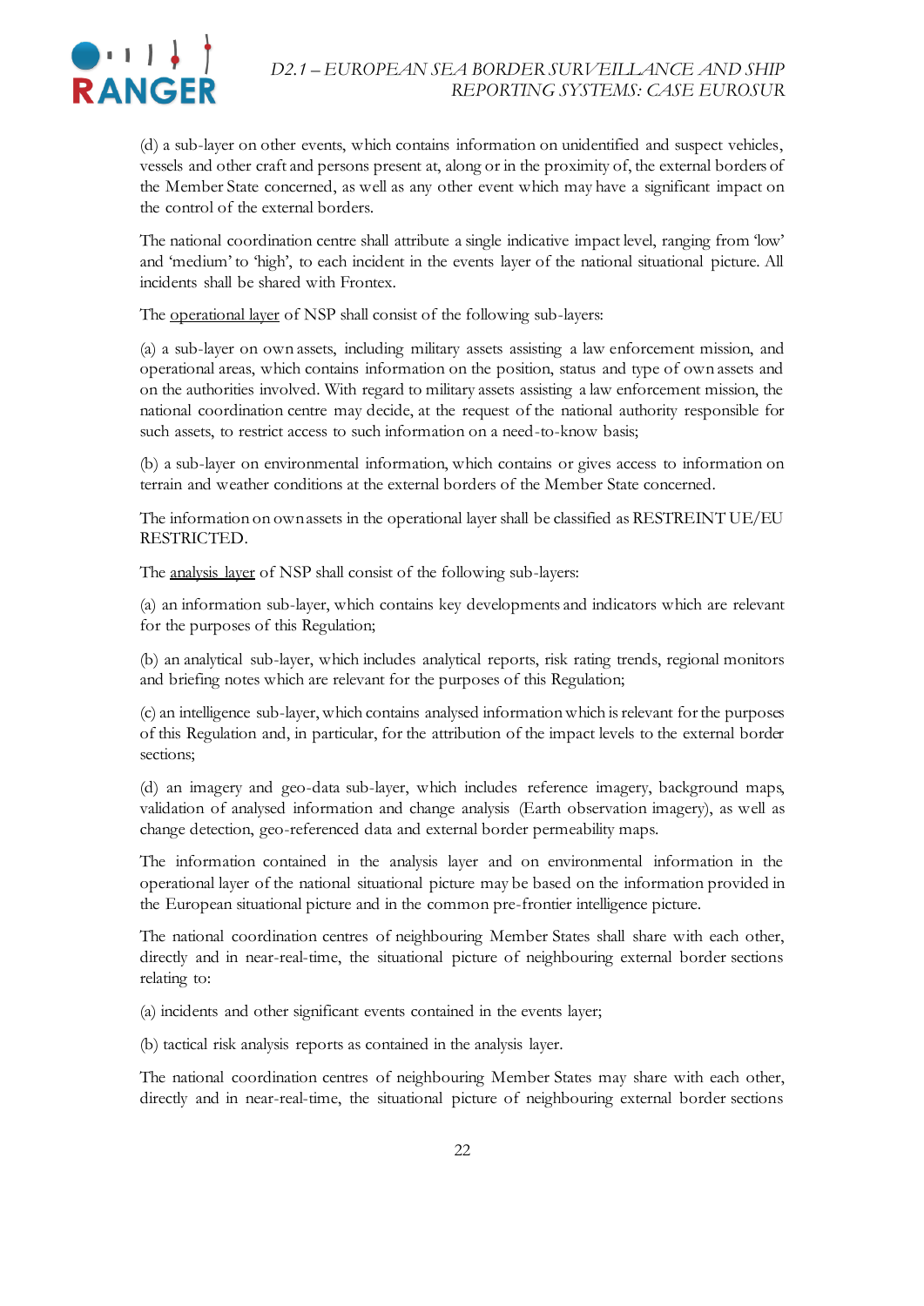(d) a sub-layer on other events, which contains information on unidentified and suspect vehicles, vessels and other craft and persons present at, along or in the proximity of, the external borders of the Member State concerned, as well as any other event which may have a significant impact on the control of the external borders.

The national coordination centre shall attribute a single indicative impact level, ranging from 'low' and 'medium' to 'high', to each incident in the events layer of the national situational picture. All incidents shall be shared with Frontex.

The <u>operational layer</u> of NSP shall consist of the following sub-layers:

(a) a sub-layer on own assets, including military assets assisting a law enforcement mission, and operational areas, which contains information on the position, status and type of own assets and on the authorities involved. With regard to military assets assisting a law enforcement mission, the national coordination centre may decide, at the request of the national authority responsible for such assets, to restrict access to such information on a need-to-know basis;

(b) a sub-layer on environmental information, which contains or gives access to information on terrain and weather conditions at the external borders of the Member State concerned.

The information on own assets in the operational layer shall be classified as RESTREINT UE/EU RESTRICTED.

The <u>analysis layer</u> of NSP shall consist of the following sub-layers:

(a) an information sub-layer, which contains key developments and indicators which are relevant for the purposes of this Regulation;

(b) an analytical sub-layer, which includes analytical reports, risk rating trends, regional monitors and briefing notes which are relevant for the purposes of this Regulation;

(c) an intelligence sub-layer, which contains analysed information which is relevant for the purposes of this Regulation and, in particular, for the attribution of the impact levels to the external border sections;

(d) an imagery and geo-data sub-layer, which includes reference imagery, background maps, validation of analysed information and change analysis (Earth observation imagery), as well as change detection, geo-referenced data and external border permeability maps.

The information contained in the analysis layer and on environmental information in the operational layer of the national situational picture may be based on the information provided in the European situational picture and in the common pre-frontier intelligence picture.

The national coordination centres of neighbouring Member States shall share with each other, directly and in near-real-time, the situational picture of neighbouring external border sections relating to:

(a) incidents and other significant events contained in the events layer;

(b) tactical risk analysis reports as contained in the analysis layer.

The national coordination centres of neighbouring Member States may share with each other, directly and in near-real-time, the situational picture of neighbouring external border sections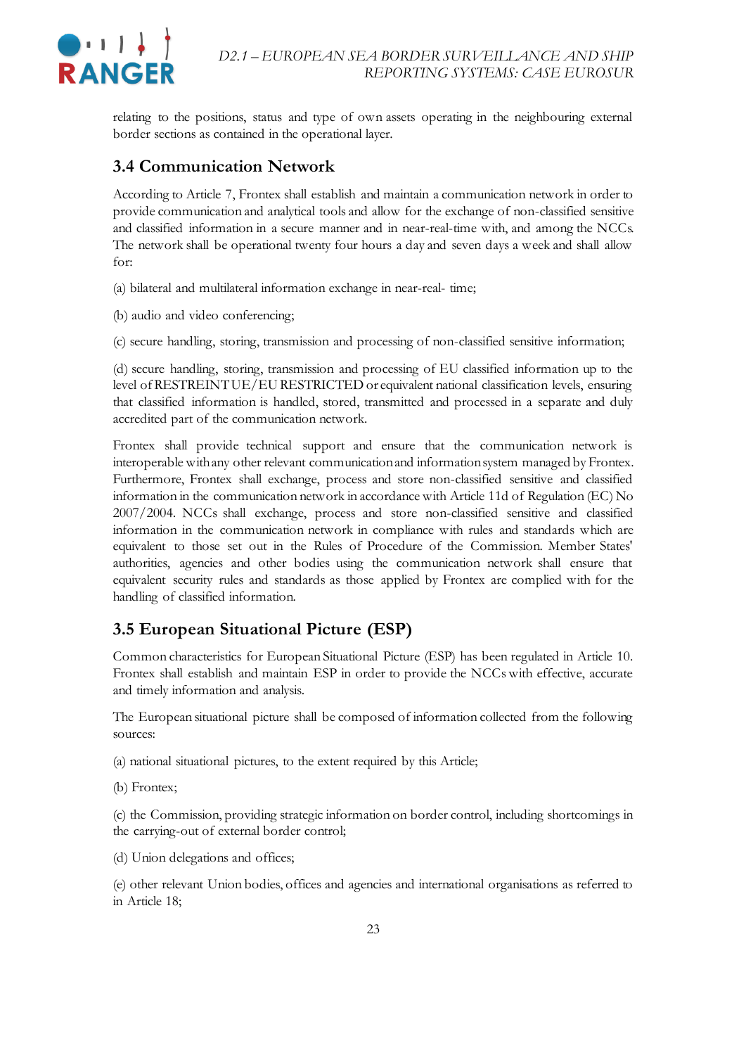relating to the positions, status and type of own assets operating in the neighbouring external border sections as contained in the operational layer.

## 3.4 Communication Network

According to Article 7, Frontex shall establish and maintain a communication network in order to provide communication and analytical tools and allow for the exchange of non-classified sensitive and classified information in a secure manner and in near-real-time with, and among the NCCs. The network shall be operational twenty four hours a day and seven days a week and shall allow for:

(a) bilateral and multilateral information exchange in near-real- time;

(b) audio and video conferencing;

(c) secure handling, storing, transmission and processing of non-classified sensitive information;

(d) secure handling, storing, transmission and processing of EU classified information up to the level of RESTREINT UE/EU RESTRICTED or equivalent national classification levels, ensuring that classified information is handled, stored, transmitted and processed in a separate and duly accredited part of the communication network.

Frontex shall provide technical support and ensure that the communication network is interoperable with any other relevant communication and information system managed by Frontex. Furthermore, Frontex shall exchange, process and store non-classified sensitive and classified information in the communication network in accordance with Article 11d of Regulation (EC) No 2007/2004. NCCs shall exchange, process and store non-classified sensitive and classified information in the communication network in compliance with rules and standards which are equivalent to those set out in the Rules of Procedure of the Commission. Member States' authorities, agencies and other bodies using the communication network shall ensure that equivalent security rules and standards as those applied by Frontex are complied with for the handling of classified information.

## 3.5 European Situational Picture (ESP)

Common characteristics for European Situational Picture (ESP) has been regulated in Article 10. Frontex shall establish and maintain ESP in order to provide the NCCs with effective, accurate and timely information and analysis.

The European situational picture shall be composed of information collected from the following sources:

(a) national situational pictures, to the extent required by this Article;

(b) Frontex;

(c) the Commission, providing strategic information on border control, including shortcomings in the carrying-out of external border control;

(d) Union delegations and offices;

(e) other relevant Union bodies, offices and agencies and international organisations as referred to in Article 18;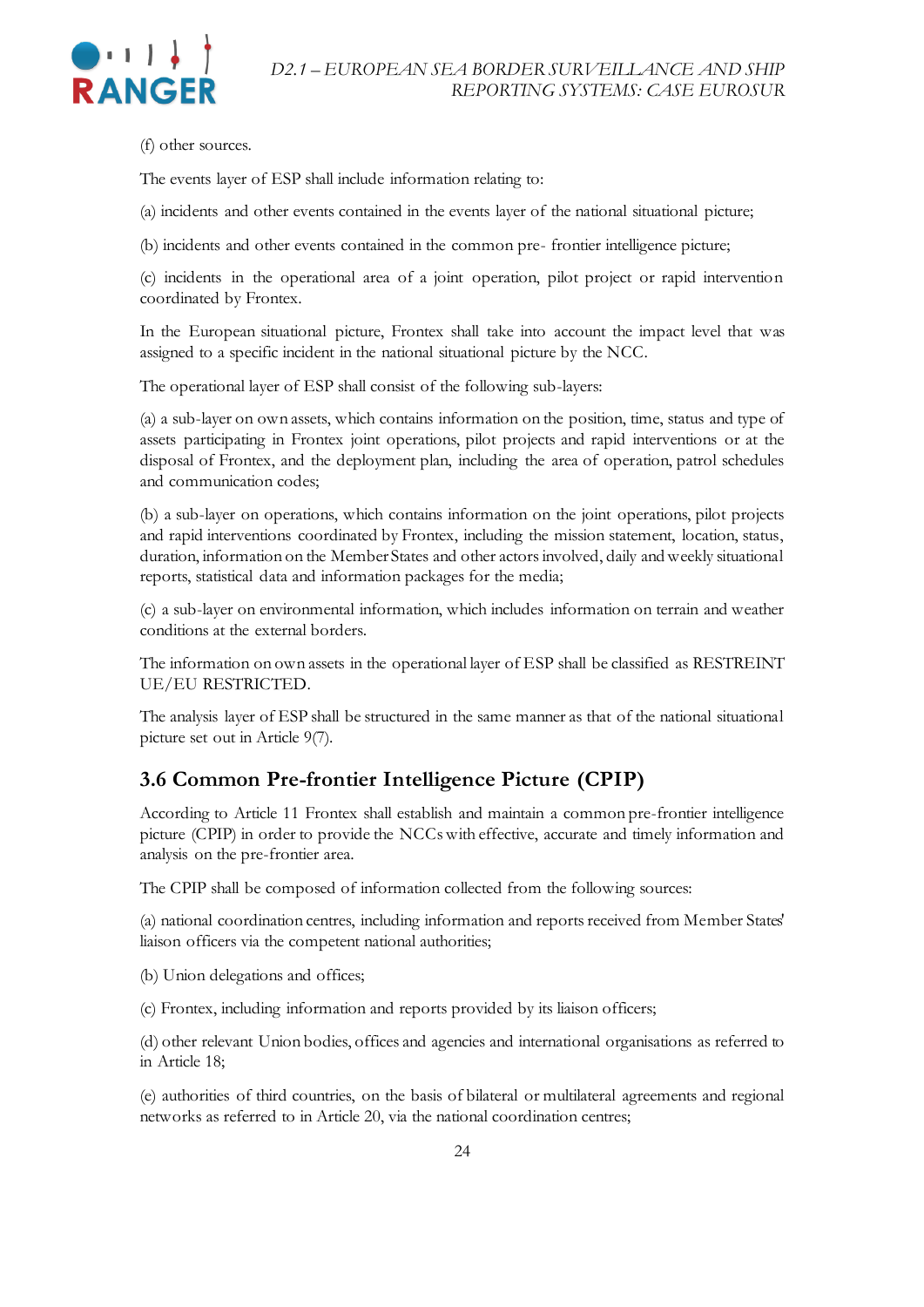(f) other sources.

The events layer of ESP shall include information relating to:

(a) incidents and other events contained in the events layer of the national situational picture;

(b) incidents and other events contained in the common pre- frontier intelligence picture;

(c) incidents in the operational area of a joint operation, pilot project or rapid intervention coordinated by Frontex.

In the European situational picture, Frontex shall take into account the impact level that was assigned to a specific incident in the national situational picture by the NCC.

The operational layer of ESP shall consist of the following sub-layers:

(a) a sub-layer on own assets, which contains information on the position, time, status and type of assets participating in Frontex joint operations, pilot projects and rapid interventions or at the disposal of Frontex, and the deployment plan, including the area of operation, patrol schedules and communication codes;

(b) a sub-layer on operations, which contains information on the joint operations, pilot projects and rapid interventions coordinated by Frontex, including the mission statement, location, status, duration, information on the Member States and other actors involved, daily and weekly situational reports, statistical data and information packages for the media;

(c) a sub-layer on environmental information, which includes information on terrain and weather conditions at the external borders.

The information on own assets in the operational layer of ESP shall be classified as RESTREINT UE/EU RESTRICTED.

The analysis layer of ESP shall be structured in the same manner as that of the national situational picture set out in Article 9(7).

## 3.6 Common Pre-frontier Intelligence Picture (CPIP)

According to Article 11 Frontex shall establish and maintain a common pre-frontier intelligence picture (CPIP) in order to provide the NCCs with effective, accurate and timely information and analysis on the pre-frontier area.

The CPIP shall be composed of information collected from the following sources:

(a) national coordination centres, including information and reports received from Member States' liaison officers via the competent national authorities;

(b) Union delegations and offices;

(c) Frontex, including information and reports provided by its liaison officers;

(d) other relevant Union bodies, offices and agencies and international organisations as referred to in Article 18;

(e) authorities of third countries, on the basis of bilateral or multilateral agreements and regional networks as referred to in Article 20, via the national coordination centres;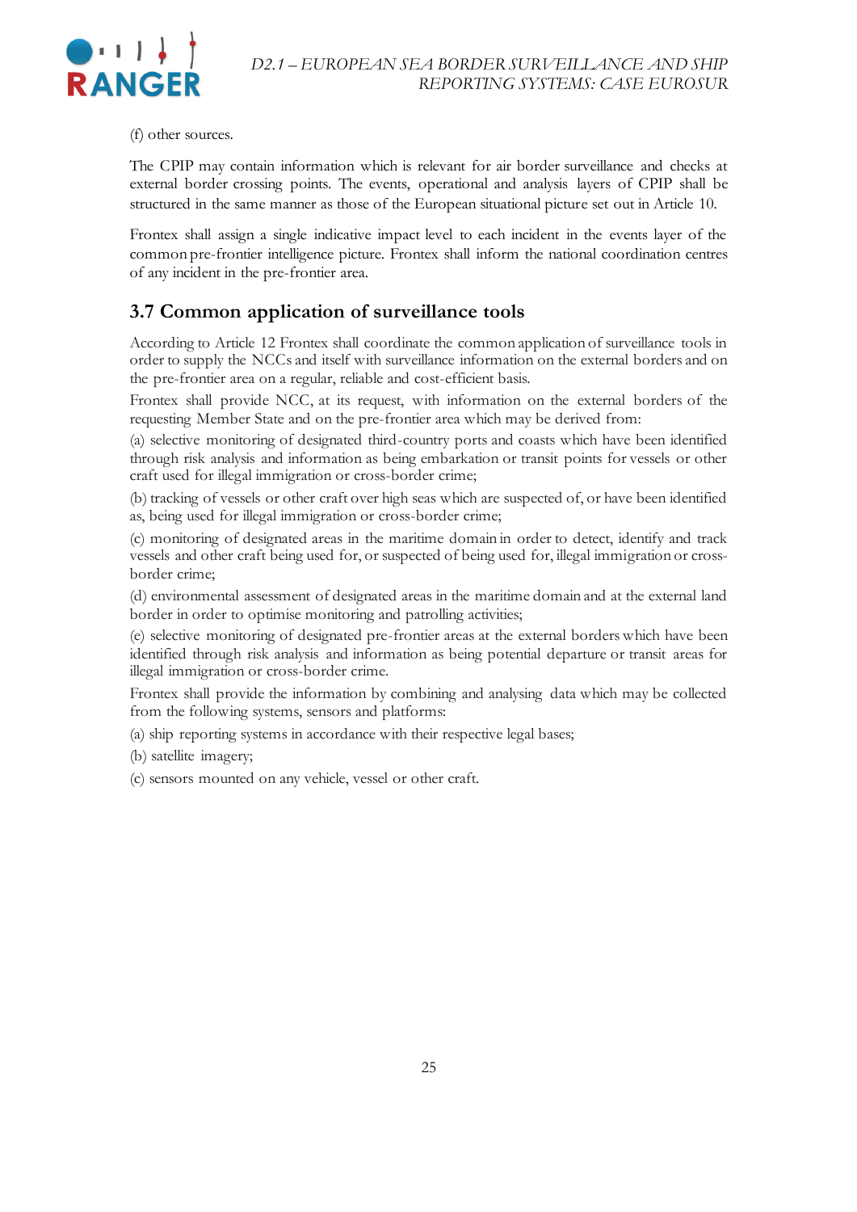(f) other sources.

The CPIP may contain information which is relevant for air border surveillance and checks at external border crossing points. The events, operational and analysis layers of CPIP shall be structured in the same manner as those of the European situational picture set out in Article 10.

Frontex shall assign a single indicative impact level to each incident in the events layer of the common pre-frontier intelligence picture. Frontex shall inform the national coordination centres of any incident in the pre-frontier area.

## 3.7 Common application of surveillance tools

According to Article 12 Frontex shall coordinate the common application of surveillance tools in order to supply the NCCs and itself with surveillance information on the external borders and on the pre-frontier area on a regular, reliable and cost-efficient basis.

Frontex shall provide NCC, at its request, with information on the external borders of the requesting Member State and on the pre-frontier area which may be derived from:

(a) selective monitoring of designated third-country ports and coasts which have been identified through risk analysis and information as being embarkation or transit points for vessels or other craft used for illegal immigration or cross-border crime;

(b) tracking of vessels or other craft over high seas which are suspected of, or have been identified as, being used for illegal immigration or cross-border crime;

(c) monitoring of designated areas in the maritime domain in order to detect, identify and track vessels and other craft being used for, or suspected of being used for, illegal immigration or cross-border crime;

(d) environmental assessment of designated areas in the maritime domain and at the external land border in order to optimise monitoring and patrolling activities;

(e) selective monitoring of designated pre-frontier areas at the external borders which have been identified through risk analysis and information as being potential departure or transit areas for illegal immigration or cross-border crime.

Frontex shall provide the information by combining and analysing data which may be collected from the following systems, sensors and platforms:

(a) ship reporting systems in accordance with their respective legal bases;

(b) satellite imagery;

(c) sensors mounted on any vehicle, vessel or other craft.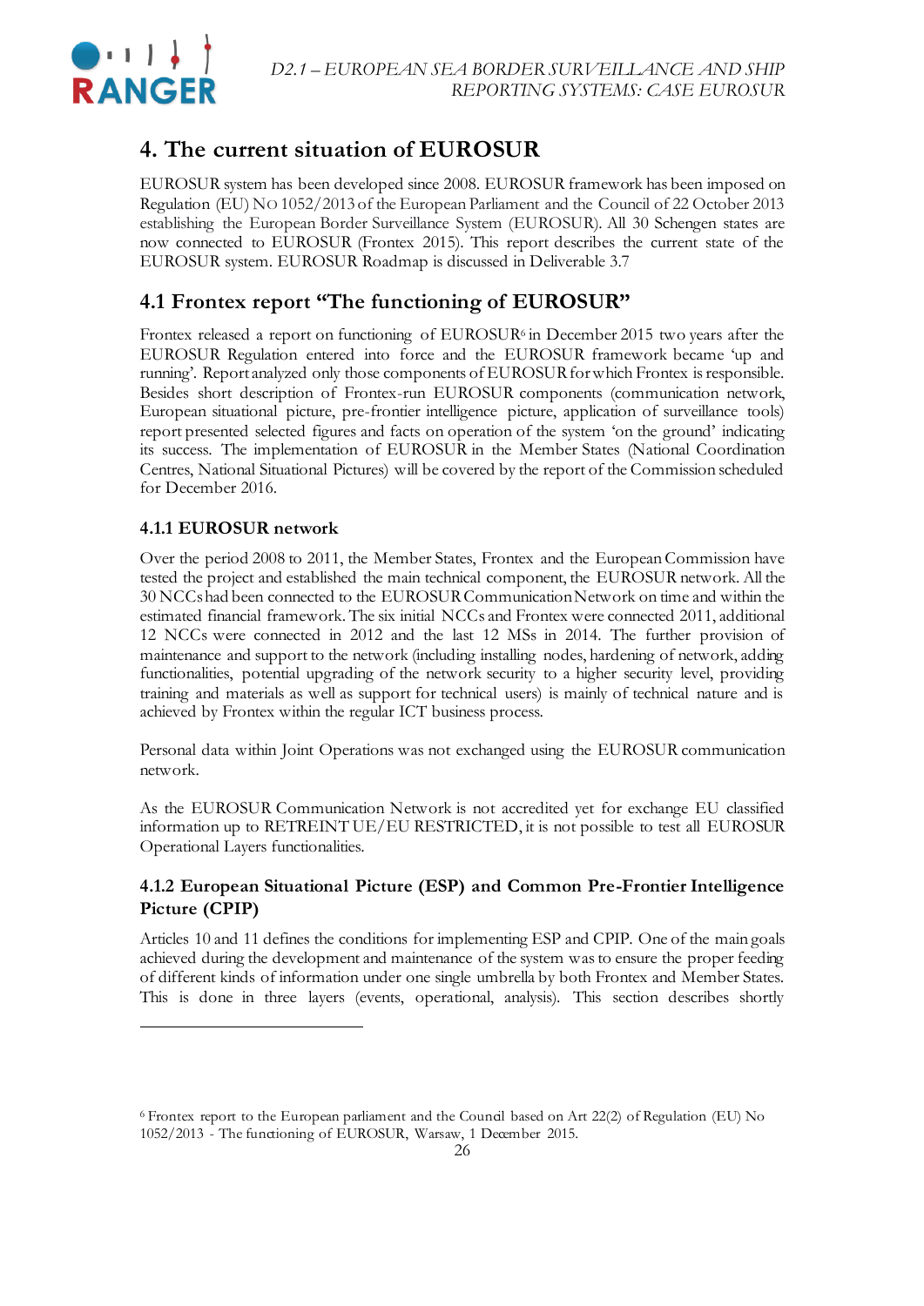# 4. The current situation of EUROSUR

EUROSUR system has been developed since 2008. EUROSUR framework has been imposed on Regulation (EU) No 1052/2013 of the European Parliament and the Council of 22 October 2013 establishing the European Border Surveillance System (EUROSUR). All 30 Schengen states are now connected to EUROSUR (Frontex 2015). This report describes the current state of the EUROSUR system. EUROSUR Roadmap is discussed in Deliverable 3.7

## 4.1 Frontex report "The functioning of EUROSUR"

Frontex released a report on functioning of EUROSUR[6] in December 2015 two years after the EUROSUR Regulation entered into force and the EUROSUR framework became 'up and running'. Report analyzed only those components of EUROSUR for which Frontex is responsible. Besides short description of Frontex-run EUROSUR components (communication network, European situational picture, pre-frontier intelligence picture, application of surveillance tools) report presented selected figures and facts on operation of the system 'on the ground' indicating its success. The implementation of EUROSUR in the Member States (National Coordination Centres, National Situational Pictures) will be covered by the report of the Commission scheduled for December 2016.

### 4.1.1 EUROSUR network

Over the period 2008 to 2011, the Member States, Frontex and the European Commission have tested the project and established the main technical component, the EUROSUR network. All the 30 NCCs had been connected to the EUROSUR Communication Network on time and within the estimated financial framework. The six initial NCCs and Frontex were connected 2011, additional 12 NCCs were connected in 2012 and the last 12 MSs in 2014. The further provision of maintenance and support to the network (including installing nodes, hardening of network, adding functionalities, potential upgrading of the network security to a higher security level, providing training and materials as well as support for technical users) is mainly of technical nature and is achieved by Frontex within the regular ICT business process.

Personal data within Joint Operations was not exchanged using the EUROSUR communication network.

As the EUROSUR Communication Network is not accredited yet for exchange EU classified information up to RETREINT UE/EU RESTRICTED, it is not possible to test all EUROSUR Operational Layers functionalities.

### 4.1.2 European Situational Picture (ESP) and Common Pre-Frontier Intelligence Picture (CPIP)

Articles 10 and 11 defines the conditions for implementing ESP and CPIP. One of the main goals achieved during the development and maintenance of the system was to ensure the proper feeding of different kinds of information under one single umbrella by both Frontex and Member States. This is done in three layers (events, operational, analysis). This section describes shortly

[6] Frontex report to the European parliament and the Council based on Art 22(2) of Regulation (EU) No 1052/2013 - The functioning of EUROSUR, Warsaw, 1 December 2015.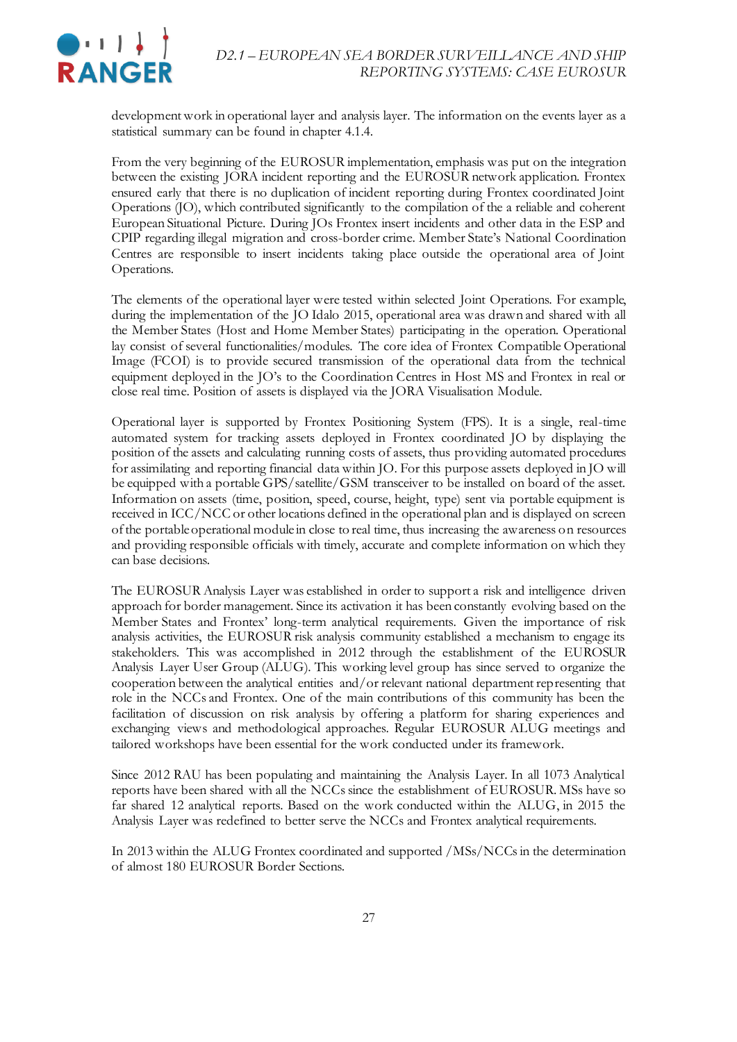development work in operational layer and analysis layer. The information on the events layer as a statistical summary can be found in chapter 4.1.4.

From the very beginning of the EUROSUR implementation, emphasis was put on the integration between the existing JORA incident reporting and the EUROSUR network application. Frontex ensured early that there is no duplication of incident reporting during Frontex coordinated Joint Operations (JO), which contributed significantly to the compilation of the a reliable and coherent European Situational Picture. During JOs Frontex insert incidents and other data in the ESP and CPIP regarding illegal migration and cross-border crime. Member State's National Coordination Centres are responsible to insert incidents taking place outside the operational area of Joint Operations.

The elements of the operational layer were tested within selected Joint Operations. For example, during the implementation of the JO Idalo 2015, operational area was drawn and shared with all the Member States (Host and Home Member States) participating in the operation. Operational lay consist of several functionalities/modules. The core idea of Frontex Compatible Operational Image (FCOI) is to provide secured transmission of the operational data from the technical equipment deployed in the JO's to the Coordination Centres in Host MS and Frontex in real or close real time. Position of assets is displayed via the JORA Visualisation Module.

Operational layer is supported by Frontex Positioning System (FPS). It is a single, real-time automated system for tracking assets deployed in Frontex coordinated JO by displaying the position of the assets and calculating running costs of assets, thus providing automated procedures for assimilating and reporting financial data within JO. For this purpose assets deployed in JO will be equipped with a portable GPS/satellite/GSM transceiver to be installed on board of the asset. Information on assets (time, position, speed, course, height, type) sent via portable equipment is received in ICC/NCC or other locations defined in the operational plan and is displayed on screen of the portable operational module in close to real time, thus increasing the awareness on resources and providing responsible officials with timely, accurate and complete information on which they can base decisions.

The EUROSUR Analysis Layer was established in order to support a risk and intelligence driven approach for border management. Since its activation it has been constantly evolving based on the Member States and Frontex' long-term analytical requirements. Given the importance of risk analysis activities, the EUROSUR risk analysis community established a mechanism to engage its stakeholders. This was accomplished in 2012 through the establishment of the EUROSUR Analysis Layer User Group (ALUG). This working level group has since served to organize the cooperation between the analytical entities and/or relevant national department representing that role in the NCCs and Frontex. One of the main contributions of this community has been the facilitation of discussion on risk analysis by offering a platform for sharing experiences and exchanging views and methodological approaches. Regular EUROSUR ALUG meetings and tailored workshops have been essential for the work conducted under its framework.

Since 2012 RAU has been populating and maintaining the Analysis Layer. In all 1073 Analytical reports have been shared with all the NCCs since the establishment of EUROSUR. MSs have so far shared 12 analytical reports. Based on the work conducted within the ALUG, in 2015 the Analysis Layer was redefined to better serve the NCCs and Frontex analytical requirements.

In 2013 within the ALUG Frontex coordinated and supported /MSs/NCCs in the determination of almost 180 EUROSUR Border Sections.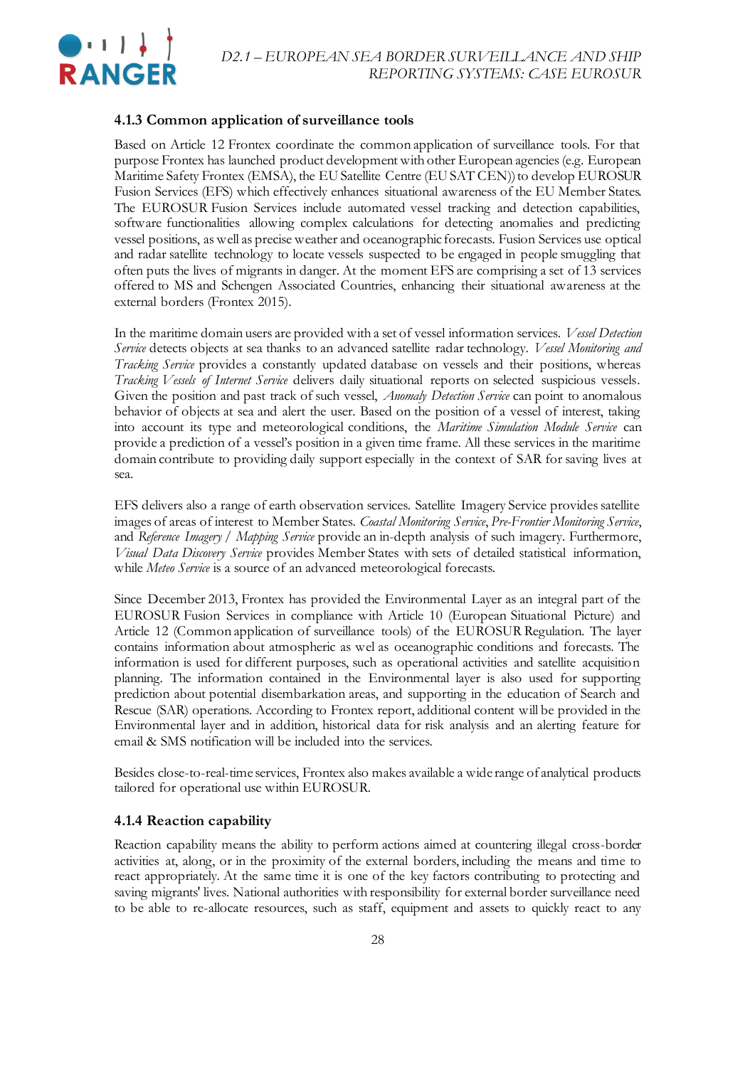### 4.1.3 Common application of surveillance tools

Based on Article 12 Frontex coordinate the common application of surveillance tools. For that purpose Frontex has launched product development with other European agencies (e.g. European Maritime Safety Frontex (EMSA), the EU Satellite Centre (EU SAT CEN)) to develop EUROSUR Fusion Services (EFS) which effectively enhances situational awareness of the EU Member States. The EUROSUR Fusion Services include automated vessel tracking and detection capabilities, software functionalities allowing complex calculations for detecting anomalies and predicting vessel positions, as well as precise weather and oceanographic forecasts. Fusion Services use optical and radar satellite technology to locate vessels suspected to be engaged in people smuggling that often puts the lives of migrants in danger. At the moment EFS are comprising a set of 13 services offered to MS and Schengen Associated Countries, enhancing their situational awareness at the external borders (Frontex 2015).

In the maritime domain users are provided with a set of vessel information services. *Vessel Detection Service* detects objects at sea thanks to an advanced satellite radar technology. *Vessel Monitoring and Tracking Service* provides a constantly updated database on vessels and their positions, whereas *Tracking Vessels of Internet Service* delivers daily situational reports on selected suspicious vessels. Given the position and past track of such vessel, *Anomaly Detection Service* can point to anomalous behavior of objects at sea and alert the user. Based on the position of a vessel of interest, taking into account its type and meteorological conditions, the *Maritime Simulation Module Service* can provide a prediction of a vessel's position in a given time frame. All these services in the maritime domain contribute to providing daily support especially in the context of SAR for saving lives at sea.

EFS delivers also a range of earth observation services. Satellite Imagery Service provides satellite images of areas of interest to Member States. *Coastal Monitoring Service*, *Pre-Frontier Monitoring Service*, and *Reference Imagery / Mapping Service* provide an in-depth analysis of such imagery. Furthermore, *Visual Data Discovery Service* provides Member States with sets of detailed statistical information, while *Meteo Service* is a source of an advanced meteorological forecasts.

Since December 2013, Frontex has provided the Environmental Layer as an integral part of the EUROSUR Fusion Services in compliance with Article 10 (European Situational Picture) and Article 12 (Common application of surveillance tools) of the EUROSUR Regulation. The layer contains information about atmospheric as wel as oceanographic conditions and forecasts. The information is used for different purposes, such as operational activities and satellite acquisition planning. The information contained in the Environmental layer is also used for supporting prediction about potential disembarkation areas, and supporting in the education of Search and Rescue (SAR) operations. According to Frontex report, additional content will be provided in the Environmental layer and in addition, historical data for risk analysis and an alerting feature for email & SMS notification will be included into the services.

Besides close-to-real-time services, Frontex also makes available a wide range of analytical products tailored for operational use within EUROSUR.

### 4.1.4 Reaction capability

Reaction capability means the ability to perform actions aimed at countering illegal cross-border activities at, along, or in the proximity of the external borders, including the means and time to react appropriately. At the same time it is one of the key factors contributing to protecting and saving migrants' lives. National authorities with responsibility for external border surveillance need to be able to re-allocate resources, such as staff, equipment and assets to quickly react to any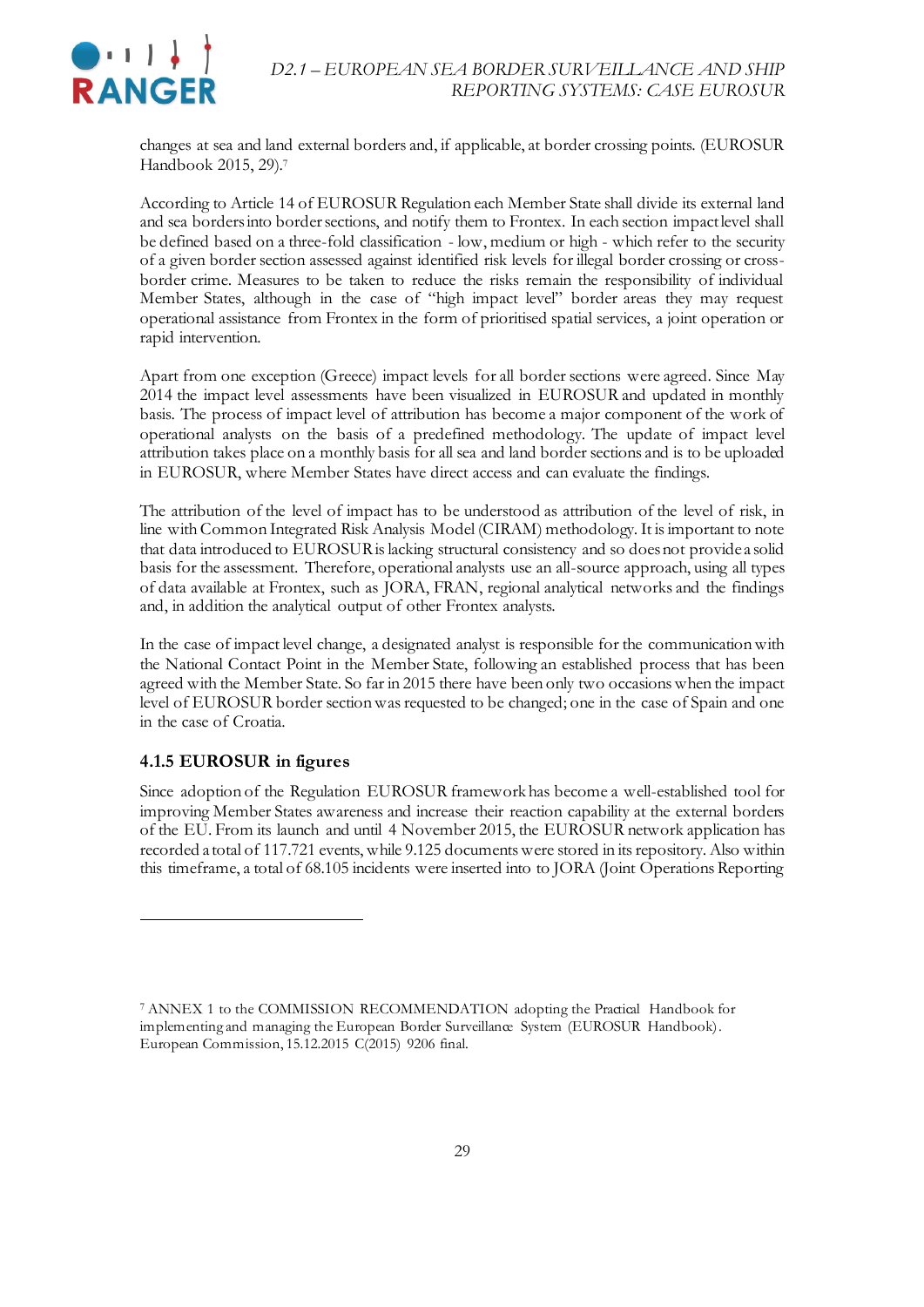changes at sea and land external borders and, if applicable, at border crossing points. (EUROSUR Handbook 2015, 29).[7]

According to Article 14 of EUROSUR Regulation each Member State shall divide its external land and sea borders into border sections, and notify them to Frontex. In each section impact level shall be defined based on a three-fold classification - low, medium or high - which refer to the security of a given border section assessed against identified risk levels for illegal border crossing or cross-border crime. Measures to be taken to reduce the risks remain the responsibility of individual Member States, although in the case of "high impact level" border areas they may request operational assistance from Frontex in the form of prioritised spatial services, a joint operation or rapid intervention.

Apart from one exception (Greece) impact levels for all border sections were agreed. Since May 2014 the impact level assessments have been visualized in EUROSUR and updated in monthly basis. The process of impact level of attribution has become a major component of the work of operational analysts on the basis of a predefined methodology. The update of impact level attribution takes place on a monthly basis for all sea and land border sections and is to be uploaded in EUROSUR, where Member States have direct access and can evaluate the findings.

The attribution of the level of impact has to be understood as attribution of the level of risk, in line with Common Integrated Risk Analysis Model (CIRAM) methodology. It is important to note that data introduced to EUROSUR is lacking structural consistency and so does not provide a solid basis for the assessment. Therefore, operational analysts use an all-source approach, using all types of data available at Frontex, such as JORA, FRAN, regional analytical networks and the findings and, in addition the analytical output of other Frontex analysts.

In the case of impact level change, a designated analyst is responsible for the communication with the National Contact Point in the Member State, following an established process that has been agreed with the Member State. So far in 2015 there have been only two occasions when the impact level of EUROSUR border section was requested to be changed; one in the case of Spain and one in the case of Croatia.

### 4.1.5 EUROSUR in figures

Since adoption of the Regulation EUROSUR framework has become a well-established tool for improving Member States awareness and increase their reaction capability at the external borders of the EU. From its launch and until 4 November 2015, the EUROSUR network application has recorded a total of 117.721 events, while 9.125 documents were stored in its repository. Also within this timeframe, a total of 68.105 incidents were inserted into to JORA (Joint Operations Reporting

---

[7] ANNEX 1 to the COMMISSION RECOMMENDATION adopting the Practical Handbook for implementing and managing the European Border Surveillance System (EUROSUR Handbook). European Commission, 15.12.2015 C(2015) 9206 final.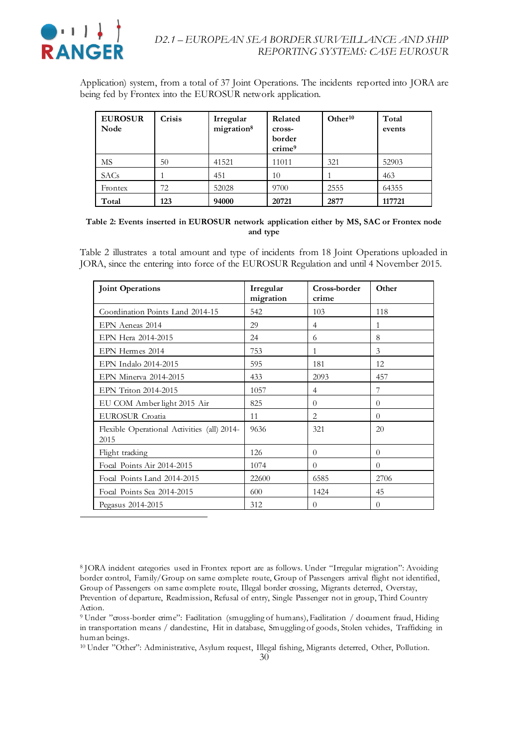Application) system, from a total of 37 Joint Operations. The incidents reported into JORA are being fed by Frontex into the EUROSUR network application.

| EUROSUR Node | Crisis | Irregular migration[8] | Related cross-border crime[9] | Other[10] | Total events |
|---|---|---|---|---|---|
| MS | 50 | 41521 | 11011 | 321 | 52903 |
| SACs | 1 | 451 | 10 | 1 | 463 |
| Frontex | 72 | 52028 | 9700 | 2555 | 64355 |
| **Total** | **123** | **94000** | **20721** | **2877** | **117721** |

**Table 2: Events inserted in EUROSUR network application either by MS, SAC or Frontex node and type**

Table 2 illustrates a total amount and type of incidents from 18 Joint Operations uploaded in JORA, since the entering into force of the EUROSUR Regulation and until 4 November 2015.

| Joint Operations | Irregular migration | Cross-border crime | Other |
|---|---|---|---|
| Coordination Points Land 2014-15 | 542 | 103 | 118 |
| EPN Aeneas 2014 | 29 | 4 | 1 |
| EPN Hera 2014-2015 | 24 | 6 | 8 |
| EPN Hermes 2014 | 753 | 1 | 3 |
| EPN Indalo 2014-2015 | 595 | 181 | 12 |
| EPN Minerva 2014-2015 | 433 | 2093 | 457 |
| EPN Triton 2014-2015 | 1057 | 4 | 7 |
| EU COM Amber light 2015 Air | 825 | 0 | 0 |
| EUROSUR Croatia | 11 | 2 | 0 |
| Flexible Operational Activities (all) 2014-2015 | 9636 | 321 | 20 |
| Flight tracking | 126 | 0 | 0 |
| Focal Points Air 2014-2015 | 1074 | 0 | 0 |
| Focal Points Land 2014-2015 | 22600 | 6585 | 2706 |
| Focal Points Sea 2014-2015 | 600 | 1424 | 45 |
| Pegasus 2014-2015 | 312 | 0 | 0 |

[8] JORA incident categories used in Frontex report are as follows. Under "Irregular migration": Avoiding border control, Family/Group on same complete route, Group of Passengers arrival flight not identified, Group of Passengers on same complete route, Illegal border crossing, Migrants deterred, Overstay, Prevention of departure, Readmission, Refusal of entry, Single Passenger not in group, Third Country Action.

[9] Under "cross-border crime": Facilitation (smuggling of humans), Facilitation / document fraud, Hiding in transportation means / clandestine, Hit in database, Smuggling of goods, Stolen vehicles, Trafficking in human beings.

[10] Under "Other": Administrative, Asylum request, Illegal fishing, Migrants deterred, Other, Pollution.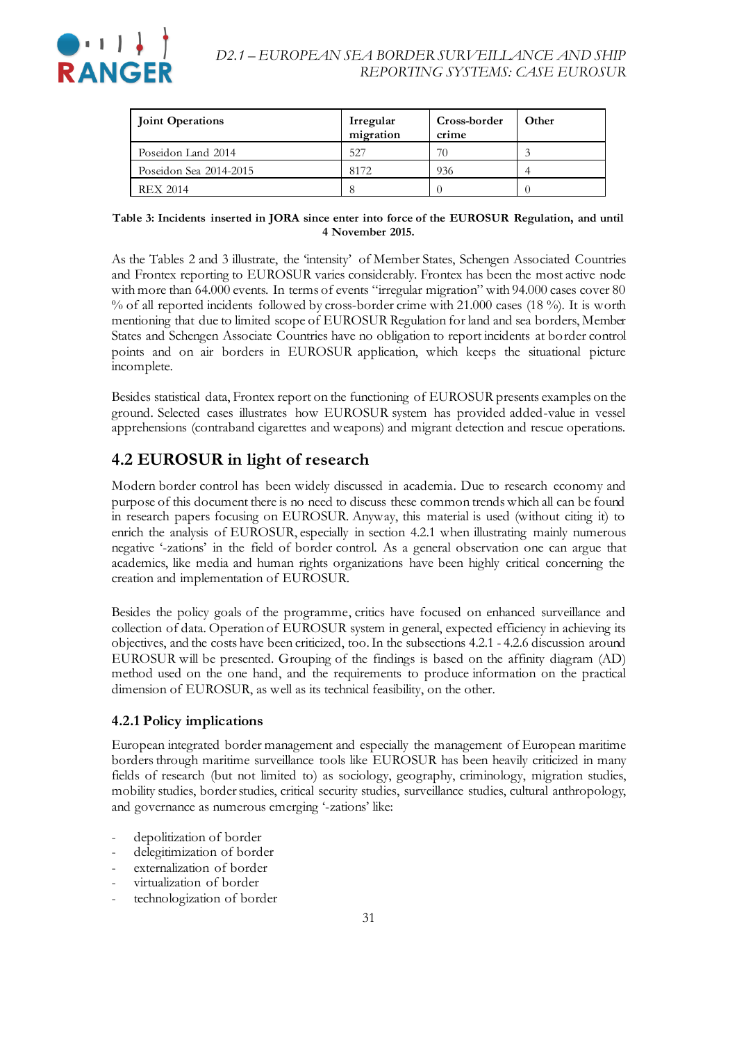| Joint Operations | Irregular migration | Cross-border crime | Other |
|---|---|---|---|
| Poseidon Land 2014 | 527 | 70 | 3 |
| Poseidon Sea 2014-2015 | 8172 | 936 | 4 |
| REX 2014 | 8 | 0 | 0 |

**Table 3: Incidents inserted in JORA since enter into force of the EUROSUR Regulation, and until 4 November 2015.**

As the Tables 2 and 3 illustrate, the 'intensity' of Member States, Schengen Associated Countries and Frontex reporting to EUROSUR varies considerably. Frontex has been the most active node with more than 64.000 events. In terms of events "irregular migration" with 94.000 cases cover 80 % of all reported incidents followed by cross-border crime with 21.000 cases (18 %). It is worth mentioning that due to limited scope of EUROSUR Regulation for land and sea borders, Member States and Schengen Associate Countries have no obligation to report incidents at border control points and on air borders in EUROSUR application, which keeps the situational picture incomplete.

Besides statistical data, Frontex report on the functioning of EUROSUR presents examples on the ground. Selected cases illustrates how EUROSUR system has provided added-value in vessel apprehensions (contraband cigarettes and weapons) and migrant detection and rescue operations.

## 4.2 EUROSUR in light of research

Modern border control has been widely discussed in academia. Due to research economy and purpose of this document there is no need to discuss these common trends which all can be found in research papers focusing on EUROSUR. Anyway, this material is used (without citing it) to enrich the analysis of EUROSUR, especially in section 4.2.1 when illustrating mainly numerous negative '-zations' in the field of border control. As a general observation one can argue that academics, like media and human rights organizations have been highly critical concerning the creation and implementation of EUROSUR.

Besides the policy goals of the programme, critics have focused on enhanced surveillance and collection of data. Operation of EUROSUR system in general, expected efficiency in achieving its objectives, and the costs have been criticized, too. In the subsections 4.2.1 - 4.2.6 discussion around EUROSUR will be presented. Grouping of the findings is based on the affinity diagram (AD) method used on the one hand, and the requirements to produce information on the practical dimension of EUROSUR, as well as its technical feasibility, on the other.

### 4.2.1 Policy implications

European integrated border management and especially the management of European maritime borders through maritime surveillance tools like EUROSUR has been heavily criticized in many fields of research (but not limited to) as sociology, geography, criminology, migration studies, mobility studies, border studies, critical security studies, surveillance studies, cultural anthropology, and governance as numerous emerging '-zations' like:

- depolitization of border
- delegitimization of border
- externalization of border
- virtualization of border
- technologization of border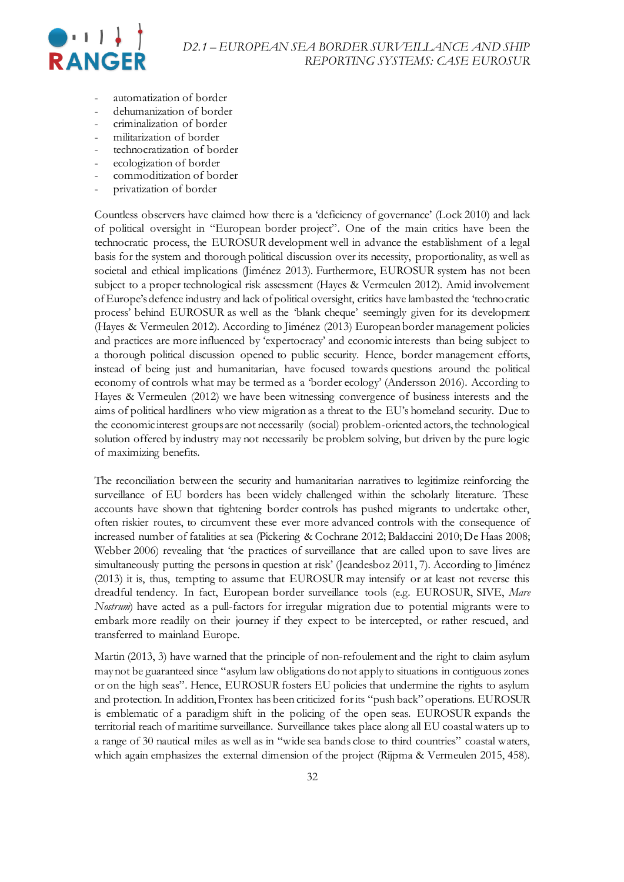- automatization of border
- dehumanization of border
- criminalization of border
- militarization of border
- technocratization of border
- ecologization of border
- commoditization of border
- privatization of border

Countless observers have claimed how there is a 'deficiency of governance' (Lock 2010) and lack of political oversight in "European border project". One of the main critics have been the technocratic process, the EUROSUR development well in advance the establishment of a legal basis for the system and thorough political discussion over its necessity, proportionality, as well as societal and ethical implications (Jiménez 2013). Furthermore, EUROSUR system has not been subject to a proper technological risk assessment (Hayes & Vermeulen 2012). Amid involvement of Europe's defence industry and lack of political oversight, critics have lambasted the 'technocratic process' behind EUROSUR as well as the 'blank cheque' seemingly given for its development (Hayes & Vermeulen 2012). According to Jiménez (2013) European border management policies and practices are more influenced by 'expertocracy' and economic interests than being subject to a thorough political discussion opened to public security. Hence, border management efforts, instead of being just and humanitarian, have focused towards questions around the political economy of controls what may be termed as a 'border ecology' (Andersson 2016). According to Hayes & Vermeulen (2012) we have been witnessing convergence of business interests and the aims of political hardliners who view migration as a threat to the EU's homeland security. Due to the economic interest groups are not necessarily (social) problem-oriented actors, the technological solution offered by industry may not necessarily be problem solving, but driven by the pure logic of maximizing benefits.

The reconciliation between the security and humanitarian narratives to legitimize reinforcing the surveillance of EU borders has been widely challenged within the scholarly literature. These accounts have shown that tightening border controls has pushed migrants to undertake other, often riskier routes, to circumvent these ever more advanced controls with the consequence of increased number of fatalities at sea (Pickering & Cochrane 2012; Baldaccini 2010; De Haas 2008; Webber 2006) revealing that 'the practices of surveillance that are called upon to save lives are simultaneously putting the persons in question at risk' (Jeandesboz 2011, 7). According to Jiménez (2013) it is, thus, tempting to assume that EUROSUR may intensify or at least not reverse this dreadful tendency. In fact, European border surveillance tools (e.g. EUROSUR, SIVE, *Mare Nostrum*) have acted as a pull-factors for irregular migration due to potential migrants were to embark more readily on their journey if they expect to be intercepted, or rather rescued, and transferred to mainland Europe.

Martin (2013, 3) have warned that the principle of non-refoulement and the right to claim asylum may not be guaranteed since "asylum law obligations do not apply to situations in contiguous zones or on the high seas". Hence, EUROSUR fosters EU policies that undermine the rights to asylum and protection. In addition, Frontex has been criticized for its "push back" operations. EUROSUR is emblematic of a paradigm shift in the policing of the open seas. EUROSUR expands the territorial reach of maritime surveillance. Surveillance takes place along all EU coastal waters up to a range of 30 nautical miles as well as in "wide sea bands close to third countries" coastal waters, which again emphasizes the external dimension of the project (Rijpma & Vermeulen 2015, 458).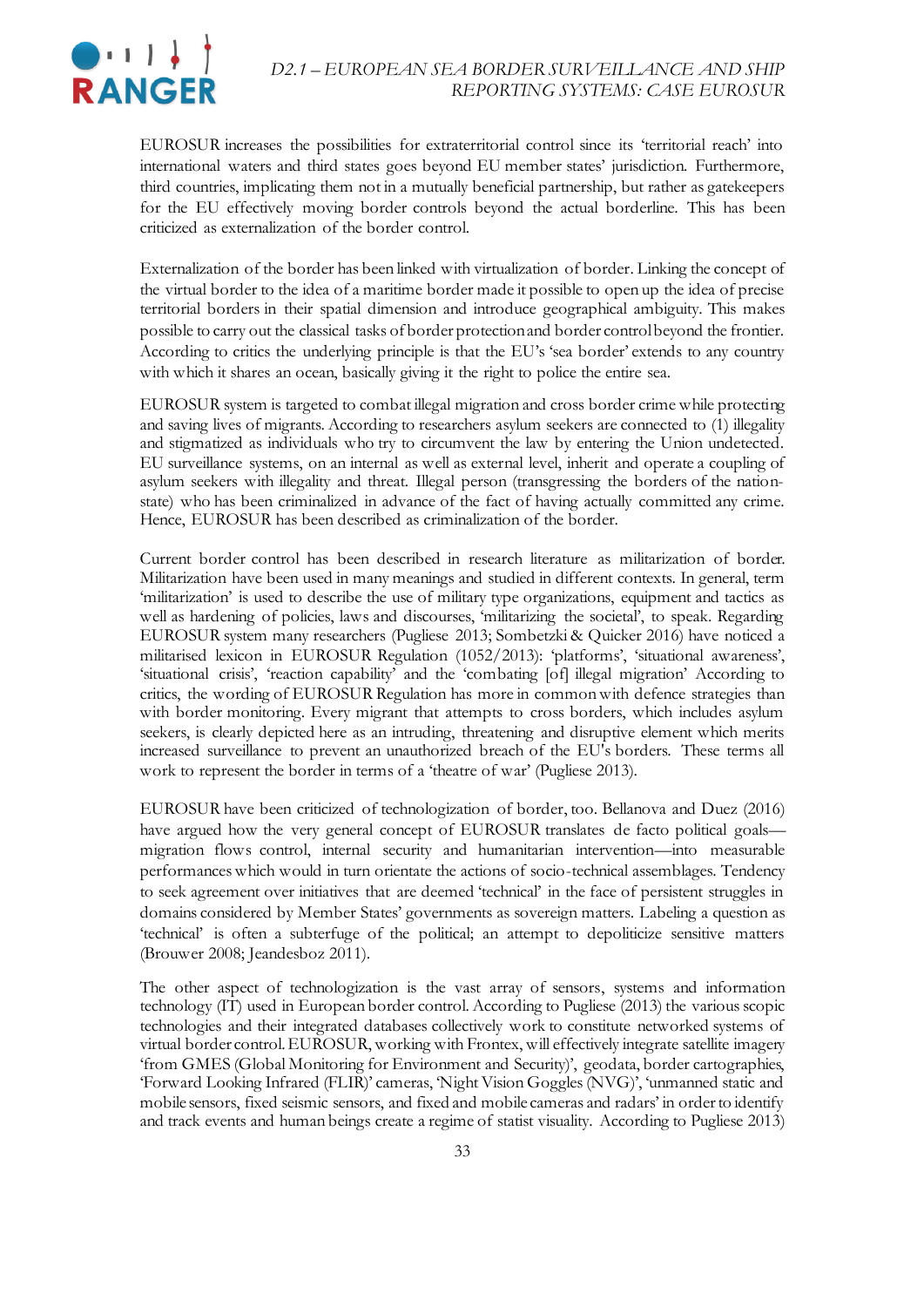EUROSUR increases the possibilities for extraterritorial control since its 'territorial reach' into international waters and third states goes beyond EU member states' jurisdiction. Furthermore, third countries, implicating them not in a mutually beneficial partnership, but rather as gatekeepers for the EU effectively moving border controls beyond the actual borderline. This has been criticized as externalization of the border control.

Externalization of the border has been linked with virtualization of border. Linking the concept of the virtual border to the idea of a maritime border made it possible to open up the idea of precise territorial borders in their spatial dimension and introduce geographical ambiguity. This makes possible to carry out the classical tasks of border protection and border control beyond the frontier. According to critics the underlying principle is that the EU's 'sea border' extends to any country with which it shares an ocean, basically giving it the right to police the entire sea.

EUROSUR system is targeted to combat illegal migration and cross border crime while protecting and saving lives of migrants. According to researchers asylum seekers are connected to (1) illegality and stigmatized as individuals who try to circumvent the law by entering the Union undetected. EU surveillance systems, on an internal as well as external level, inherit and operate a coupling of asylum seekers with illegality and threat. Illegal person (transgressing the borders of the nation-state) who has been criminalized in advance of the fact of having actually committed any crime. Hence, EUROSUR has been described as criminalization of the border.

Current border control has been described in research literature as militarization of border. Militarization have been used in many meanings and studied in different contexts. In general, term 'militarization' is used to describe the use of military type organizations, equipment and tactics as well as hardening of policies, laws and discourses, 'militarizing the societal', to speak. Regarding EUROSUR system many researchers (Pugliese 2013; Sombetzki & Quicker 2016) have noticed a militarised lexicon in EUROSUR Regulation (1052/2013): 'platforms', 'situational awareness', 'situational crisis', 'reaction capability' and the 'combating [of] illegal migration' According to critics, the wording of EUROSUR Regulation has more in common with defence strategies than with border monitoring. Every migrant that attempts to cross borders, which includes asylum seekers, is clearly depicted here as an intruding, threatening and disruptive element which merits increased surveillance to prevent an unauthorized breach of the EU's borders. These terms all work to represent the border in terms of a 'theatre of war' (Pugliese 2013).

EUROSUR have been criticized of technologization of border, too. Bellanova and Duez (2016) have argued how the very general concept of EUROSUR translates de facto political goals—migration flows control, internal security and humanitarian intervention—into measurable performances which would in turn orientate the actions of socio-technical assemblages. Tendency to seek agreement over initiatives that are deemed 'technical' in the face of persistent struggles in domains considered by Member States' governments as sovereign matters. Labeling a question as 'technical' is often a subterfuge of the political; an attempt to depoliticize sensitive matters (Brouwer 2008; Jeandesboz 2011).

The other aspect of technologization is the vast array of sensors, systems and information technology (IT) used in European border control. According to Pugliese (2013) the various scopic technologies and their integrated databases collectively work to constitute networked systems of virtual border control. EUROSUR, working with Frontex, will effectively integrate satellite imagery 'from GMES (Global Monitoring for Environment and Security)', geodata, border cartographies, 'Forward Looking Infrared (FLIR)' cameras, 'Night Vision Goggles (NVG)', 'unmanned static and mobile sensors, fixed seismic sensors, and fixed and mobile cameras and radars' in order to identify and track events and human beings create a regime of statist visuality. According to Pugliese 2013)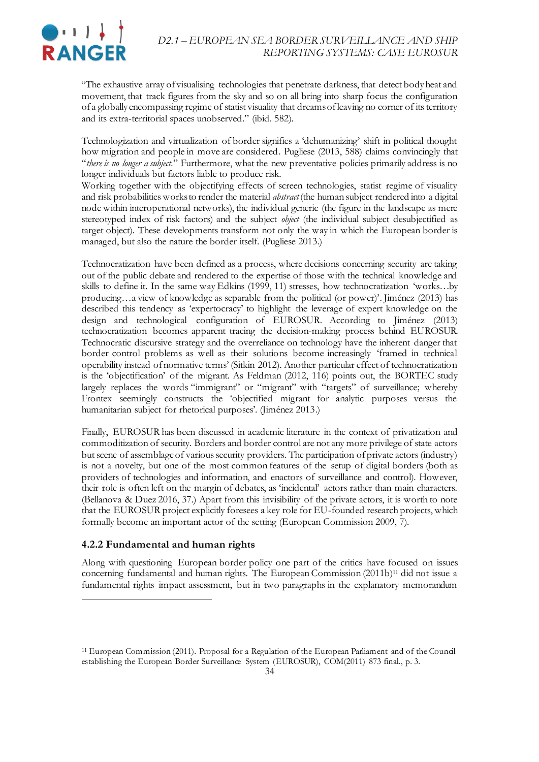"The exhaustive array of visualising technologies that penetrate darkness, that detect body heat and movement, that track figures from the sky and so on all bring into sharp focus the configuration of a globally encompassing regime of statist visuality that dreams of leaving no corner of its territory and its extra-territorial spaces unobserved." (ibid. 582).

Technologization and virtualization of border signifies a 'dehumanizing' shift in political thought how migration and people in move are considered. Pugliese (2013, 588) claims convincingly that "*there is no longer a subject*." Furthermore, what the new preventative policies primarily address is no longer individuals but factors liable to produce risk.

Working together with the objectifying effects of screen technologies, statist regime of visuality and risk probabilities works to render the material *abstract* (the human subject rendered into a digital node within interoperational networks), the individual generic (the figure in the landscape as mere stereotyped index of risk factors) and the subject *object* (the individual subject desubjectified as target object). These developments transform not only the way in which the European border is managed, but also the nature the border itself. (Pugliese 2013.)

Technocratization have been defined as a process, where decisions concerning security are taking out of the public debate and rendered to the expertise of those with the technical knowledge and skills to define it. In the same way Edkins (1999, 11) stresses, how technocratization 'works…by producing…a view of knowledge as separable from the political (or power)'. Jiménez (2013) has described this tendency as 'expertocracy' to highlight the leverage of expert knowledge on the design and technological configuration of EUROSUR. According to Jiménez (2013) technocratization becomes apparent tracing the decision-making process behind EUROSUR. Technocratic discursive strategy and the overreliance on technology have the inherent danger that border control problems as well as their solutions become increasingly 'framed in technical operability instead of normative terms' (Sitkin 2012). Another particular effect of technocratization is the 'objectification' of the migrant. As Feldman (2012, 116) points out, the BORTEC study largely replaces the words "immigrant" or "migrant" with "targets" of surveillance; whereby Frontex seemingly constructs the 'objectified migrant for analytic purposes versus the humanitarian subject for rhetorical purposes'. (Jiménez 2013.)

Finally, EUROSUR has been discussed in academic literature in the context of privatization and commoditization of security. Borders and border control are not any more privilege of state actors but scene of assemblage of various security providers. The participation of private actors (industry) is not a novelty, but one of the most common features of the setup of digital borders (both as providers of technologies and information, and enactors of surveillance and control). However, their role is often left on the margin of debates, as 'incidental' actors rather than main characters. (Bellanova & Duez 2016, 37.) Apart from this invisibility of the private actors, it is worth to note that the EUROSUR project explicitly foresees a key role for EU-founded research projects, which formally become an important actor of the setting (European Commission 2009, 7).

### 4.2.2 Fundamental and human rights

Along with questioning European border policy one part of the critics have focused on issues concerning fundamental and human rights. The European Commission (2011b)[11] did not issue a fundamental rights impact assessment, but in two paragraphs in the explanatory memorandum

[11] European Commission (2011). Proposal for a Regulation of the European Parliament and of the Council establishing the European Border Surveillance System (EUROSUR), COM(2011) 873 final., p. 3.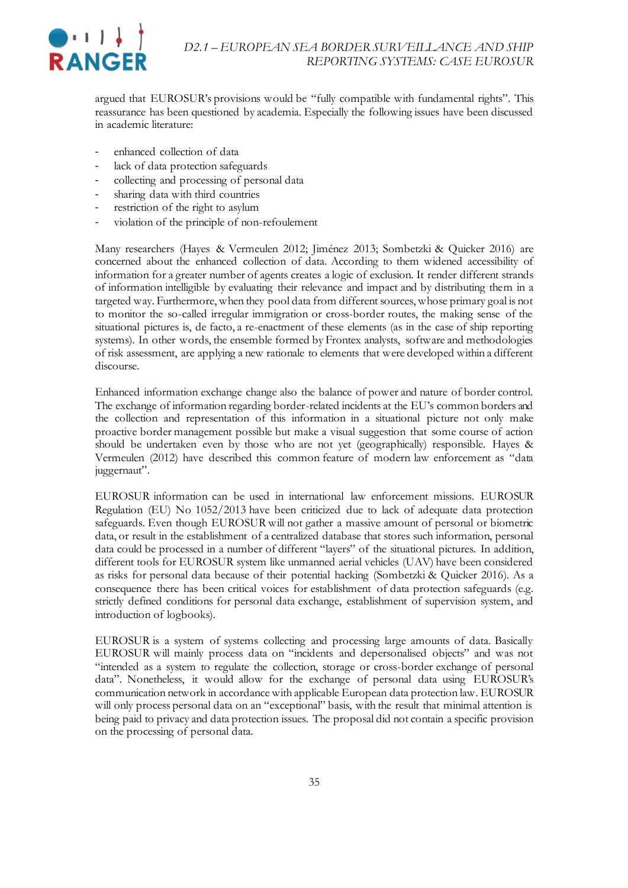argued that EUROSUR's provisions would be "fully compatible with fundamental rights". This reassurance has been questioned by academia. Especially the following issues have been discussed in academic literature:

- enhanced collection of data
- lack of data protection safeguards
- collecting and processing of personal data
- sharing data with third countries
- restriction of the right to asylum
- violation of the principle of non-refoulement

Many researchers (Hayes & Vermeulen 2012; Jiménez 2013; Sombetzki & Quicker 2016) are concerned about the enhanced collection of data. According to them widened accessibility of information for a greater number of agents creates a logic of exclusion. It render different strands of information intelligible by evaluating their relevance and impact and by distributing them in a targeted way. Furthermore, when they pool data from different sources, whose primary goal is not to monitor the so-called irregular immigration or cross-border routes, the making sense of the situational pictures is, de facto, a re-enactment of these elements (as in the case of ship reporting systems). In other words, the ensemble formed by Frontex analysts, software and methodologies of risk assessment, are applying a new rationale to elements that were developed within a different discourse.

Enhanced information exchange change also the balance of power and nature of border control. The exchange of information regarding border-related incidents at the EU's common borders and the collection and representation of this information in a situational picture not only make proactive border management possible but make a visual suggestion that some course of action should be undertaken even by those who are not yet (geographically) responsible. Hayes & Vermeulen (2012) have described this common feature of modern law enforcement as "data juggernaut".

EUROSUR information can be used in international law enforcement missions. EUROSUR Regulation (EU) No 1052/2013 have been criticized due to lack of adequate data protection safeguards. Even though EUROSUR will not gather a massive amount of personal or biometric data, or result in the establishment of a centralized database that stores such information, personal data could be processed in a number of different "layers" of the situational pictures. In addition, different tools for EUROSUR system like unmanned aerial vehicles (UAV) have been considered as risks for personal data because of their potential hacking (Sombetzki & Quicker 2016). As a consequence there has been critical voices for establishment of data protection safeguards (e.g. strictly defined conditions for personal data exchange, establishment of supervision system, and introduction of logbooks).

EUROSUR is a system of systems collecting and processing large amounts of data. Basically EUROSUR will mainly process data on "incidents and depersonalised objects" and was not "intended as a system to regulate the collection, storage or cross-border exchange of personal data". Nonetheless, it would allow for the exchange of personal data using EUROSUR's communication network in accordance with applicable European data protection law. EUROSUR will only process personal data on an "exceptional" basis, with the result that minimal attention is being paid to privacy and data protection issues. The proposal did not contain a specific provision on the processing of personal data.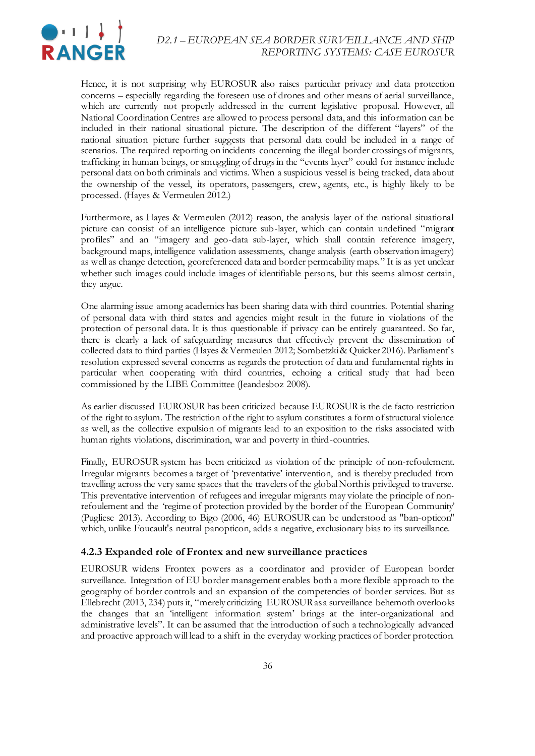Hence, it is not surprising why EUROSUR also raises particular privacy and data protection concerns – especially regarding the foreseen use of drones and other means of aerial surveillance, which are currently not properly addressed in the current legislative proposal. However, all National Coordination Centres are allowed to process personal data, and this information can be included in their national situational picture. The description of the different "layers" of the national situation picture further suggests that personal data could be included in a range of scenarios. The required reporting on incidents concerning the illegal border crossings of migrants, trafficking in human beings, or smuggling of drugs in the "events layer" could for instance include personal data on both criminals and victims. When a suspicious vessel is being tracked, data about the ownership of the vessel, its operators, passengers, crew, agents, etc., is highly likely to be processed. (Hayes & Vermeulen 2012.)

Furthermore, as Hayes & Vermeulen (2012) reason, the analysis layer of the national situational picture can consist of an intelligence picture sub-layer, which can contain undefined "migrant profiles" and an "imagery and geo-data sub-layer, which shall contain reference imagery, background maps, intelligence validation assessments, change analysis (earth observation imagery) as well as change detection, georeferenced data and border permeability maps." It is as yet unclear whether such images could include images of identifiable persons, but this seems almost certain, they argue.

One alarming issue among academics has been sharing data with third countries. Potential sharing of personal data with third states and agencies might result in the future in violations of the protection of personal data. It is thus questionable if privacy can be entirely guaranteed. So far, there is clearly a lack of safeguarding measures that effectively prevent the dissemination of collected data to third parties (Hayes & Vermeulen 2012; Sombetzki & Quicker 2016). Parliament's resolution expressed several concerns as regards the protection of data and fundamental rights in particular when cooperating with third countries, echoing a critical study that had been commissioned by the LIBE Committee (Jeandesboz 2008).

As earlier discussed EUROSUR has been criticized because EUROSUR is the de facto restriction of the right to asylum. The restriction of the right to asylum constitutes a form of structural violence as well, as the collective expulsion of migrants lead to an exposition to the risks associated with human rights violations, discrimination, war and poverty in third-countries.

Finally, EUROSUR system has been criticized as violation of the principle of non-refoulement. Irregular migrants becomes a target of 'preventative' intervention, and is thereby precluded from travelling across the very same spaces that the travelers of the global North is privileged to traverse. This preventative intervention of refugees and irregular migrants may violate the principle of non-refoulement and the 'regime of protection provided by the border of the European Community' (Pugliese 2013). According to Bigo (2006, 46) EUROSUR can be understood as "ban-opticon" which, unlike Foucault's neutral panopticon, adds a negative, exclusionary bias to its surveillance.

### 4.2.3 Expanded role of Frontex and new surveillance practices

EUROSUR widens Frontex powers as a coordinator and provider of European border surveillance. Integration of EU border management enables both a more flexible approach to the geography of border controls and an expansion of the competencies of border services. But as Ellebrecht (2013, 234) puts it, "merely criticizing EUROSUR as a surveillance behemoth overlooks the changes that an 'intelligent information system' brings at the inter-organizational and administrative levels". It can be assumed that the introduction of such a technologically advanced and proactive approach will lead to a shift in the everyday working practices of border protection.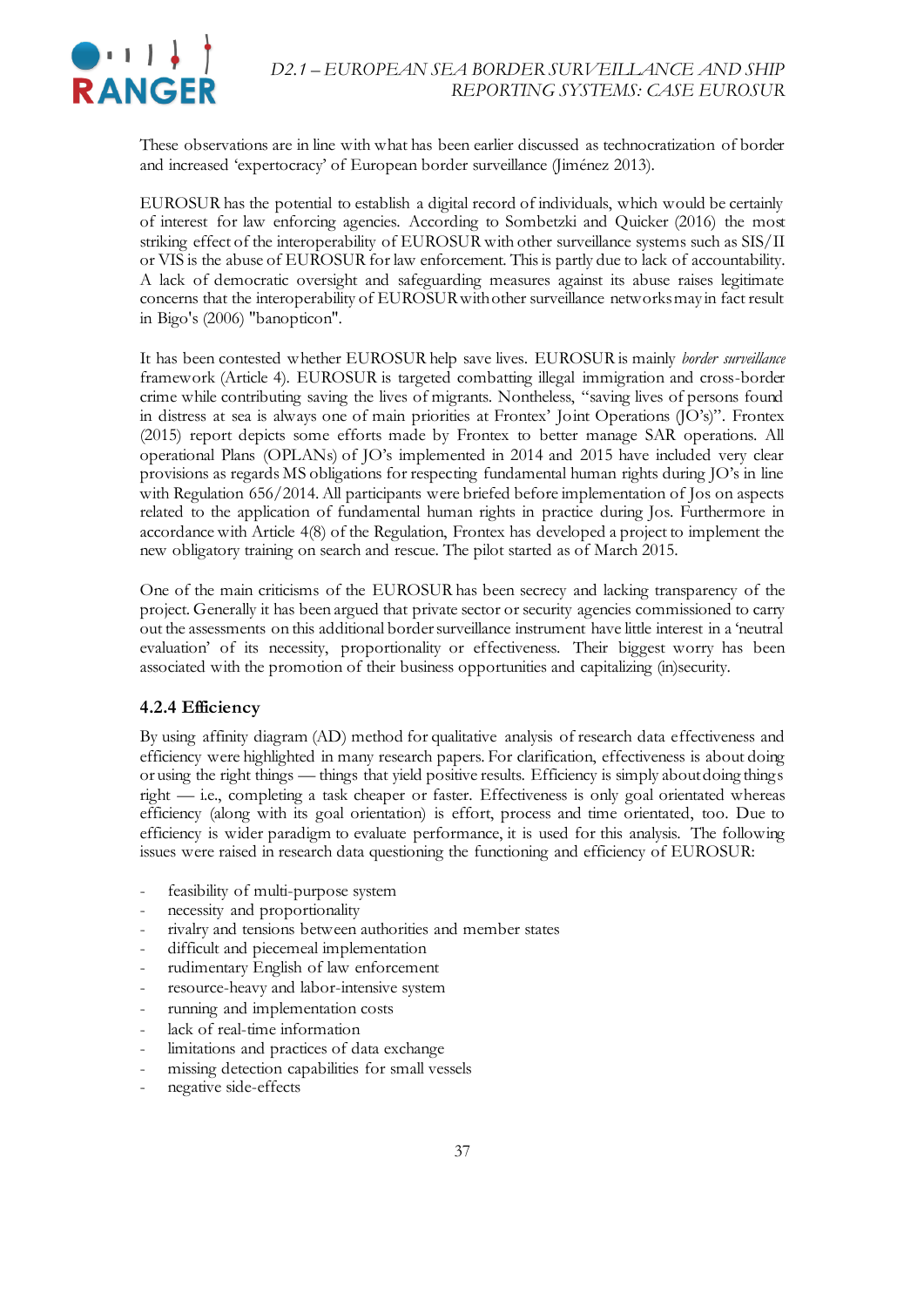These observations are in line with what has been earlier discussed as technocratization of border and increased 'expertocracy' of European border surveillance (Jiménez 2013).

EUROSUR has the potential to establish a digital record of individuals, which would be certainly of interest for law enforcing agencies. According to Sombetzki and Quicker (2016) the most striking effect of the interoperability of EUROSUR with other surveillance systems such as SIS/II or VIS is the abuse of EUROSUR for law enforcement. This is partly due to lack of accountability. A lack of democratic oversight and safeguarding measures against its abuse raises legitimate concerns that the interoperability of EUROSUR with other surveillance networks may in fact result in Bigo's (2006) "banopticon".

It has been contested whether EUROSUR help save lives. EUROSUR is mainly *border surveillance* framework (Article 4). EUROSUR is targeted combatting illegal immigration and cross-border crime while contributing saving the lives of migrants. Nontheless, "saving lives of persons found in distress at sea is always one of main priorities at Frontex' Joint Operations (JO's)". Frontex (2015) report depicts some efforts made by Frontex to better manage SAR operations. All operational Plans (OPLANs) of JO's implemented in 2014 and 2015 have included very clear provisions as regards MS obligations for respecting fundamental human rights during JO's in line with Regulation 656/2014. All participants were briefed before implementation of Jos on aspects related to the application of fundamental human rights in practice during Jos. Furthermore in accordance with Article 4(8) of the Regulation, Frontex has developed a project to implement the new obligatory training on search and rescue. The pilot started as of March 2015.

One of the main criticisms of the EUROSUR has been secrecy and lacking transparency of the project. Generally it has been argued that private sector or security agencies commissioned to carry out the assessments on this additional border surveillance instrument have little interest in a 'neutral evaluation' of its necessity, proportionality or effectiveness. Their biggest worry has been associated with the promotion of their business opportunities and capitalizing (in)security.

### 4.2.4 Efficiency

By using affinity diagram (AD) method for qualitative analysis of research data effectiveness and efficiency were highlighted in many research papers. For clarification, effectiveness is about doing or using the right things — things that yield positive results. Efficiency is simply about doing things right — i.e., completing a task cheaper or faster. Effectiveness is only goal orientated whereas efficiency (along with its goal orientation) is effort, process and time orientated, too. Due to efficiency is wider paradigm to evaluate performance, it is used for this analysis. The following issues were raised in research data questioning the functioning and efficiency of EUROSUR:

- feasibility of multi-purpose system
- necessity and proportionality
- rivalry and tensions between authorities and member states
- difficult and piecemeal implementation
- rudimentary English of law enforcement
- resource-heavy and labor-intensive system
- running and implementation costs
- lack of real-time information
- limitations and practices of data exchange
- missing detection capabilities for small vessels
- negative side-effects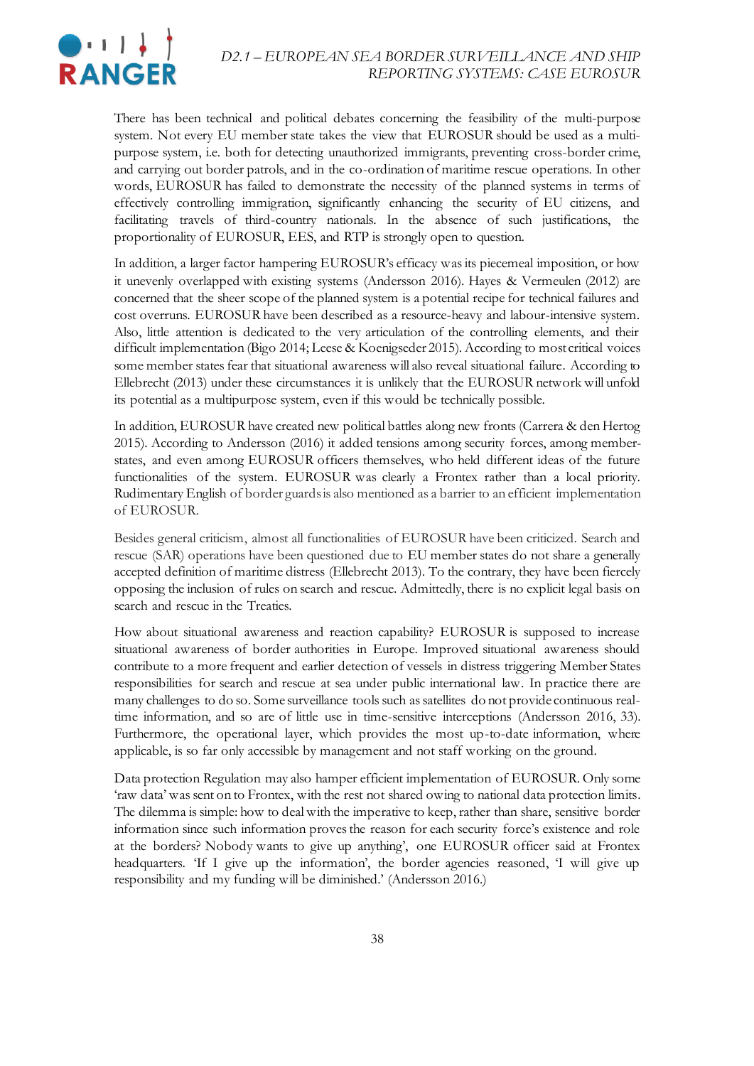There has been technical and political debates concerning the feasibility of the multi-purpose system. Not every EU member state takes the view that EUROSUR should be used as a multi-purpose system, i.e. both for detecting unauthorized immigrants, preventing cross-border crime, and carrying out border patrols, and in the co-ordination of maritime rescue operations. In other words, EUROSUR has failed to demonstrate the necessity of the planned systems in terms of effectively controlling immigration, significantly enhancing the security of EU citizens, and facilitating travels of third-country nationals. In the absence of such justifications, the proportionality of EUROSUR, EES, and RTP is strongly open to question.

In addition, a larger factor hampering EUROSUR's efficacy was its piecemeal imposition, or how it unevenly overlapped with existing systems (Andersson 2016). Hayes & Vermeulen (2012) are concerned that the sheer scope of the planned system is a potential recipe for technical failures and cost overruns. EUROSUR have been described as a resource-heavy and labour-intensive system. Also, little attention is dedicated to the very articulation of the controlling elements, and their difficult implementation (Bigo 2014; Leese & Koenigseder 2015). According to most critical voices some member states fear that situational awareness will also reveal situational failure. According to Ellebrecht (2013) under these circumstances it is unlikely that the EUROSUR network will unfold its potential as a multipurpose system, even if this would be technically possible.

In addition, EUROSUR have created new political battles along new fronts (Carrera & den Hertog 2015). According to Andersson (2016) it added tensions among security forces, among member-states, and even among EUROSUR officers themselves, who held different ideas of the future functionalities of the system. EUROSUR was clearly a Frontex rather than a local priority. Rudimentary English of border guards is also mentioned as a barrier to an efficient implementation of EUROSUR.

Besides general criticism, almost all functionalities of EUROSUR have been criticized. Search and rescue (SAR) operations have been questioned due to EU member states do not share a generally accepted definition of maritime distress (Ellebrecht 2013). To the contrary, they have been fiercely opposing the inclusion of rules on search and rescue. Admittedly, there is no explicit legal basis on search and rescue in the Treaties.

How about situational awareness and reaction capability? EUROSUR is supposed to increase situational awareness of border authorities in Europe. Improved situational awareness should contribute to a more frequent and earlier detection of vessels in distress triggering Member States responsibilities for search and rescue at sea under public international law. In practice there are many challenges to do so. Some surveillance tools such as satellites do not provide continuous real-time information, and so are of little use in time-sensitive interceptions (Andersson 2016, 33). Furthermore, the operational layer, which provides the most up-to-date information, where applicable, is so far only accessible by management and not staff working on the ground.

Data protection Regulation may also hamper efficient implementation of EUROSUR. Only some 'raw data' was sent on to Frontex, with the rest not shared owing to national data protection limits. The dilemma is simple: how to deal with the imperative to keep, rather than share, sensitive border information since such information proves the reason for each security force's existence and role at the borders? Nobody wants to give up anything', one EUROSUR officer said at Frontex headquarters. 'If I give up the information', the border agencies reasoned, 'I will give up responsibility and my funding will be diminished.' (Andersson 2016.)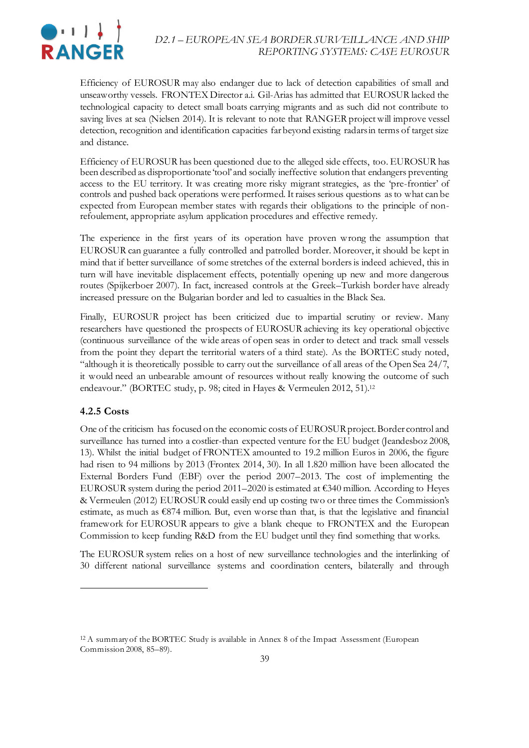Efficiency of EUROSUR may also endanger due to lack of detection capabilities of small and unseaworthy vessels. FRONTEX Director a.i. Gil-Arias has admitted that EUROSUR lacked the technological capacity to detect small boats carrying migrants and as such did not contribute to saving lives at sea (Nielsen 2014). It is relevant to note that RANGER project will improve vessel detection, recognition and identification capacities far beyond existing radars in terms of target size and distance.

Efficiency of EUROSUR has been questioned due to the alleged side effects, too. EUROSUR has been described as disproportionate 'tool' and socially ineffective solution that endangers preventing access to the EU territory. It was creating more risky migrant strategies, as the 'pre-frontier' of controls and pushed back operations were performed. It raises serious questions as to what can be expected from European member states with regards their obligations to the principle of non-refoulement, appropriate asylum application procedures and effective remedy.

The experience in the first years of its operation have proven wrong the assumption that EUROSUR can guarantee a fully controlled and patrolled border. Moreover, it should be kept in mind that if better surveillance of some stretches of the external borders is indeed achieved, this in turn will have inevitable displacement effects, potentially opening up new and more dangerous routes (Spijkerboer 2007). In fact, increased controls at the Greek–Turkish border have already increased pressure on the Bulgarian border and led to casualties in the Black Sea.

Finally, EUROSUR project has been criticized due to impartial scrutiny or review. Many researchers have questioned the prospects of EUROSUR achieving its key operational objective (continuous surveillance of the wide areas of open seas in order to detect and track small vessels from the point they depart the territorial waters of a third state). As the BORTEC study noted, "although it is theoretically possible to carry out the surveillance of all areas of the Open Sea 24/7, it would need an unbearable amount of resources without really knowing the outcome of such endeavour." (BORTEC study, p. 98; cited in Hayes & Vermeulen 2012, 51).[12]

### 4.2.5 Costs

One of the criticism has focused on the economic costs of EUROSUR project. Border control and surveillance has turned into a costlier-than expected venture for the EU budget (Jeandesboz 2008, 13). Whilst the initial budget of FRONTEX amounted to 19.2 million Euros in 2006, the figure had risen to 94 millions by 2013 (Frontex 2014, 30). In all 1.820 million have been allocated the External Borders Fund (EBF) over the period 2007–2013. The cost of implementing the EUROSUR system during the period 2011–2020 is estimated at €340 million. According to Heyes & Vermeulen (2012) EUROSUR could easily end up costing two or three times the Commission's estimate, as much as €874 million. But, even worse than that, is that the legislative and financial framework for EUROSUR appears to give a blank cheque to FRONTEX and the European Commission to keep funding R&D from the EU budget until they find something that works.

The EUROSUR system relies on a host of new surveillance technologies and the interlinking of 30 different national surveillance systems and coordination centers, bilaterally and through

---

[12] A summary of the BORTEC Study is available in Annex 8 of the Impact Assessment (European Commission 2008, 85–89).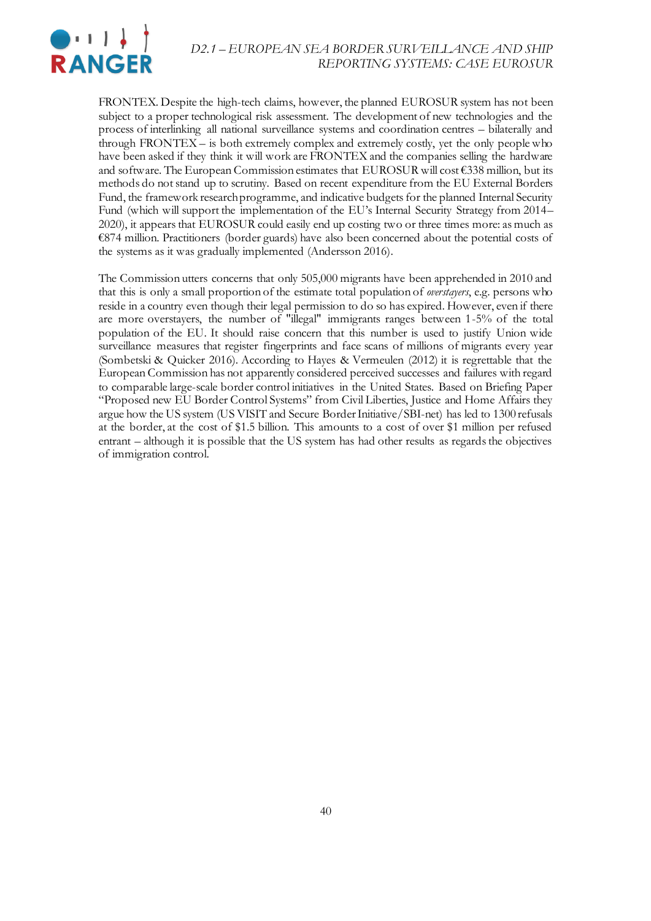FRONTEX. Despite the high-tech claims, however, the planned EUROSUR system has not been subject to a proper technological risk assessment. The development of new technologies and the process of interlinking all national surveillance systems and coordination centres – bilaterally and through FRONTEX – is both extremely complex and extremely costly, yet the only people who have been asked if they think it will work are FRONTEX and the companies selling the hardware and software. The European Commission estimates that EUROSUR will cost €338 million, but its methods do not stand up to scrutiny. Based on recent expenditure from the EU External Borders Fund, the framework research programme, and indicative budgets for the planned Internal Security Fund (which will support the implementation of the EU's Internal Security Strategy from 2014–2020), it appears that EUROSUR could easily end up costing two or three times more: as much as €874 million. Practitioners (border guards) have also been concerned about the potential costs of the systems as it was gradually implemented (Andersson 2016).

The Commission utters concerns that only 505,000 migrants have been apprehended in 2010 and that this is only a small proportion of the estimate total population of *overstayers*, e.g. persons who reside in a country even though their legal permission to do so has expired. However, even if there are more overstayers, the number of "illegal" immigrants ranges between 1-5% of the total population of the EU. It should raise concern that this number is used to justify Union wide surveillance measures that register fingerprints and face scans of millions of migrants every year (Sombetski & Quicker 2016). According to Hayes & Vermeulen (2012) it is regrettable that the European Commission has not apparently considered perceived successes and failures with regard to comparable large-scale border control initiatives in the United States. Based on Briefing Paper "Proposed new EU Border Control Systems" from Civil Liberties, Justice and Home Affairs they argue how the US system (US VISIT and Secure Border Initiative/SBI-net) has led to 1300 refusals at the border, at the cost of $1.5 billion. This amounts to a cost of over $1 million per refused entrant – although it is possible that the US system has had other results as regards the objectives of immigration control.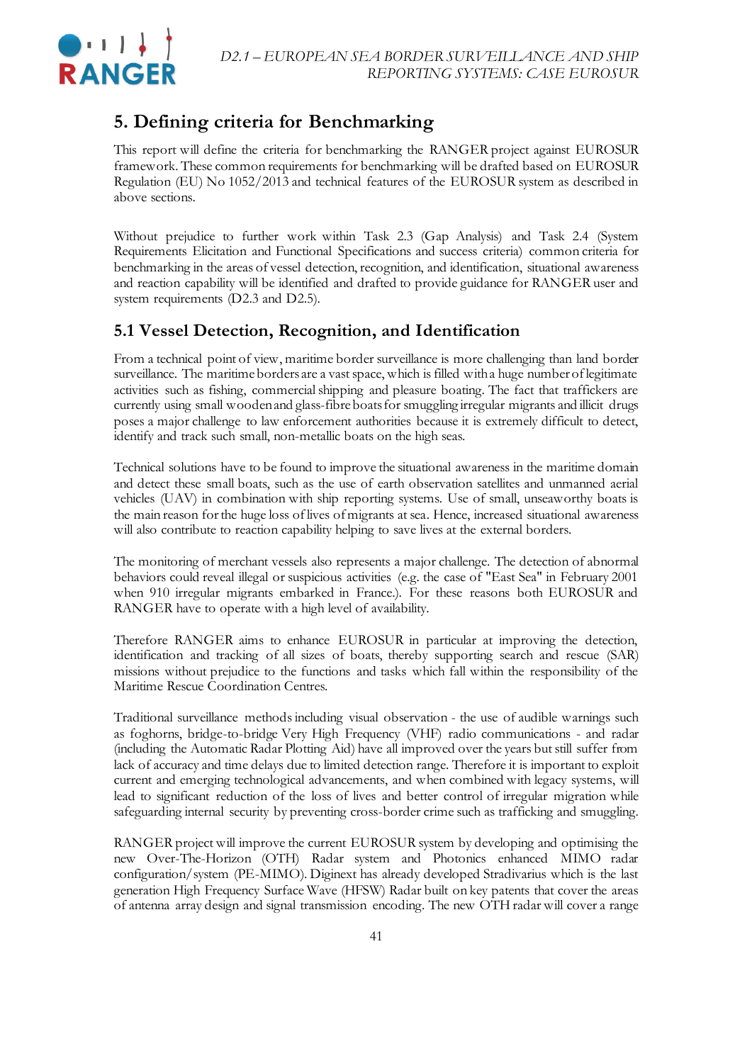# 5. Defining criteria for Benchmarking

This report will define the criteria for benchmarking the RANGER project against EUROSUR framework. These common requirements for benchmarking will be drafted based on EUROSUR Regulation (EU) No 1052/2013 and technical features of the EUROSUR system as described in above sections.

Without prejudice to further work within Task 2.3 (Gap Analysis) and Task 2.4 (System Requirements Elicitation and Functional Specifications and success criteria) common criteria for benchmarking in the areas of vessel detection, recognition, and identification, situational awareness and reaction capability will be identified and drafted to provide guidance for RANGER user and system requirements (D2.3 and D2.5).

## 5.1 Vessel Detection, Recognition, and Identification

From a technical point of view, maritime border surveillance is more challenging than land border surveillance. The maritime borders are a vast space, which is filled with a huge number of legitimate activities such as fishing, commercial shipping and pleasure boating. The fact that traffickers are currently using small wooden and glass-fibre boats for smuggling irregular migrants and illicit drugs poses a major challenge to law enforcement authorities because it is extremely difficult to detect, identify and track such small, non-metallic boats on the high seas.

Technical solutions have to be found to improve the situational awareness in the maritime domain and detect these small boats, such as the use of earth observation satellites and unmanned aerial vehicles (UAV) in combination with ship reporting systems. Use of small, unseaworthy boats is the main reason for the huge loss of lives of migrants at sea. Hence, increased situational awareness will also contribute to reaction capability helping to save lives at the external borders.

The monitoring of merchant vessels also represents a major challenge. The detection of abnormal behaviors could reveal illegal or suspicious activities (e.g. the case of "East Sea" in February 2001 when 910 irregular migrants embarked in France.). For these reasons both EUROSUR and RANGER have to operate with a high level of availability.

Therefore RANGER aims to enhance EUROSUR in particular at improving the detection, identification and tracking of all sizes of boats, thereby supporting search and rescue (SAR) missions without prejudice to the functions and tasks which fall within the responsibility of the Maritime Rescue Coordination Centres.

Traditional surveillance methods including visual observation - the use of audible warnings such as foghorns, bridge-to-bridge Very High Frequency (VHF) radio communications - and radar (including the Automatic Radar Plotting Aid) have all improved over the years but still suffer from lack of accuracy and time delays due to limited detection range. Therefore it is important to exploit current and emerging technological advancements, and when combined with legacy systems, will lead to significant reduction of the loss of lives and better control of irregular migration while safeguarding internal security by preventing cross-border crime such as trafficking and smuggling.

RANGER project will improve the current EUROSUR system by developing and optimising the new Over-The-Horizon (OTH) Radar system and Photonics enhanced MIMO radar configuration/system (PE-MIMO). Diginext has already developed Stradivarius which is the last generation High Frequency Surface Wave (HFSW) Radar built on key patents that cover the areas of antenna array design and signal transmission encoding. The new OTH radar will cover a range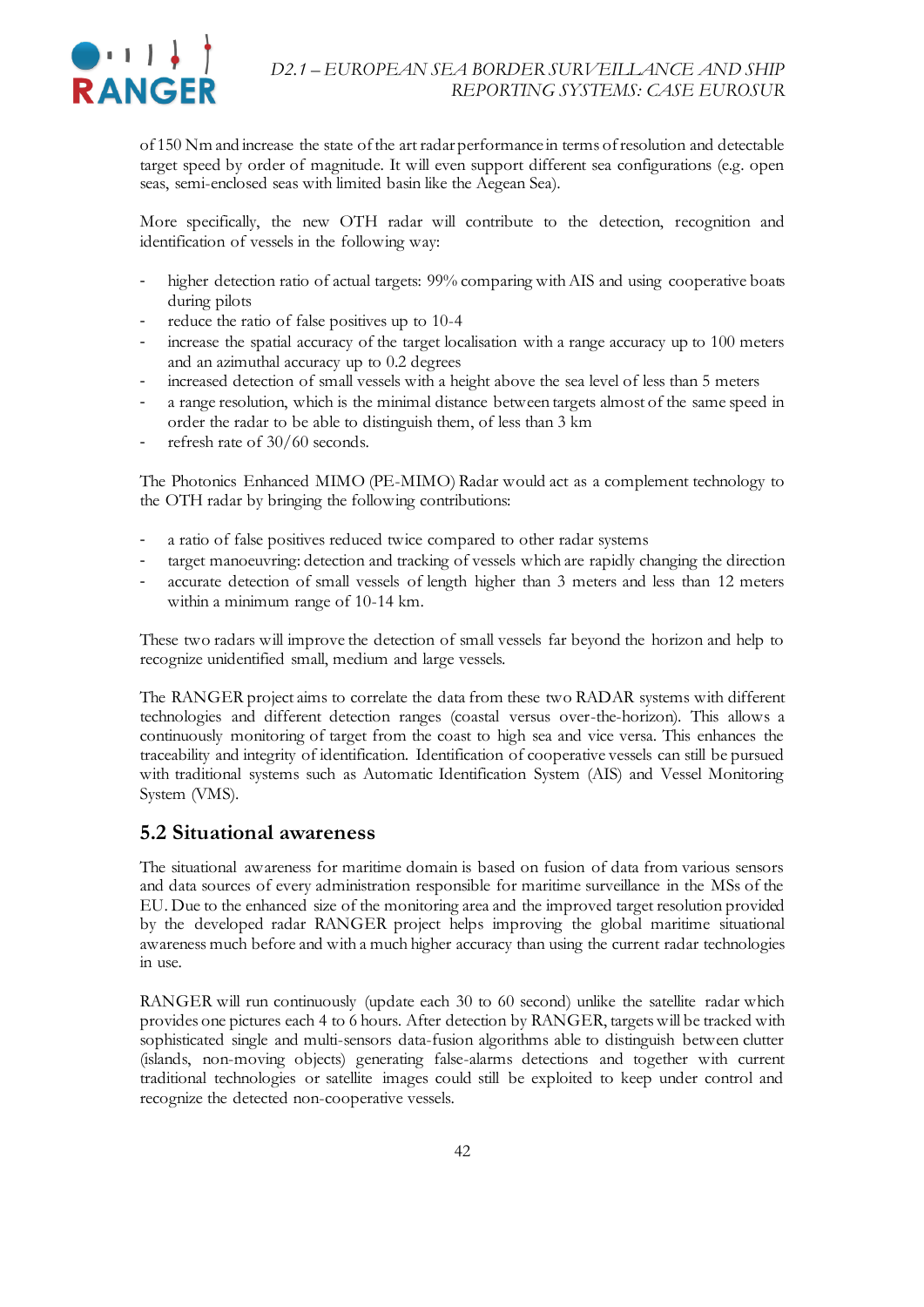of 150 Nm and increase the state of the art radar performance in terms of resolution and detectable target speed by order of magnitude. It will even support different sea configurations (e.g. open seas, semi-enclosed seas with limited basin like the Aegean Sea).

More specifically, the new OTH radar will contribute to the detection, recognition and identification of vessels in the following way:

- higher detection ratio of actual targets: 99% comparing with AIS and using cooperative boats during pilots
- reduce the ratio of false positives up to 10-4
- increase the spatial accuracy of the target localisation with a range accuracy up to 100 meters and an azimuthal accuracy up to 0.2 degrees
- increased detection of small vessels with a height above the sea level of less than 5 meters
- a range resolution, which is the minimal distance between targets almost of the same speed in order the radar to be able to distinguish them, of less than 3 km
- refresh rate of 30/60 seconds.

The Photonics Enhanced MIMO (PE-MIMO) Radar would act as a complement technology to the OTH radar by bringing the following contributions:

- a ratio of false positives reduced twice compared to other radar systems
- target manoeuvring: detection and tracking of vessels which are rapidly changing the direction
- accurate detection of small vessels of length higher than 3 meters and less than 12 meters within a minimum range of 10-14 km.

These two radars will improve the detection of small vessels far beyond the horizon and help to recognize unidentified small, medium and large vessels.

The RANGER project aims to correlate the data from these two RADAR systems with different technologies and different detection ranges (coastal versus over-the-horizon). This allows a continuously monitoring of target from the coast to high sea and vice versa. This enhances the traceability and integrity of identification. Identification of cooperative vessels can still be pursued with traditional systems such as Automatic Identification System (AIS) and Vessel Monitoring System (VMS).

## 5.2 Situational awareness

The situational awareness for maritime domain is based on fusion of data from various sensors and data sources of every administration responsible for maritime surveillance in the MSs of the EU. Due to the enhanced size of the monitoring area and the improved target resolution provided by the developed radar RANGER project helps improving the global maritime situational awareness much before and with a much higher accuracy than using the current radar technologies in use.

RANGER will run continuously (update each 30 to 60 second) unlike the satellite radar which provides one pictures each 4 to 6 hours. After detection by RANGER, targets will be tracked with sophisticated single and multi-sensors data-fusion algorithms able to distinguish between clutter (islands, non-moving objects) generating false-alarms detections and together with current traditional technologies or satellite images could still be exploited to keep under control and recognize the detected non-cooperative vessels.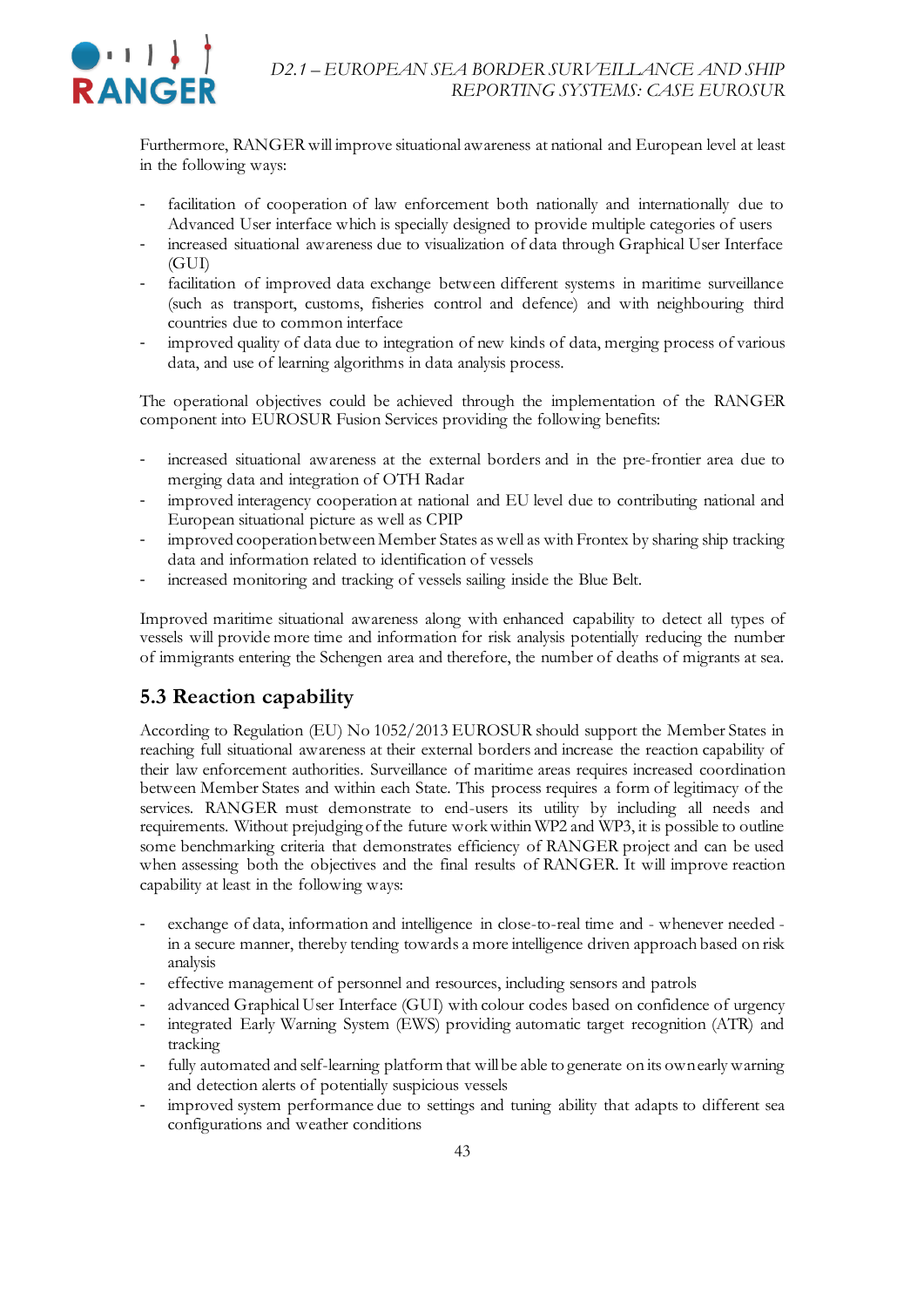Furthermore, RANGER will improve situational awareness at national and European level at least in the following ways:

- facilitation of cooperation of law enforcement both nationally and internationally due to Advanced User interface which is specially designed to provide multiple categories of users
- increased situational awareness due to visualization of data through Graphical User Interface (GUI)
- facilitation of improved data exchange between different systems in maritime surveillance (such as transport, customs, fisheries control and defence) and with neighbouring third countries due to common interface
- improved quality of data due to integration of new kinds of data, merging process of various data, and use of learning algorithms in data analysis process.

The operational objectives could be achieved through the implementation of the RANGER component into EUROSUR Fusion Services providing the following benefits:

- increased situational awareness at the external borders and in the pre-frontier area due to merging data and integration of OTH Radar
- improved interagency cooperation at national and EU level due to contributing national and European situational picture as well as CPIP
- improved cooperation between Member States as well as with Frontex by sharing ship tracking data and information related to identification of vessels
- increased monitoring and tracking of vessels sailing inside the Blue Belt.

Improved maritime situational awareness along with enhanced capability to detect all types of vessels will provide more time and information for risk analysis potentially reducing the number of immigrants entering the Schengen area and therefore, the number of deaths of migrants at sea.

## 5.3 Reaction capability

According to Regulation (EU) No 1052/2013 EUROSUR should support the Member States in reaching full situational awareness at their external borders and increase the reaction capability of their law enforcement authorities. Surveillance of maritime areas requires increased coordination between Member States and within each State. This process requires a form of legitimacy of the services. RANGER must demonstrate to end-users its utility by including all needs and requirements. Without prejudging of the future work within WP2 and WP3, it is possible to outline some benchmarking criteria that demonstrates efficiency of RANGER project and can be used when assessing both the objectives and the final results of RANGER. It will improve reaction capability at least in the following ways:

- exchange of data, information and intelligence in close-to-real time and - whenever needed - in a secure manner, thereby tending towards a more intelligence driven approach based on risk analysis
- effective management of personnel and resources, including sensors and patrols
- advanced Graphical User Interface (GUI) with colour codes based on confidence of urgency
- integrated Early Warning System (EWS) providing automatic target recognition (ATR) and tracking
- fully automated and self-learning platform that will be able to generate on its own early warning and detection alerts of potentially suspicious vessels
- improved system performance due to settings and tuning ability that adapts to different sea configurations and weather conditions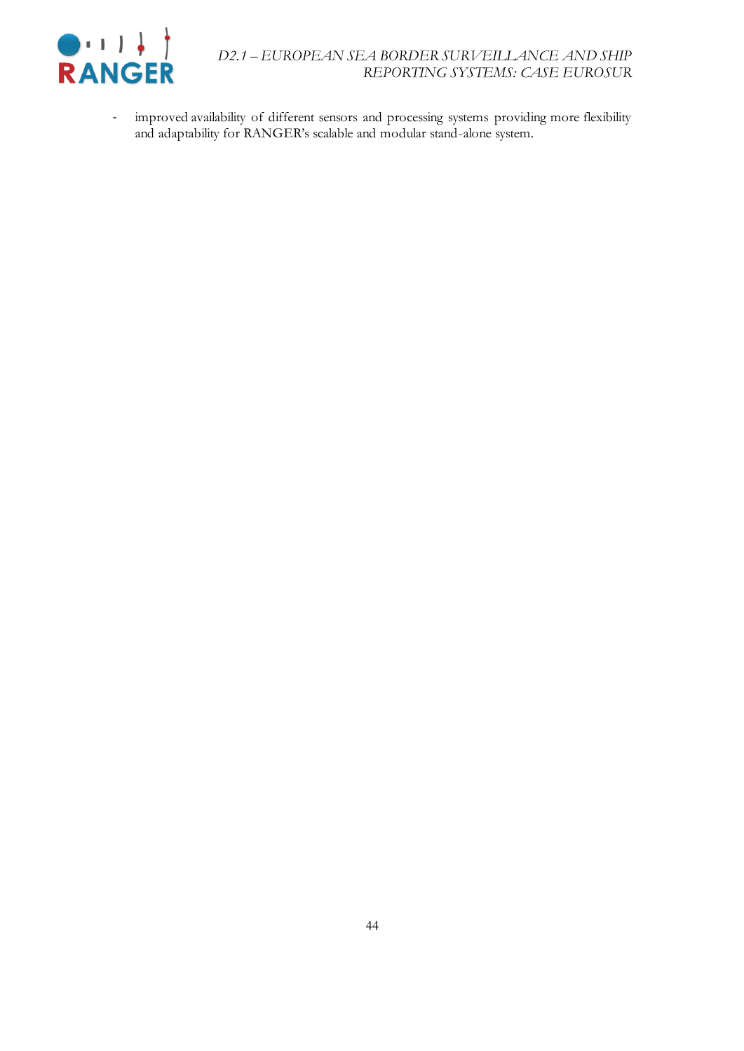- improved availability of different sensors and processing systems providing more flexibility and adaptability for RANGER's scalable and modular stand-alone system.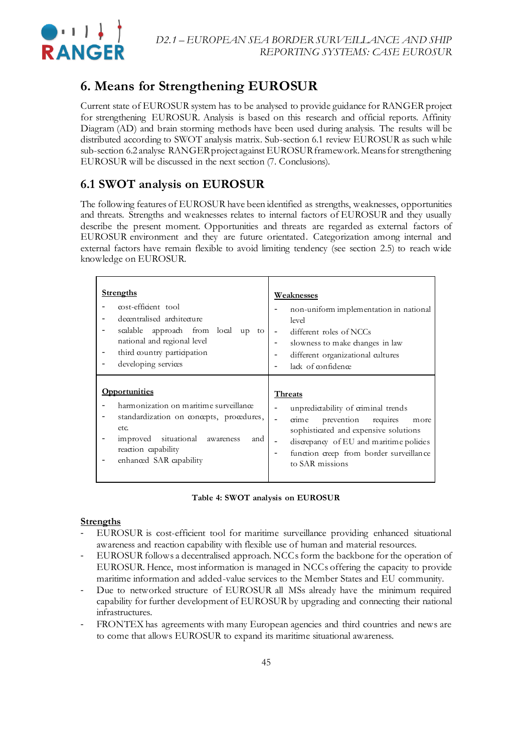# 6. Means for Strengthening EUROSUR

Current state of EUROSUR system has to be analysed to provide guidance for RANGER project for strengthening EUROSUR. Analysis is based on this research and official reports. Affinity Diagram (AD) and brain storming methods have been used during analysis. The results will be distributed according to SWOT analysis matrix. Sub-section 6.1 review EUROSUR as such while sub-section 6.2 analyse RANGER project against EUROSUR framework. Means for strengthening EUROSUR will be discussed in the next section (7. Conclusions).

## 6.1 SWOT analysis on EUROSUR

The following features of EUROSUR have been identified as strengths, weaknesses, opportunities and threats. Strengths and weaknesses relates to internal factors of EUROSUR and they usually describe the present moment. Opportunities and threats are regarded as external factors of EUROSUR environment and they are future orientated. Categorization among internal and external factors have remain flexible to avoid limiting tendency (see section 2.5) to reach wide knowledge on EUROSUR.

| **Strengths** | **Weaknesses** |
|---|---|
| - cost-efficient tool<br>- decentralised architecture<br>- scalable approach from local up to national and regional level<br>- third country participation<br>- developing services | - non-uniform implementation in national level<br>- different roles of NCCs<br>- slowness to make changes in law<br>- different organizational cultures<br>- lack of confidence |
| **Opportunities** | **Threats** |
| - harmonization on maritime surveillance<br>- standardization on concepts, procedures, etc.<br>- improved situational awareness and reaction capability<br>- enhanced SAR capability | - unpredictability of criminal trends<br>- crime prevention requires more sophisticated and expensive solutions<br>- discrepancy of EU and maritime policies<br>- function creep from border surveillance to SAR missions |

**Table 4: SWOT analysis on EUROSUR**

**Strengths**

- EUROSUR is cost-efficient tool for maritime surveillance providing enhanced situational awareness and reaction capability with flexible use of human and material resources.
- EUROSUR follows a decentralised approach. NCCs form the backbone for the operation of EUROSUR. Hence, most information is managed in NCCs offering the capacity to provide maritime information and added-value services to the Member States and EU community.
- Due to networked structure of EUROSUR all MSs already have the minimum required capability for further development of EUROSUR by upgrading and connecting their national infrastructures.
- FRONTEX has agreements with many European agencies and third countries and news are to come that allows EUROSUR to expand its maritime situational awareness.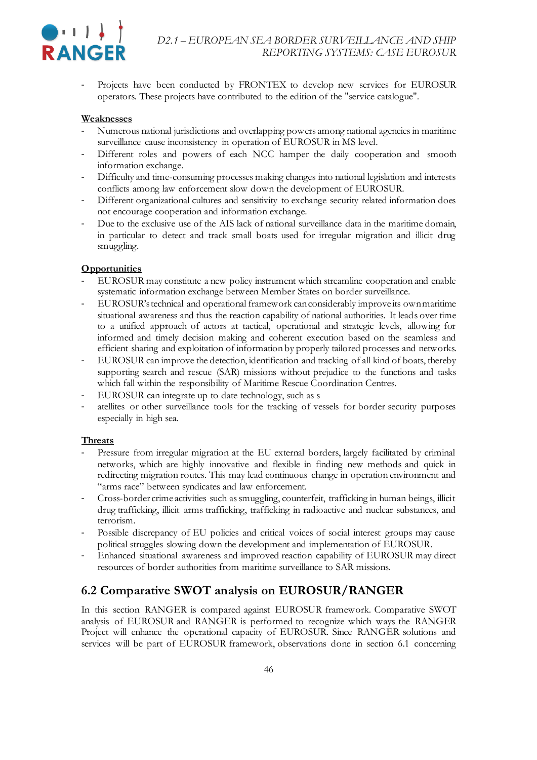- Projects have been conducted by FRONTEX to develop new services for EUROSUR operators. These projects have contributed to the edition of the "service catalogue".

**Weaknesses**

- Numerous national jurisdictions and overlapping powers among national agencies in maritime surveillance cause inconsistency in operation of EUROSUR in MS level.
- Different roles and powers of each NCC hamper the daily cooperation and smooth information exchange.
- Difficulty and time-consuming processes making changes into national legislation and interests conflicts among law enforcement slow down the development of EUROSUR.
- Different organizational cultures and sensitivity to exchange security related information does not encourage cooperation and information exchange.
- Due to the exclusive use of the AIS lack of national surveillance data in the maritime domain, in particular to detect and track small boats used for irregular migration and illicit drug smuggling.

**Opportunities**

- EUROSUR may constitute a new policy instrument which streamline cooperation and enable systematic information exchange between Member States on border surveillance.
- EUROSUR's technical and operational framework can considerably improve its own maritime situational awareness and thus the reaction capability of national authorities. It leads over time to a unified approach of actors at tactical, operational and strategic levels, allowing for informed and timely decision making and coherent execution based on the seamless and efficient sharing and exploitation of information by properly tailored processes and networks.
- EUROSUR can improve the detection, identification and tracking of all kind of boats, thereby supporting search and rescue (SAR) missions without prejudice to the functions and tasks which fall within the responsibility of Maritime Rescue Coordination Centres.
- EUROSUR can integrate up to date technology, such as s
- atellites or other surveillance tools for the tracking of vessels for border security purposes especially in high sea.

**Threats**

- Pressure from irregular migration at the EU external borders, largely facilitated by criminal networks, which are highly innovative and flexible in finding new methods and quick in redirecting migration routes. This may lead continuous change in operation environment and "arms race" between syndicates and law enforcement.
- Cross-border crime activities such as smuggling, counterfeit, trafficking in human beings, illicit drug trafficking, illicit arms trafficking, trafficking in radioactive and nuclear substances, and terrorism.
- Possible discrepancy of EU policies and critical voices of social interest groups may cause political struggles slowing down the development and implementation of EUROSUR.
- Enhanced situational awareness and improved reaction capability of EUROSUR may direct resources of border authorities from maritime surveillance to SAR missions.

## 6.2 Comparative SWOT analysis on EUROSUR/RANGER

In this section RANGER is compared against EUROSUR framework. Comparative SWOT analysis of EUROSUR and RANGER is performed to recognize which ways the RANGER Project will enhance the operational capacity of EUROSUR. Since RANGER solutions and services will be part of EUROSUR framework, observations done in section 6.1 concerning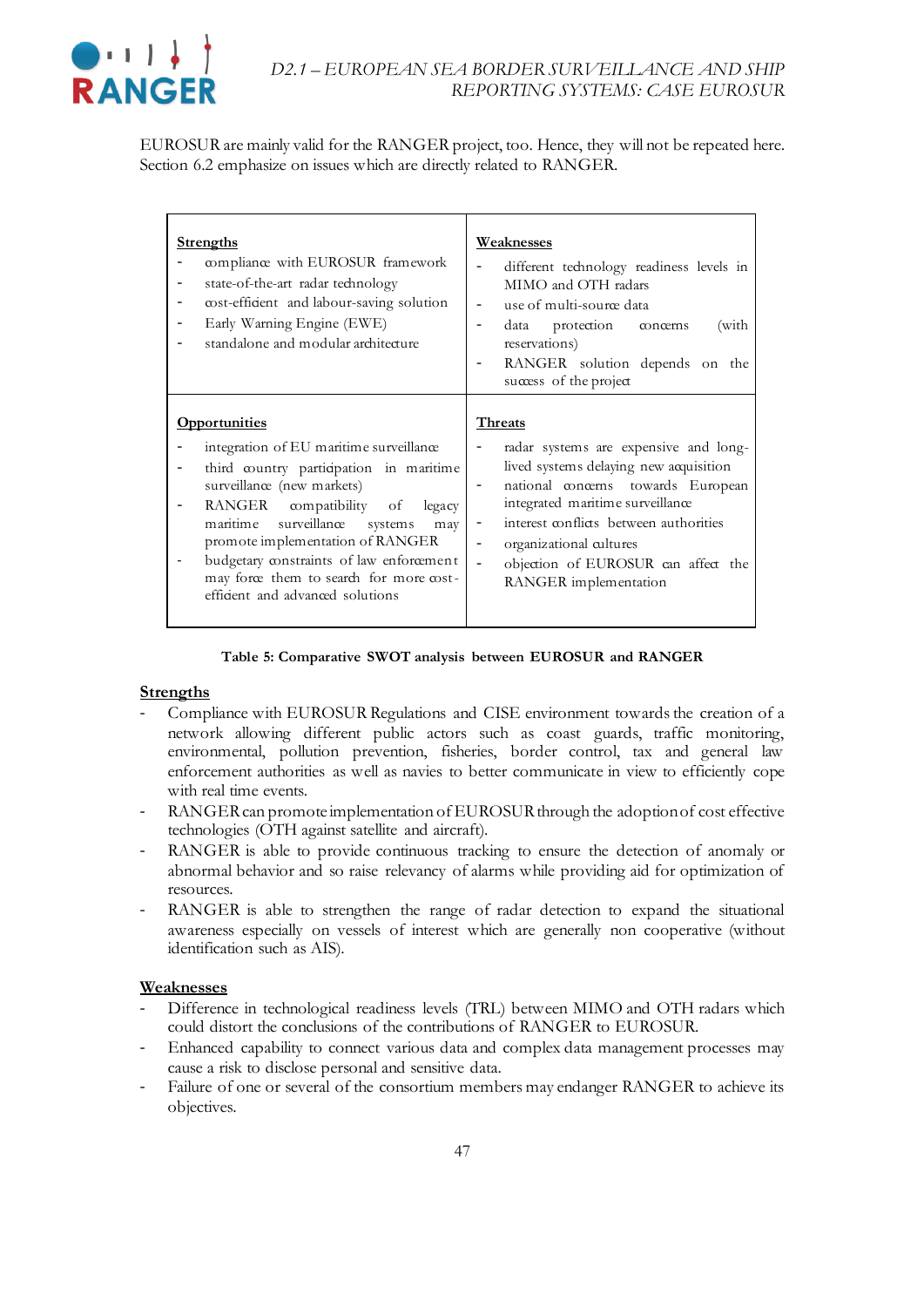EUROSUR are mainly valid for the RANGER project, too. Hence, they will not be repeated here. Section 6.2 emphasize on issues which are directly related to RANGER.

| **Strengths** | **Weaknesses** |
|---|---|
| - compliance with EUROSUR framework<br>- state-of-the-art radar technology<br>- cost-efficient and labour-saving solution<br>- Early Warning Engine (EWE)<br>- standalone and modular architecture | - different technology readiness levels in MIMO and OTH radars<br>- use of multi-source data<br>- data protection concerns (with reservations)<br>- RANGER solution depends on the success of the project |
| **Opportunities** | **Threats** |
| - integration of EU maritime surveillance<br>- third country participation in maritime surveillance (new markets)<br>- RANGER compatibility of legacy maritime surveillance systems may promote implementation of RANGER<br>- budgetary constraints of law enforcement may force them to search for more cost-efficient and advanced solutions | - radar systems are expensive and long-lived systems delaying new acquisition<br>- national concerns towards European integrated maritime surveillance<br>- interest conflicts between authorities<br>- organizational cultures<br>- objection of EUROSUR can affect the RANGER implementation |

**Table 5: Comparative SWOT analysis between EUROSUR and RANGER**

**Strengths**

- Compliance with EUROSUR Regulations and CISE environment towards the creation of a network allowing different public actors such as coast guards, traffic monitoring, environmental, pollution prevention, fisheries, border control, tax and general law enforcement authorities as well as navies to better communicate in view to efficiently cope with real time events.
- RANGER can promote implementation of EUROSUR through the adoption of cost effective technologies (OTH against satellite and aircraft).
- RANGER is able to provide continuous tracking to ensure the detection of anomaly or abnormal behavior and so raise relevancy of alarms while providing aid for optimization of resources.
- RANGER is able to strengthen the range of radar detection to expand the situational awareness especially on vessels of interest which are generally non cooperative (without identification such as AIS).

**Weaknesses**

- Difference in technological readiness levels (TRL) between MIMO and OTH radars which could distort the conclusions of the contributions of RANGER to EUROSUR.
- Enhanced capability to connect various data and complex data management processes may cause a risk to disclose personal and sensitive data.
- Failure of one or several of the consortium members may endanger RANGER to achieve its objectives.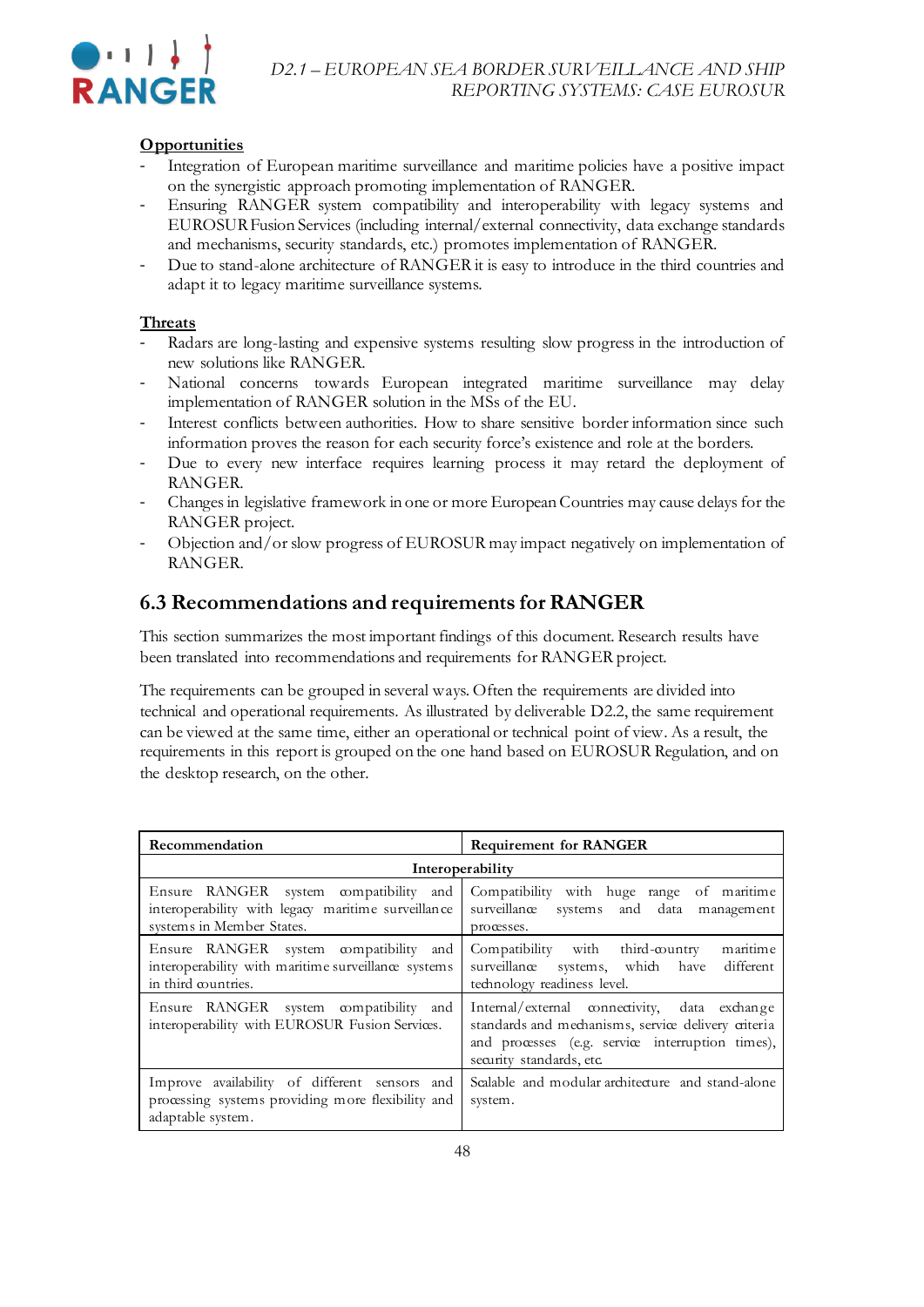**Opportunities**

- Integration of European maritime surveillance and maritime policies have a positive impact on the synergistic approach promoting implementation of RANGER.
- Ensuring RANGER system compatibility and interoperability with legacy systems and EUROSUR Fusion Services (including internal/external connectivity, data exchange standards and mechanisms, security standards, etc.) promotes implementation of RANGER.
- Due to stand-alone architecture of RANGER it is easy to introduce in the third countries and adapt it to legacy maritime surveillance systems.

**Threats**

- Radars are long-lasting and expensive systems resulting slow progress in the introduction of new solutions like RANGER.
- National concerns towards European integrated maritime surveillance may delay implementation of RANGER solution in the MSs of the EU.
- Interest conflicts between authorities. How to share sensitive border information since such information proves the reason for each security force's existence and role at the borders.
- Due to every new interface requires learning process it may retard the deployment of RANGER.
- Changes in legislative framework in one or more European Countries may cause delays for the RANGER project.
- Objection and/or slow progress of EUROSUR may impact negatively on implementation of RANGER.

## 6.3 Recommendations and requirements for RANGER

This section summarizes the most important findings of this document. Research results have been translated into recommendations and requirements for RANGER project.

The requirements can be grouped in several ways. Often the requirements are divided into technical and operational requirements. As illustrated by deliverable D2.2, the same requirement can be viewed at the same time, either an operational or technical point of view. As a result, the requirements in this report is grouped on the one hand based on EUROSUR Regulation, and on the desktop research, on the other.

| Recommendation | Requirement for RANGER |
|---|---|
| **Interoperability** | |
| Ensure RANGER system compatibility and interoperability with legacy maritime surveillance systems in Member States. | Compatibility with huge range of maritime surveillance systems and data management processes. |
| Ensure RANGER system compatibility and interoperability with maritime surveillance systems in third countries. | Compatibility with third-country maritime surveillance systems, which have different technology readiness level. |
| Ensure RANGER system compatibility and interoperability with EUROSUR Fusion Services. | Internal/external connectivity, data exchange standards and mechanisms, service delivery criteria and processes (e.g. service interruption times), security standards, etc. |
| Improve availability of different sensors and processing systems providing more flexibility and adaptable system. | Scalable and modular architecture and stand-alone system. |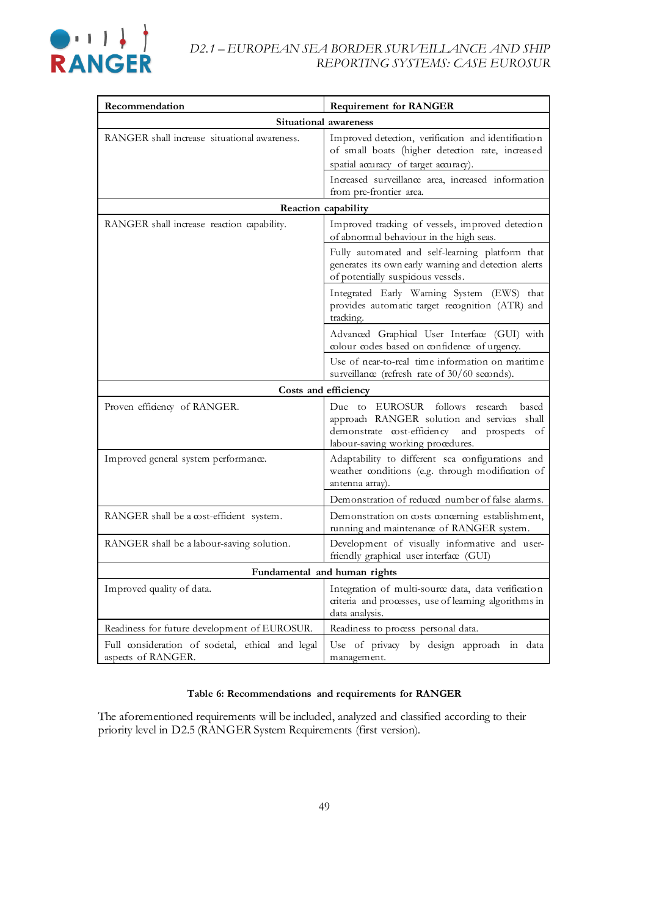| Recommendation | Requirement for RANGER |
|---|---|
| **Situational awareness** | |
| RANGER shall increase situational awareness. | Improved detection, verification and identification of small boats (higher detection rate, increased spatial accuracy of target accuracy). |
| | Increased surveillance area, increased information from pre-frontier area. |
| **Reaction capability** | |
| RANGER shall increase reaction capability. | Improved tracking of vessels, improved detection of abnormal behaviour in the high seas. |
| | Fully automated and self-learning platform that generates its own early warning and detection alerts of potentially suspicious vessels. |
| | Integrated Early Warning System (EWS) that provides automatic target recognition (ATR) and tracking. |
| | Advanced Graphical User Interface (GUI) with colour codes based on confidence of urgency. |
| | Use of near-to-real time information on maritime surveillance (refresh rate of 30/60 seconds). |
| **Costs and efficiency** | |
| Proven efficiency of RANGER. | Due to EUROSUR follows research based approach RANGER solution and services shall demonstrate cost-efficiency and prospects of labour-saving working procedures. |
| Improved general system performance. | Adaptability to different sea configurations and weather conditions (e.g. through modification of antenna array). |
| | Demonstration of reduced number of false alarms. |
| RANGER shall be a cost-efficient system. | Demonstration on costs concerning establishment, running and maintenance of RANGER system. |
| RANGER shall be a labour-saving solution. | Development of visually informative and user-friendly graphical user interface (GUI) |
| **Fundamental and human rights** | |
| Improved quality of data. | Integration of multi-source data, data verification criteria and processes, use of learning algorithms in data analysis. |
| Readiness for future development of EUROSUR. | Readiness to process personal data. |
| Full consideration of societal, ethical and legal aspects of RANGER. | Use of privacy by design approach in data management. |

**Table 6: Recommendations and requirements for RANGER**

The aforementioned requirements will be included, analyzed and classified according to their priority level in D2.5 (RANGER System Requirements (first version).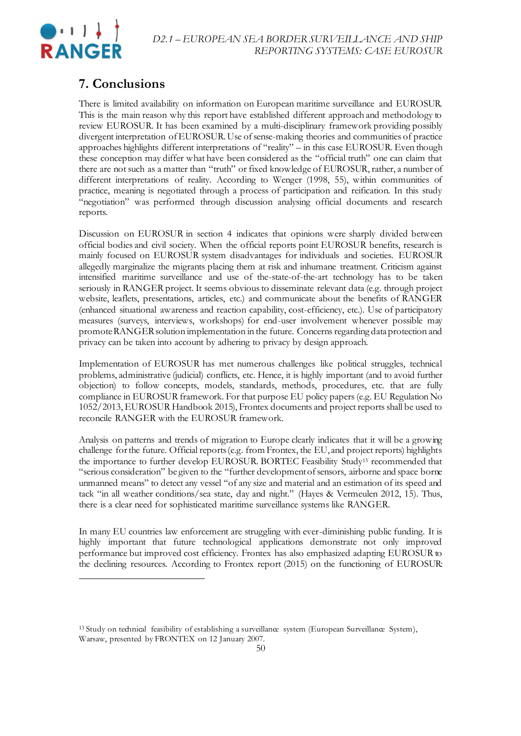# 7. Conclusions

There is limited availability on information on European maritime surveillance and EUROSUR. This is the main reason why this report have established different approach and methodology to review EUROSUR. It has been examined by a multi-disciplinary framework providing possibly divergent interpretation of EUROSUR. Use of sense-making theories and communities of practice approaches highlights different interpretations of "reality" – in this case EUROSUR. Even though these conception may differ what have been considered as the "official truth" one can claim that there are not such as a matter than "truth" or fixed knowledge of EUROSUR, rather, a number of different interpretations of reality. According to Wenger (1998, 55), within communities of practice, meaning is negotiated through a process of participation and reification. In this study "negotiation" was performed through discussion analysing official documents and research reports.

Discussion on EUROSUR in section 4 indicates that opinions were sharply divided between official bodies and civil society. When the official reports point EUROSUR benefits, research is mainly focused on EUROSUR system disadvantages for individuals and societies. EUROSUR allegedly marginalize the migrants placing them at risk and inhumane treatment. Criticism against intensified maritime surveillance and use of the-state-of-the-art technology has to be taken seriously in RANGER project. It seems obvious to disseminate relevant data (e.g. through project website, leaflets, presentations, articles, etc.) and communicate about the benefits of RANGER (enhanced situational awareness and reaction capability, cost-efficiency, etc.). Use of participatory measures (surveys, interviews, workshops) for end-user involvement whenever possible may promote RANGER solution implementation in the future. Concerns regarding data protection and privacy can be taken into account by adhering to privacy by design approach.

Implementation of EUROSUR has met numerous challenges like political struggles, technical problems, administrative (judicial) conflicts, etc. Hence, it is highly important (and to avoid further objection) to follow concepts, models, standards, methods, procedures, etc. that are fully compliance in EUROSUR framework. For that purpose EU policy papers (e.g. EU Regulation No 1052/2013, EUROSUR Handbook 2015), Frontex documents and project reports shall be used to reconcile RANGER with the EUROSUR framework.

Analysis on patterns and trends of migration to Europe clearly indicates that it will be a growing challenge for the future. Official reports (e.g. from Frontex, the EU, and project reports) highlights the importance to further develop EUROSUR. BORTEC Feasibility Study[13] recommended that "serious consideration" be given to the "further development of sensors, airborne and space borne unmanned means" to detect any vessel "of any size and material and an estimation of its speed and tack "in all weather conditions/sea state, day and night." (Hayes & Vermeulen 2012, 15). Thus, there is a clear need for sophisticated maritime surveillance systems like RANGER.

In many EU countries law enforcement are struggling with ever-diminishing public funding. It is highly important that future technological applications demonstrate not only improved performance but improved cost efficiency. Frontex has also emphasized adapting EUROSUR to the declining resources. According to Frontex report (2015) on the functioning of EUROSUR:

---

[13] Study on technical feasibility of establishing a surveillance system (European Surveillance System), Warsaw, presented by FRONTEX on 12 January 2007.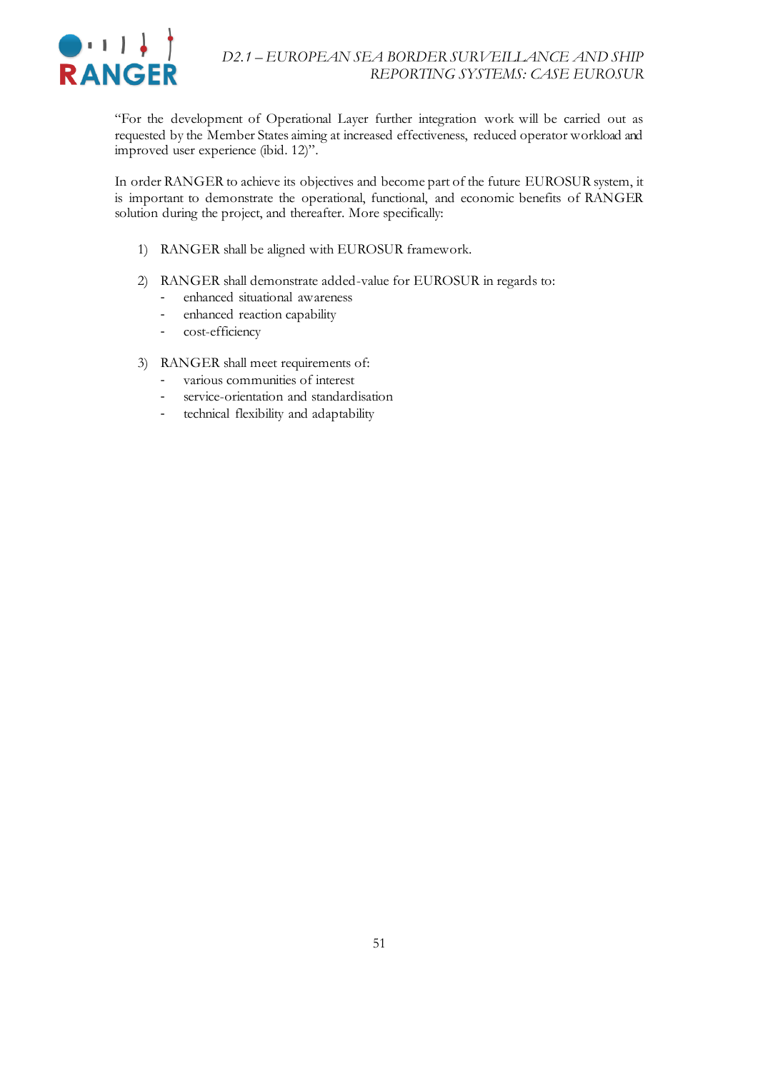"For the development of Operational Layer further integration work will be carried out as requested by the Member States aiming at increased effectiveness, reduced operator workload and improved user experience (ibid. 12)".

In order RANGER to achieve its objectives and become part of the future EUROSUR system, it is important to demonstrate the operational, functional, and economic benefits of RANGER solution during the project, and thereafter. More specifically:

1) RANGER shall be aligned with EUROSUR framework.

2) RANGER shall demonstrate added-value for EUROSUR in regards to:
   - enhanced situational awareness
   - enhanced reaction capability
   - cost-efficiency

3) RANGER shall meet requirements of:
   - various communities of interest
   - service-orientation and standardisation
   - technical flexibility and adaptability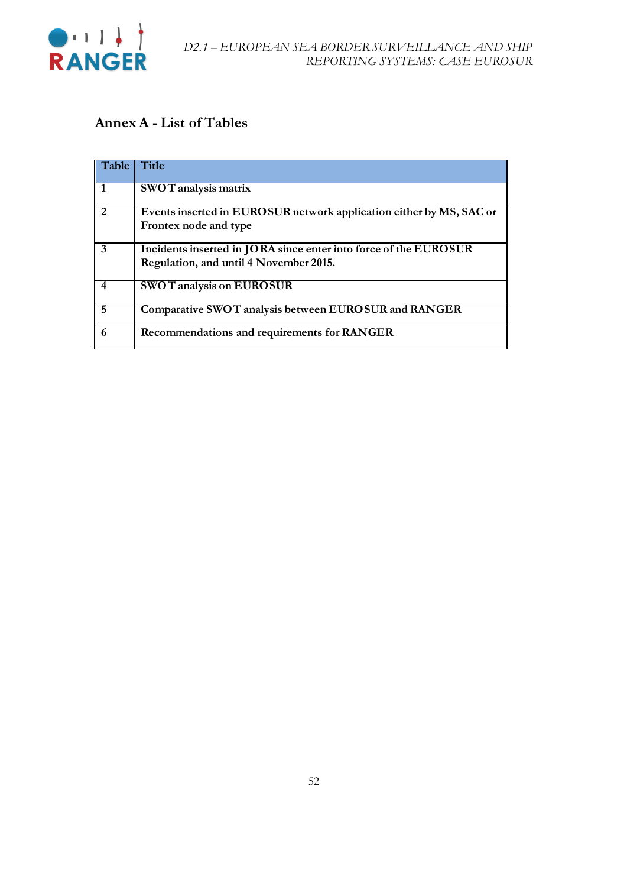## Annex A - List of Tables

| Table | Title |
|---|---|
| 1 | SWOT analysis matrix |
| 2 | Events inserted in EUROSUR network application either by MS, SAC or Frontex node and type |
| 3 | Incidents inserted in JORA since enter into force of the EUROSUR Regulation, and until 4 November 2015. |
| 4 | SWOT analysis on EUROSUR |
| 5 | Comparative SWOT analysis between EUROSUR and RANGER |
| 6 | Recommendations and requirements for RANGER |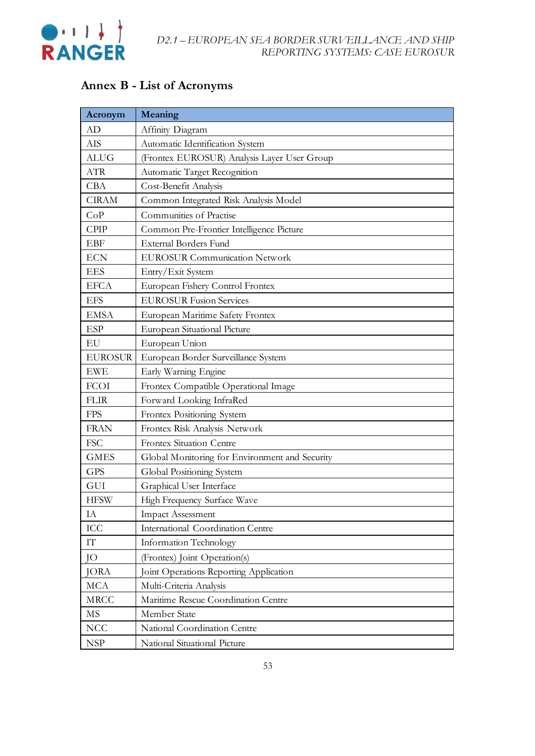## Annex B - List of Acronyms

| Acronym | Meaning |
|---|---|
| AD | Affinity Diagram |
| AIS | Automatic Identification System |
| ALUG | (Frontex EUROSUR) Analysis Layer User Group |
| ATR | Automatic Target Recognition |
| CBA | Cost-Benefit Analysis |
| CIRAM | Common Integrated Risk Analysis Model |
| CoP | Communities of Practise |
| CPIP | Common Pre-Frontier Intelligence Picture |
| EBF | External Borders Fund |
| ECN | EUROSUR Communication Network |
| EES | Entry/Exit System |
| EFCA | European Fishery Control Frontex |
| EFS | EUROSUR Fusion Services |
| EMSA | European Maritime Safety Frontex |
| ESP | European Situational Picture |
| EU | European Union |
| EUROSUR | European Border Surveillance System |
| EWE | Early Warning Engine |
| FCOI | Frontex Compatible Operational Image |
| FLIR | Forward Looking InfraRed |
| FPS | Frontex Positioning System |
| FRAN | Frontex Risk Analysis Network |
| FSC | Frontex Situation Centre |
| GMES | Global Monitoring for Environment and Security |
| GPS | Global Positioning System |
| GUI | Graphical User Interface |
| HFSW | High Frequency Surface Wave |
| IA | Impact Assessment |
| ICC | International Coordination Centre |
| IT | Information Technology |
| JO | (Frontex) Joint Operation(s) |
| JORA | Joint Operations Reporting Application |
| MCA | Multi-Criteria Analysis |
| MRCC | Maritime Rescue Coordination Centre |
| MS | Member State |
| NCC | National Coordination Centre |
| NSP | National Situational Picture |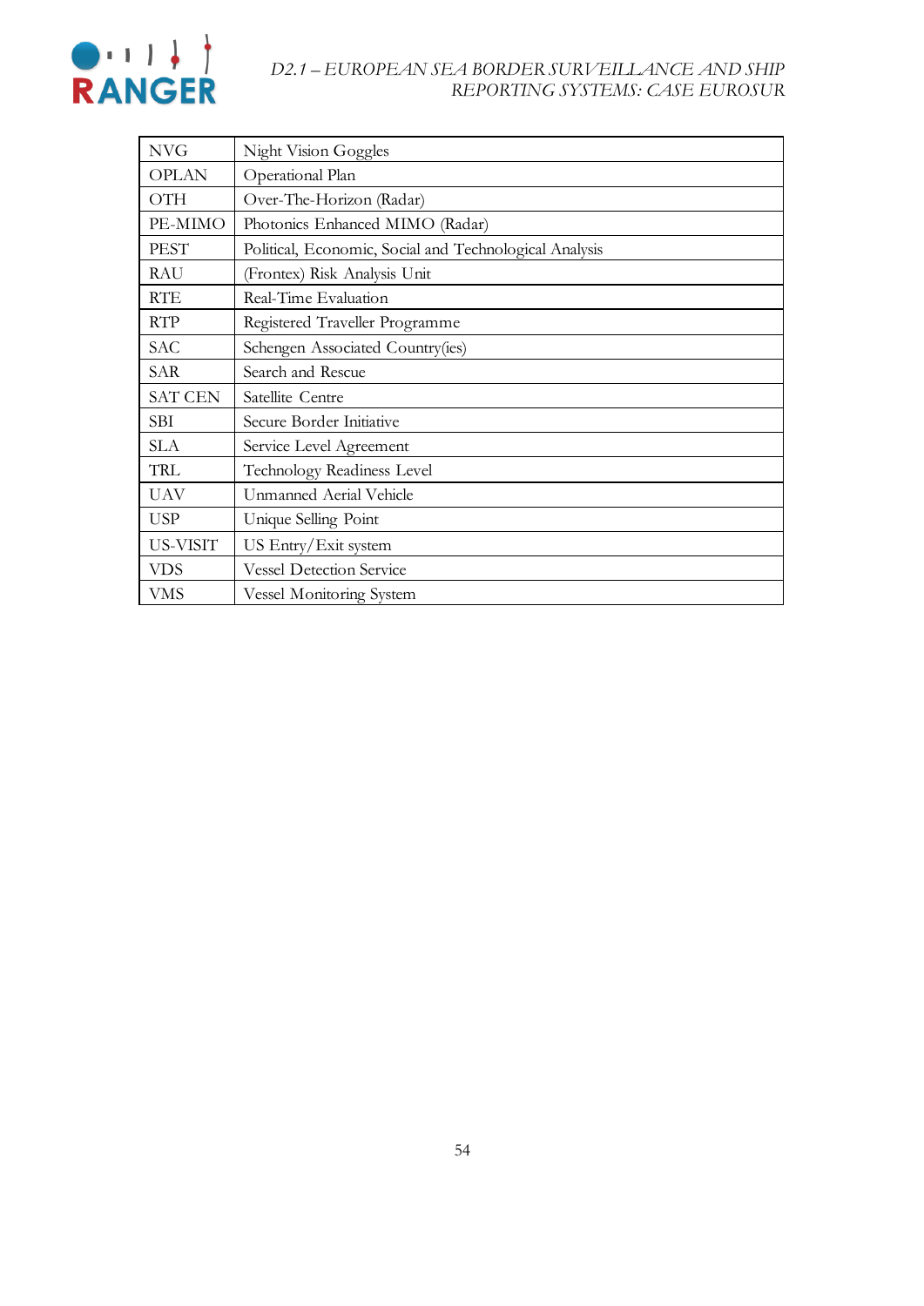| | |
|---|---|
| NVG | Night Vision Goggles |
| OPLAN | Operational Plan |
| OTH | Over-The-Horizon (Radar) |
| PE-MIMO | Photonics Enhanced MIMO (Radar) |
| PEST | Political, Economic, Social and Technological Analysis |
| RAU | (Frontex) Risk Analysis Unit |
| RTE | Real-Time Evaluation |
| RTP | Registered Traveller Programme |
| SAC | Schengen Associated Country(ies) |
| SAR | Search and Rescue |
| SAT CEN | Satellite Centre |
| SBI | Secure Border Initiative |
| SLA | Service Level Agreement |
| TRL | Technology Readiness Level |
| UAV | Unmanned Aerial Vehicle |
| USP | Unique Selling Point |
| US-VISIT | US Entry/Exit system |
| VDS | Vessel Detection Service |
| VMS | Vessel Monitoring System |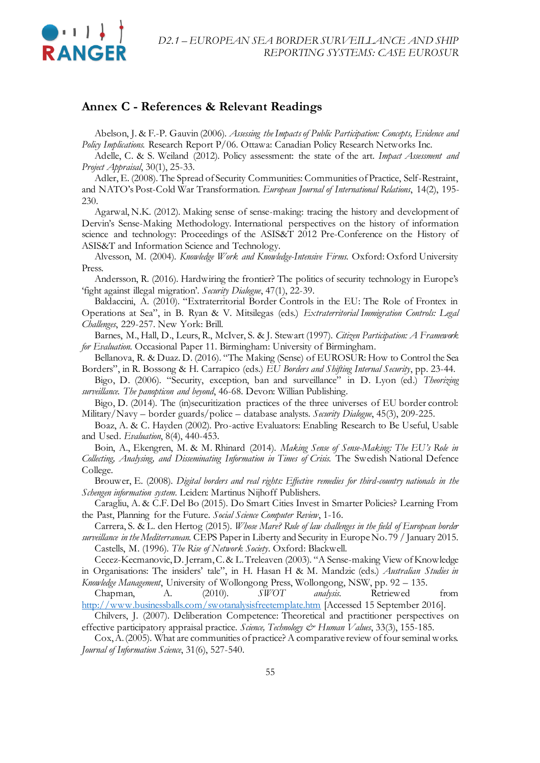## Annex C - References & Relevant Readings

Abelson, J. & F.-P. Gauvin (2006). *Assessing the Impacts of Public Participation: Concepts, Evidence and Policy Implications.* Research Report P/06. Ottawa: Canadian Policy Research Networks Inc.

Adelle, C. & S. Weiland (2012). Policy assessment: the state of the art. *Impact Assessment and Project Appraisal*, 30(1), 25-33.

Adler, E. (2008). The Spread of Security Communities: Communities of Practice, Self-Restraint, and NATO's Post-Cold War Transformation. *European Journal of International Relations*, 14(2), 195-230.

Agarwal, N.K. (2012). Making sense of sense-making: tracing the history and development of Dervin's Sense-Making Methodology. International perspectives on the history of information science and technology: Proceedings of the ASIS&T 2012 Pre-Conference on the History of ASIS&T and Information Science and Technology.

Alvesson, M. (2004). *Knowledge Work and Knowledge-Intensive Firms.* Oxford: Oxford University Press.

Andersson, R. (2016). Hardwiring the frontier? The politics of security technology in Europe's 'fight against illegal migration'. *Security Dialogue*, 47(1), 22-39.

Baldaccini, A. (2010). "Extraterritorial Border Controls in the EU: The Role of Frontex in Operations at Sea", in B. Ryan & V. Mitsilegas (eds.) *Extraterritorial Immigration Controls: Legal Challenges*, 229-257. New York: Brill.

Barnes, M., Hall, D., Leurs, R., McIver, S. & J. Stewart (1997). *Citizen Participation: A Framework for Evaluation.* Occasional Paper 11. Birmingham: University of Birmingham.

Bellanova, R. & Duaz. D. (2016). "The Making (Sense) of EUROSUR: How to Control the Sea Borders", in R. Bossong & H. Carrapico (eds.) *EU Borders and Shifting Internal Security*, pp. 23-44.

Bigo, D. (2006). "Security, exception, ban and surveillance" in D. Lyon (ed.) *Theorizing surveillance. The panopticon and beyond*, 46-68. Devon: Willian Publishing.

Bigo, D. (2014). The (in)securitization practices of the three universes of EU border control: Military/Navy – border guards/police – database analysts. *Security Dialogue*, 45(3), 209-225.

Boaz, A. & C. Hayden (2002). Pro-active Evaluators: Enabling Research to Be Useful, Usable and Used. *Evaluation*, 8(4), 440-453.

Boin, A., Ekengren, M. & M. Rhinard (2014). *Making Sense of Sense-Making: The EU's Role in Collecting, Analysing, and Disseminating Information in Times of Crisis.* The Swedish National Defence College.

Brouwer, E. (2008). *Digital borders and real rights: Effective remedies for third-country nationals in the Schengen information system.* Leiden: Martinus Nijhoff Publishers.

Caragliu, A. & C.F. Del Bo (2015). Do Smart Cities Invest in Smarter Policies? Learning From the Past, Planning for the Future. *Social Science Computer Review*, 1-16.

Carrera, S. & L. den Hertog (2015). *Whose Mare? Rule of law challenges in the field of European border surveillance in the Mediterranean.* CEPS Paper in Liberty and Security in Europe No. 79 / January 2015.

Castells, M. (1996). *The Rise of Network Society*. Oxford: Blackwell.

Cecez-Kecmanovic, D. Jerram, C. & L. Treleaven (2003). "A Sense-making View of Knowledge in Organisations: The insiders' tale", in H. Hasan H & M. Mandzic (eds.) *Australian Studies in Knowledge Management*, University of Wollongong Press, Wollongong, NSW, pp. 92 – 135.

Chapman, A. (2010). *SWOT analysis.* Retrieved from http://www.businessballs.com/swotanalysisfreetemplate.htm [Accessed 15 September 2016].

Chilvers, J. (2007). Deliberation Competence: Theoretical and practitioner perspectives on effective participatory appraisal practice. *Science, Technology & Human Values*, 33(3), 155-185.

Cox, A. (2005). What are communities of practice? A comparative review of four seminal works. *Journal of Information Science*, 31(6), 527-540.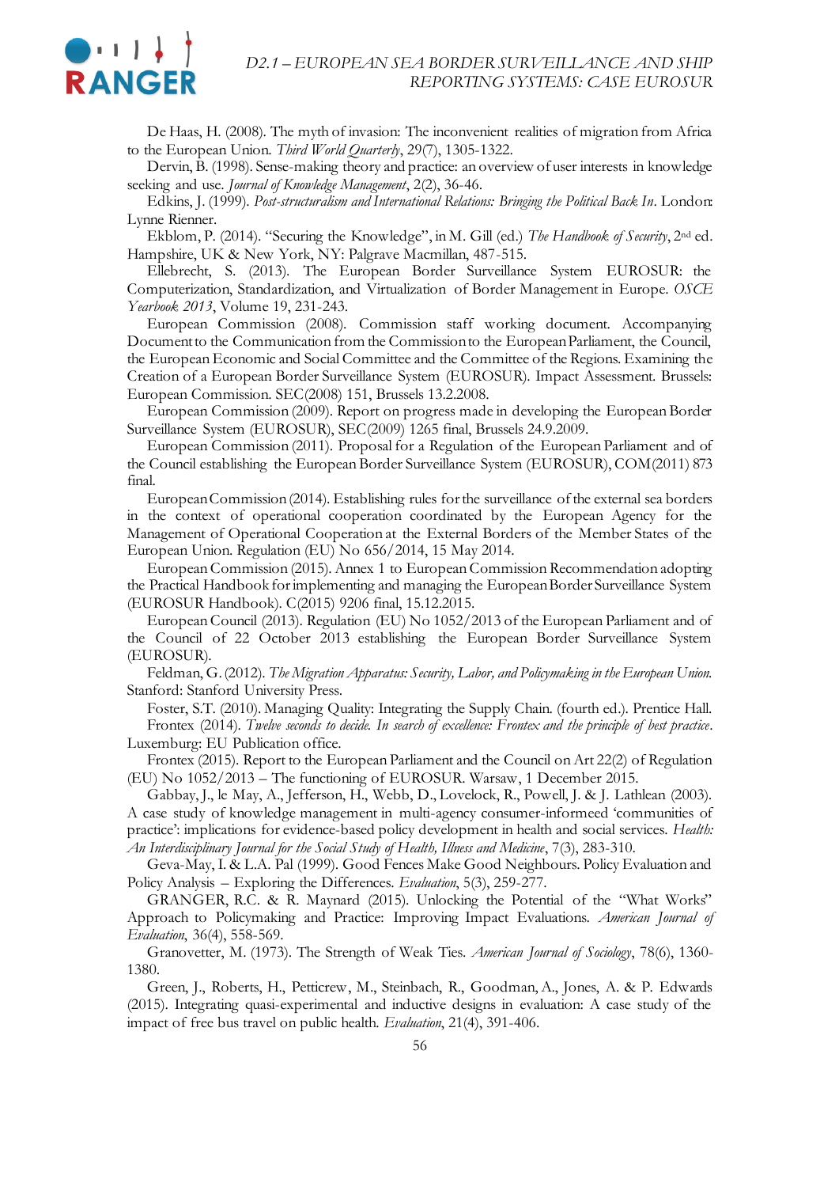De Haas, H. (2008). The myth of invasion: The inconvenient realities of migration from Africa to the European Union. *Third World Quarterly*, 29(7), 1305-1322.

Dervin, B. (1998). Sense-making theory and practice: an overview of user interests in knowledge seeking and use. *Journal of Knowledge Management*, 2(2), 36-46.

Edkins, J. (1999). *Post-structuralism and International Relations: Bringing the Political Back In*. London: Lynne Rienner.

Ekblom, P. (2014). "Securing the Knowledge", in M. Gill (ed.) *The Handbook of Security*, 2nd ed. Hampshire, UK & New York, NY: Palgrave Macmillan, 487-515.

Ellebrecht, S. (2013). The European Border Surveillance System EUROSUR: the Computerization, Standardization, and Virtualization of Border Management in Europe. *OSCE Yearbook 2013*, Volume 19, 231-243.

European Commission (2008). Commission staff working document. Accompanying Document to the Communication from the Commission to the European Parliament, the Council, the European Economic and Social Committee and the Committee of the Regions. Examining the Creation of a European Border Surveillance System (EUROSUR). Impact Assessment. Brussels: European Commission. SEC(2008) 151, Brussels 13.2.2008.

European Commission (2009). Report on progress made in developing the European Border Surveillance System (EUROSUR), SEC(2009) 1265 final, Brussels 24.9.2009.

European Commission (2011). Proposal for a Regulation of the European Parliament and of the Council establishing the European Border Surveillance System (EUROSUR), COM(2011) 873 final.

European Commission (2014). Establishing rules for the surveillance of the external sea borders in the context of operational cooperation coordinated by the European Agency for the Management of Operational Cooperation at the External Borders of the Member States of the European Union. Regulation (EU) No 656/2014, 15 May 2014.

European Commission (2015). Annex 1 to European Commission Recommendation adopting the Practical Handbook for implementing and managing the European Border Surveillance System (EUROSUR Handbook). C(2015) 9206 final, 15.12.2015.

European Council (2013). Regulation (EU) No 1052/2013 of the European Parliament and of the Council of 22 October 2013 establishing the European Border Surveillance System (EUROSUR).

Feldman, G. (2012). *The Migration Apparatus: Security, Labor, and Policymaking in the European Union*. Stanford: Stanford University Press.

Foster, S.T. (2010). Managing Quality: Integrating the Supply Chain. (fourth ed.). Prentice Hall.

Frontex (2014). *Twelve seconds to decide. In search of excellence: Frontex and the principle of best practice*. Luxemburg: EU Publication office.

Frontex (2015). Report to the European Parliament and the Council on Art 22(2) of Regulation (EU) No 1052/2013 – The functioning of EUROSUR. Warsaw, 1 December 2015.

Gabbay, J., le May, A., Jefferson, H., Webb, D., Lovelock, R., Powell, J. & J. Lathlean (2003). A case study of knowledge management in multi-agency consumer-informeed 'communities of practice': implications for evidence-based policy development in health and social services. *Health: An Interdisciplinary Journal for the Social Study of Health, Illness and Medicine*, 7(3), 283-310.

Geva-May, I. & L.A. Pal (1999). Good Fences Make Good Neighbours. Policy Evaluation and Policy Analysis – Exploring the Differences. *Evaluation*, 5(3), 259-277.

GRANGER, R.C. & R. Maynard (2015). Unlocking the Potential of the "What Works" Approach to Policymaking and Practice: Improving Impact Evaluations. *American Journal of Evaluation*, 36(4), 558-569.

Granovetter, M. (1973). The Strength of Weak Ties. *American Journal of Sociology*, 78(6), 1360-1380.

Green, J., Roberts, H., Petticrew, M., Steinbach, R., Goodman, A., Jones, A. & P. Edwards (2015). Integrating quasi-experimental and inductive designs in evaluation: A case study of the impact of free bus travel on public health. *Evaluation*, 21(4), 391-406.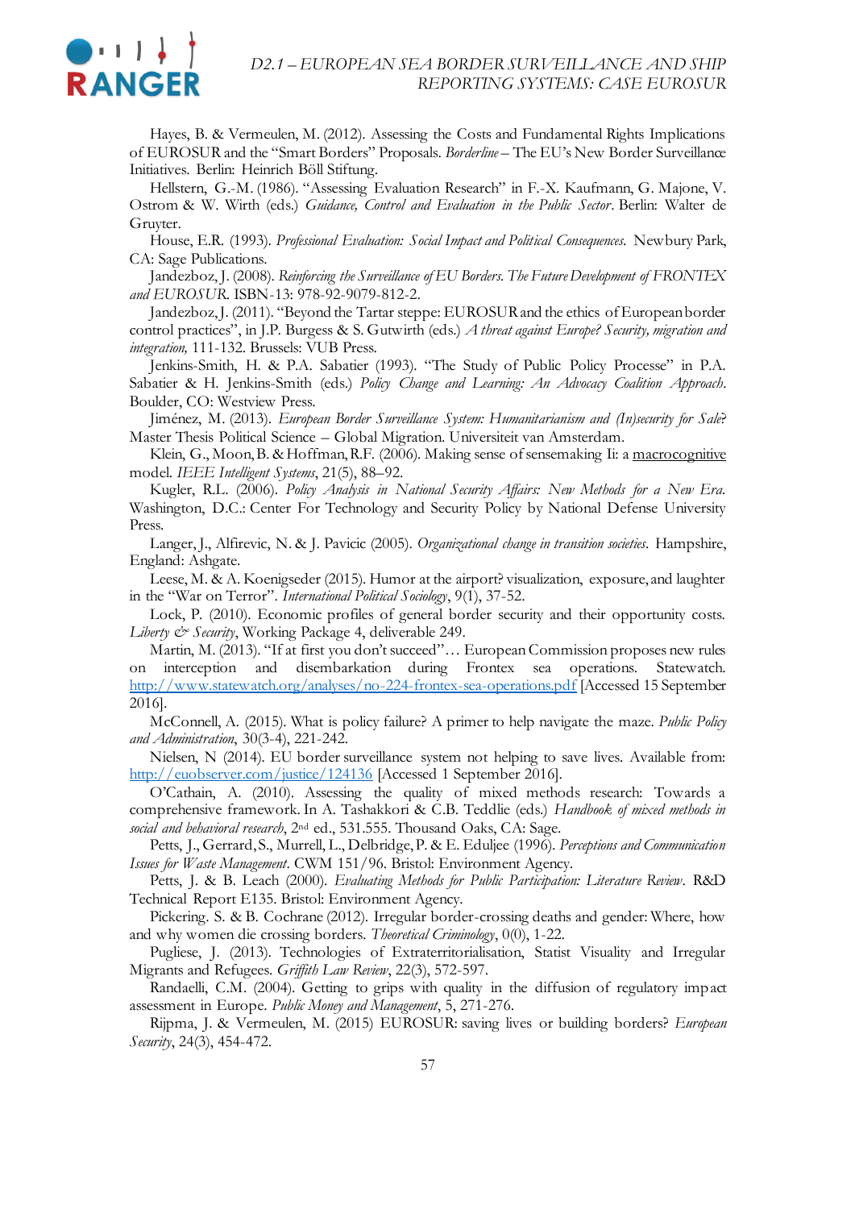Hayes, B. & Vermeulen, M. (2012). Assessing the Costs and Fundamental Rights Implications of EUROSUR and the "Smart Borders" Proposals. *Borderline* – The EU's New Border Surveillance Initiatives. Berlin: Heinrich Böll Stiftung.

Hellstern, G.-M. (1986). "Assessing Evaluation Research" in F.-X. Kaufmann, G. Majone, V. Ostrom & W. Wirth (eds.) *Guidance, Control and Evaluation in the Public Sector*. Berlin: Walter de Gruyter.

House, E.R. (1993). *Professional Evaluation: Social Impact and Political Consequences.* Newbury Park, CA: Sage Publications.

Jandezboz, J. (2008). *Reinforcing the Surveillance of EU Borders. The Future Development of FRONTEX and EUROSUR.* ISBN-13: 978-92-9079-812-2.

Jandezboz, J. (2011). "Beyond the Tartar steppe: EUROSUR and the ethics of European border control practices", in J.P. Burgess & S. Gutwirth (eds.) *A threat against Europe? Security, migration and integration,* 111-132. Brussels: VUB Press.

Jenkins-Smith, H. & P.A. Sabatier (1993). "The Study of Public Policy Processe" in P.A. Sabatier & H. Jenkins-Smith (eds.) *Policy Change and Learning: An Advocacy Coalition Approach*. Boulder, CO: Westview Press.

Jiménez, M. (2013). *European Border Surveillance System: Humanitarianism and (In)security for Sale?* Master Thesis Political Science – Global Migration. Universiteit van Amsterdam.

Klein, G., Moon, B. & Hoffman, R.F. (2006). Making sense of sensemaking Ii: a macrocognitive model. *IEEE Intelligent Systems*, 21(5), 88–92.

Kugler, R.L. (2006). *Policy Analysis in National Security Affairs: New Methods for a New Era.* Washington, D.C.: Center For Technology and Security Policy by National Defense University Press.

Langer, J., Alfirevic, N. & J. Pavicic (2005). *Organizational change in transition societies*. Hampshire, England: Ashgate.

Leese, M. & A. Koenigseder (2015). Humor at the airport? visualization, exposure, and laughter in the "War on Terror". *International Political Sociology*, 9(1), 37-52.

Lock, P. (2010). Economic profiles of general border security and their opportunity costs. *Liberty & Security*, Working Package 4, deliverable 249.

Martin, M. (2013). "If at first you don't succeed"… European Commission proposes new rules on interception and disembarkation during Frontex sea operations. Statewatch. http://www.statewatch.org/analyses/no-224-frontex-sea-operations.pdf [Accessed 15 September 2016].

McConnell, A. (2015). What is policy failure? A primer to help navigate the maze. *Public Policy and Administration*, 30(3-4), 221-242.

Nielsen, N (2014). EU border surveillance system not helping to save lives. Available from: http://euobserver.com/justice/124136 [Accessed 1 September 2016].

O'Cathain, A. (2010). Assessing the quality of mixed methods research: Towards a comprehensive framework. In A. Tashakkori & C.B. Teddlie (eds.) *Handbook of mixed methods in social and behavioral research*, 2nd ed., 531.555. Thousand Oaks, CA: Sage.

Petts, J., Gerrard, S., Murrell, L., Delbridge, P. & E. Eduljee (1996). *Perceptions and Communication Issues for Waste Management*. CWM 151/96. Bristol: Environment Agency.

Petts, J. & B. Leach (2000). *Evaluating Methods for Public Participation: Literature Review*. R&D Technical Report E135. Bristol: Environment Agency.

Pickering. S. & B. Cochrane (2012). Irregular border-crossing deaths and gender: Where, how and why women die crossing borders. *Theoretical Criminology*, 0(0), 1-22.

Pugliese, J. (2013). Technologies of Extraterritorialisation, Statist Visuality and Irregular Migrants and Refugees. *Griffith Law Review*, 22(3), 572-597.

Randaelli, C.M. (2004). Getting to grips with quality in the diffusion of regulatory impact assessment in Europe. *Public Money and Management*, 5, 271-276.

Rijpma, J. & Vermeulen, M. (2015) EUROSUR: saving lives or building borders? *European Security*, 24(3), 454-472.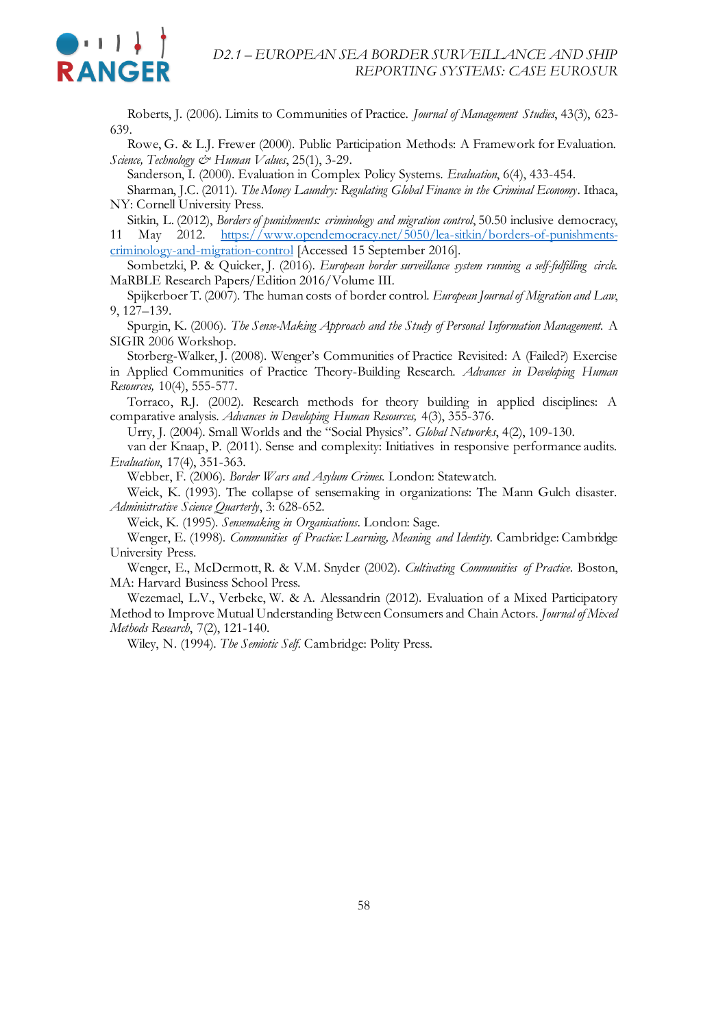Roberts, J. (2006). Limits to Communities of Practice. *Journal of Management Studies*, 43(3), 623-639.

Rowe, G. & L.J. Frewer (2000). Public Participation Methods: A Framework for Evaluation. *Science, Technology & Human Values*, 25(1), 3-29.

Sanderson, I. (2000). Evaluation in Complex Policy Systems. *Evaluation*, 6(4), 433-454.

Sharman, J.C. (2011). *The Money Laundry: Regulating Global Finance in the Criminal Economy*. Ithaca, NY: Cornell University Press.

Sitkin, L. (2012), *Borders of punishments: criminology and migration control*, 50.50 inclusive democracy, 11 May 2012. https://www.opendemocracy.net/5050/lea-sitkin/borders-of-punishments-criminology-and-migration-control [Accessed 15 September 2016].

Sombetzki, P. & Quicker, J. (2016). *European border surveillance system running a self-fulfilling circle.* MaRBLE Research Papers/Edition 2016/Volume III.

Spijkerboer T. (2007). The human costs of border control. *European Journal of Migration and Law*, 9, 127–139.

Spurgin, K. (2006). *The Sense-Making Approach and the Study of Personal Information Management*. A SIGIR 2006 Workshop.

Storberg-Walker, J. (2008). Wenger's Communities of Practice Revisited: A (Failed?) Exercise in Applied Communities of Practice Theory-Building Research. *Advances in Developing Human Resources,* 10(4), 555-577.

Torraco, R.J. (2002). Research methods for theory building in applied disciplines: A comparative analysis. *Advances in Developing Human Resources,* 4(3), 355-376.

Urry, J. (2004). Small Worlds and the "Social Physics". *Global Networks*, 4(2), 109-130.

van der Knaap, P. (2011). Sense and complexity: Initiatives in responsive performance audits. *Evaluation*, 17(4), 351-363.

Webber, F. (2006). *Border Wars and Asylum Crimes.* London: Statewatch.

Weick, K. (1993). The collapse of sensemaking in organizations: The Mann Gulch disaster. *Administrative Science Quarterly*, 3: 628-652.

Weick, K. (1995). *Sensemaking in Organisations*. London: Sage.

Wenger, E. (1998). *Communities of Practice: Learning, Meaning and Identity*. Cambridge: Cambridge University Press.

Wenger, E., McDermott, R. & V.M. Snyder (2002). *Cultivating Communities of Practice*. Boston, MA: Harvard Business School Press.

Wezemael, L.V., Verbeke, W. & A. Alessandrin (2012). Evaluation of a Mixed Participatory Method to Improve Mutual Understanding Between Consumers and Chain Actors. *Journal of Mixed Methods Research*, 7(2), 121-140.

Wiley, N. (1994). *The Semiotic Self.* Cambridge: Polity Press.